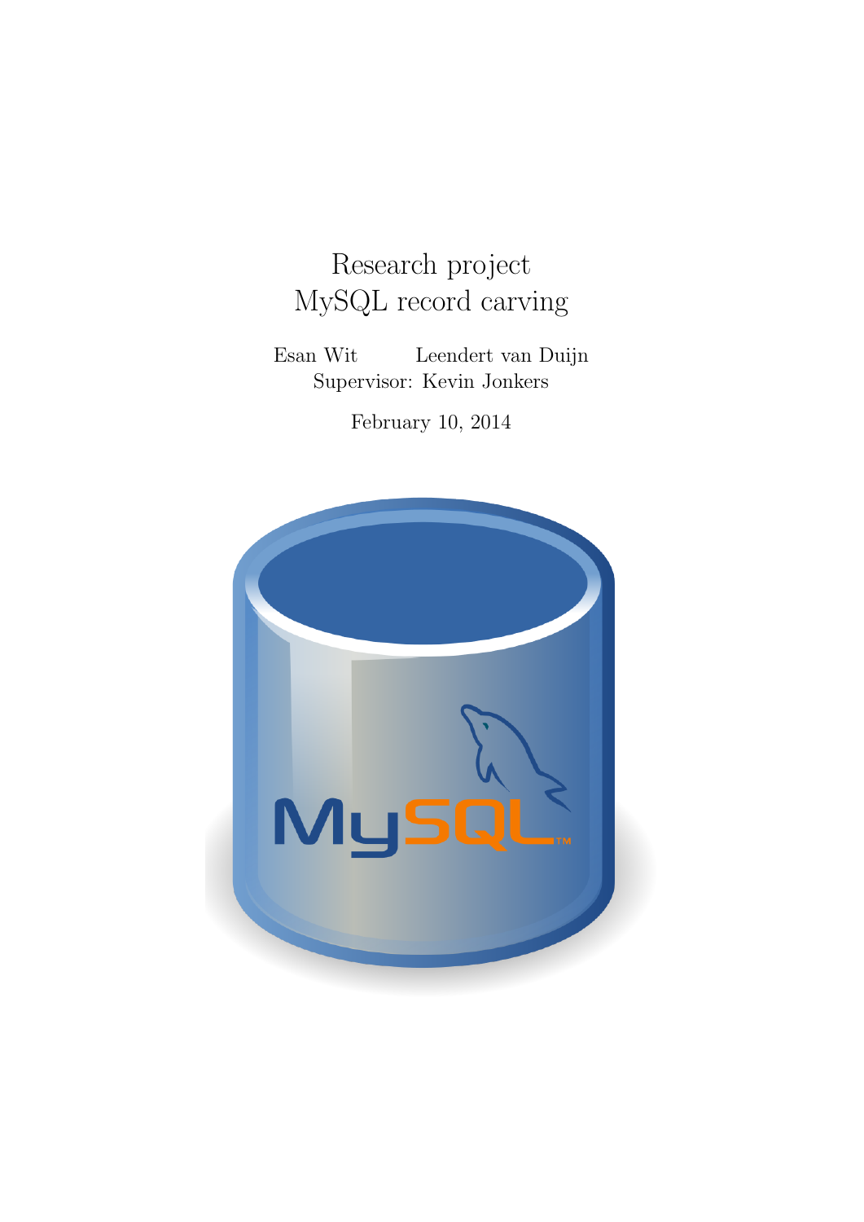# Research project
# MySQL record carving

Esan Wit Leendert van Duijn

Supervisor: Kevin Jonkers

February 10, 2014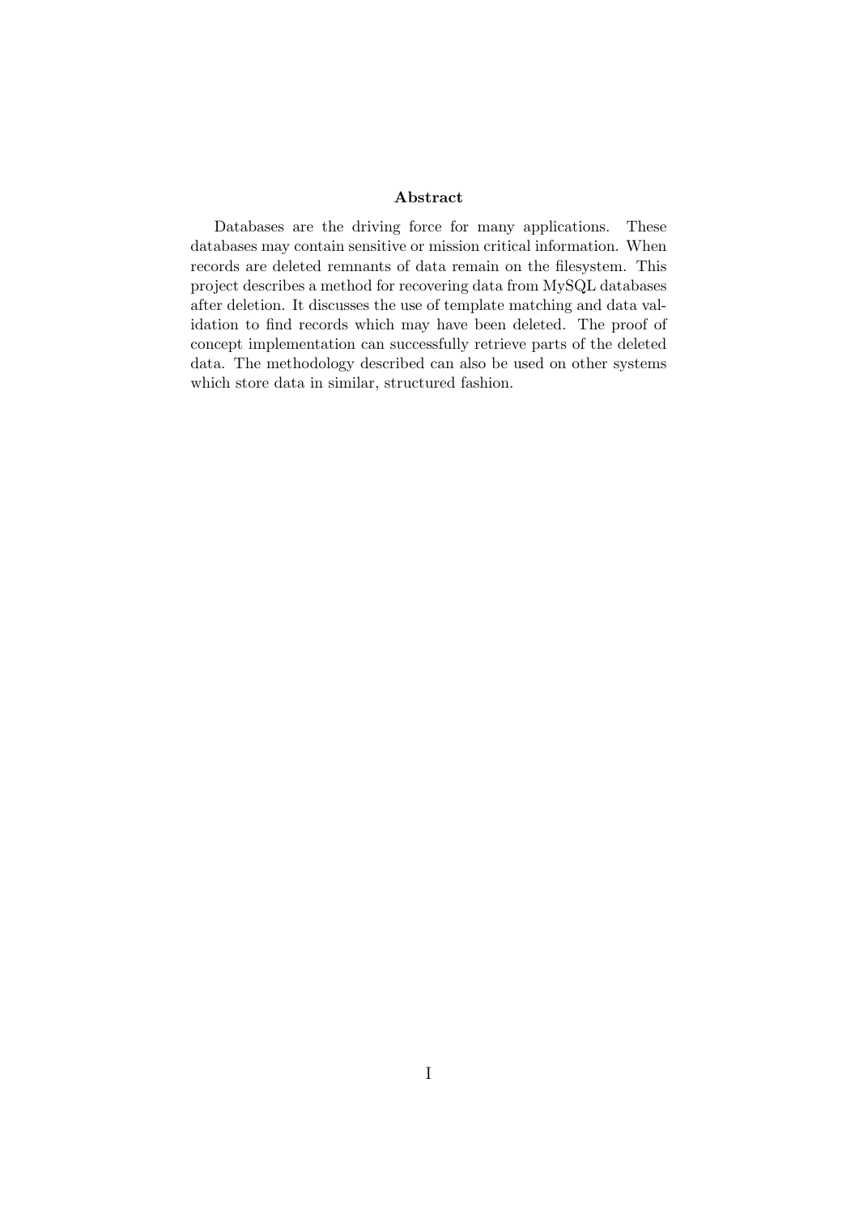## Abstract

Databases are the driving force for many applications. These databases may contain sensitive or mission critical information. When records are deleted remnants of data remain on the filesystem. This project describes a method for recovering data from MySQL databases after deletion. It discusses the use of template matching and data validation to find records which may have been deleted. The proof of concept implementation can successfully retrieve parts of the deleted data. The methodology described can also be used on other systems which store data in similar, structured fashion.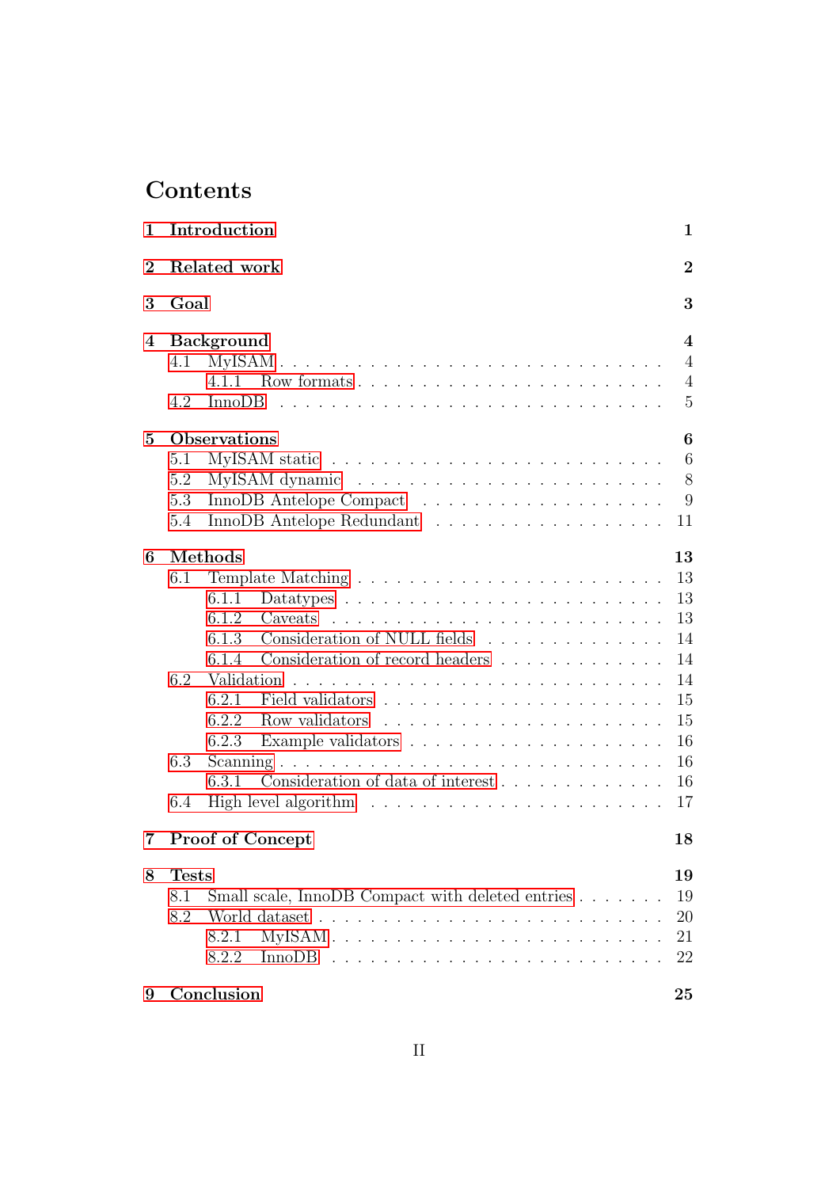# Contents

**1 Introduction** **1**

**2 Related work** **2**

**3 Goal** **3**

**4 Background** **4**

- 4.1 MyISAM . . . . . . . . . . . . . . . . . . . . . . . . . . . . 4
  - 4.1.1 Row formats . . . . . . . . . . . . . . . . . . . . . . 4
- 4.2 InnoDB . . . . . . . . . . . . . . . . . . . . . . . . . . . . 5

**5 Observations** **6**

- 5.1 MyISAM static . . . . . . . . . . . . . . . . . . . . . . . . 6
- 5.2 MyISAM dynamic . . . . . . . . . . . . . . . . . . . . . . . 8
- 5.3 InnoDB Antelope Compact . . . . . . . . . . . . . . . . . . 9
- 5.4 InnoDB Antelope Redundant . . . . . . . . . . . . . . . . . 11

**6 Methods** **13**

- 6.1 Template Matching . . . . . . . . . . . . . . . . . . . . . . 13
  - 6.1.1 Datatypes . . . . . . . . . . . . . . . . . . . . . . . 13
  - 6.1.2 Caveats . . . . . . . . . . . . . . . . . . . . . . . . 13
  - 6.1.3 Consideration of NULL fields . . . . . . . . . . . . . 14
  - 6.1.4 Consideration of record headers . . . . . . . . . . . 14
- 6.2 Validation . . . . . . . . . . . . . . . . . . . . . . . . . . 14
  - 6.2.1 Field validators . . . . . . . . . . . . . . . . . . . . 15
  - 6.2.2 Row validators . . . . . . . . . . . . . . . . . . . . 15
  - 6.2.3 Example validators . . . . . . . . . . . . . . . . . . 16
- 6.3 Scanning . . . . . . . . . . . . . . . . . . . . . . . . . . . 16
  - 6.3.1 Consideration of data of interest . . . . . . . . . . . 16
- 6.4 High level algorithm . . . . . . . . . . . . . . . . . . . . . 17

**7 Proof of Concept** **18**

**8 Tests** **19**

- 8.1 Small scale, InnoDB Compact with deleted entries . . . . . . . 19
- 8.2 World dataset . . . . . . . . . . . . . . . . . . . . . . . . . 20
  - 8.2.1 MyISAM . . . . . . . . . . . . . . . . . . . . . . . . 21
  - 8.2.2 InnoDB . . . . . . . . . . . . . . . . . . . . . . . . 22

**9 Conclusion** **25**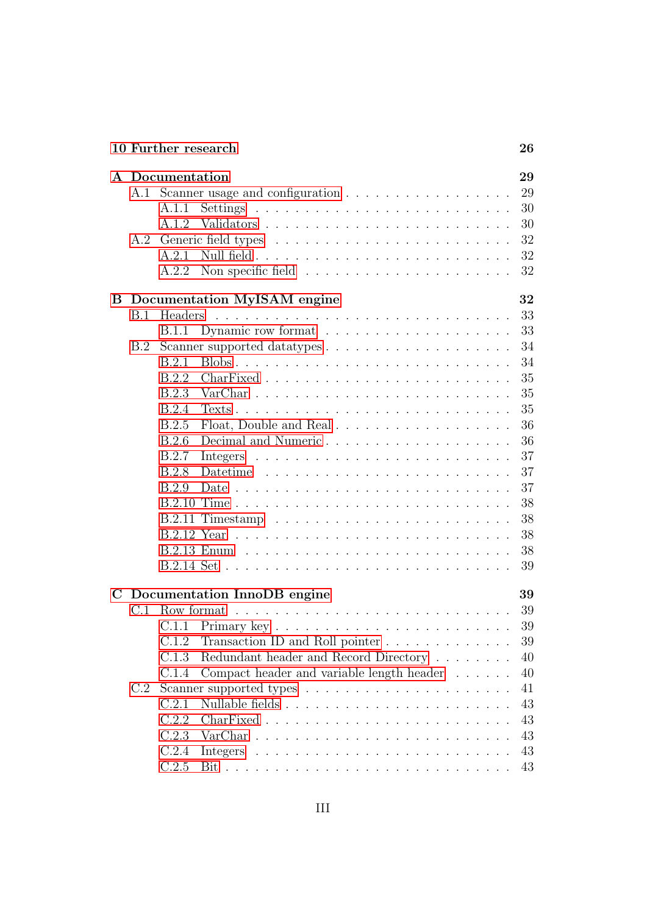**10 Further research** 26

**A Documentation** 29

- A.1 Scanner usage and configuration . . . 29
  - A.1.1 Settings . . . 30
  - A.1.2 Validators . . . 30
- A.2 Generic field types . . . 32
  - A.2.1 Null field . . . 32
  - A.2.2 Non specific field . . . 32

**B Documentation MyISAM engine** 32

- B.1 Headers . . . 33
  - B.1.1 Dynamic row format . . . 33
- B.2 Scanner supported datatypes . . . 34
  - B.2.1 Blobs . . . 34
  - B.2.2 CharFixed . . . 35
  - B.2.3 VarChar . . . 35
  - B.2.4 Texts . . . 35
  - B.2.5 Float, Double and Real . . . 36
  - B.2.6 Decimal and Numeric . . . 36
  - B.2.7 Integers . . . 37
  - B.2.8 Datetime . . . 37
  - B.2.9 Date . . . 37
  - B.2.10 Time . . . 38
  - B.2.11 Timestamp . . . 38
  - B.2.12 Year . . . 38
  - B.2.13 Enum . . . 38
  - B.2.14 Set . . . 39

**C Documentation InnoDB engine** 39

- C.1 Row format . . . 39
  - C.1.1 Primary key . . . 39
  - C.1.2 Transaction ID and Roll pointer . . . 39
  - C.1.3 Redundant header and Record Directory . . . 40
  - C.1.4 Compact header and variable length header . . . 40
- C.2 Scanner supported types . . . 41
  - C.2.1 Nullable fields . . . 43
  - C.2.2 CharFixed . . . 43
  - C.2.3 VarChar . . . 43
  - C.2.4 Integers . . . 43
  - C.2.5 Bit . . . 43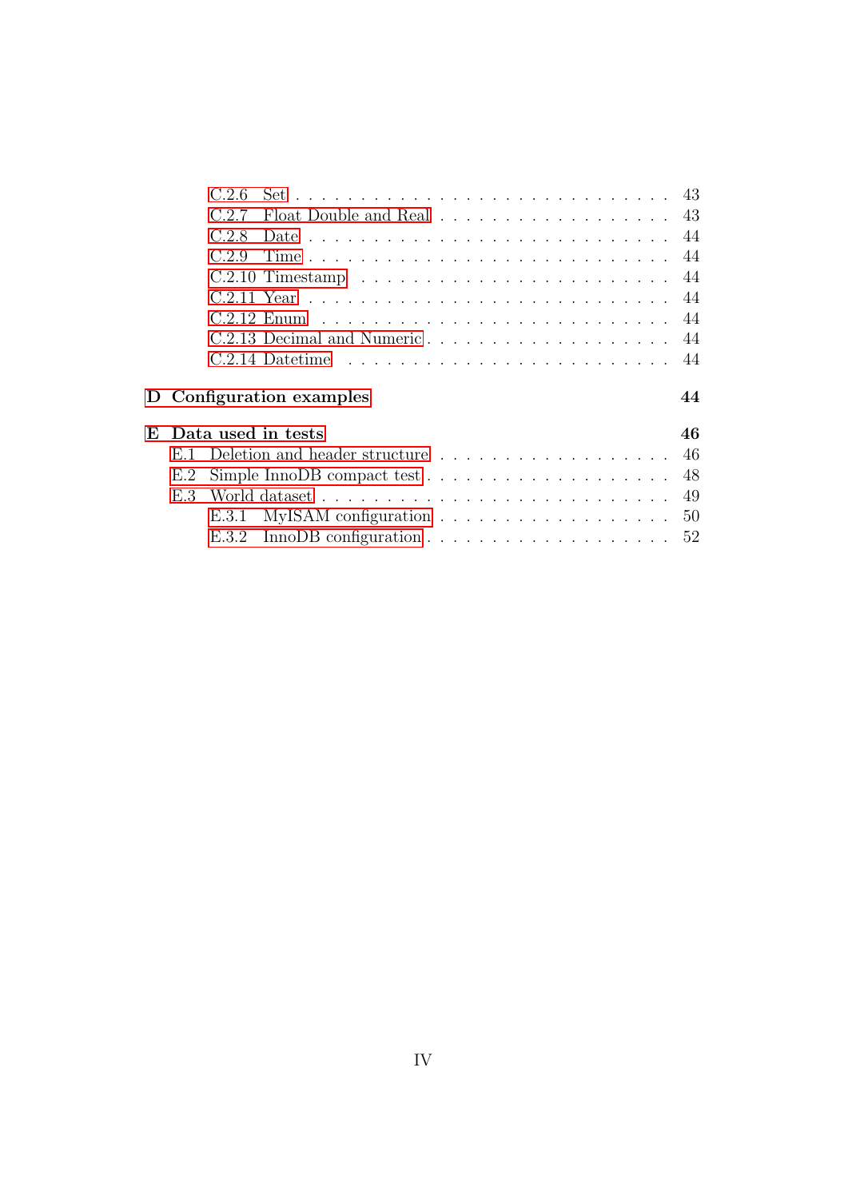- C.2.6 Set . . . 43
- C.2.7 Float Double and Real . . . 43
- C.2.8 Date . . . 44
- C.2.9 Time . . . 44
- C.2.10 Timestamp . . . 44
- C.2.11 Year . . . 44
- C.2.12 Enum . . . 44
- C.2.13 Decimal and Numeric . . . 44
- C.2.14 Datetime . . . 44

**D Configuration examples** **44**

**E Data used in tests** **46**

- E.1 Deletion and header structure . . . 46
- E.2 Simple InnoDB compact test . . . 48
- E.3 World dataset . . . 49
  - E.3.1 MyISAM configuration . . . 50
  - E.3.2 InnoDB configuration . . . 52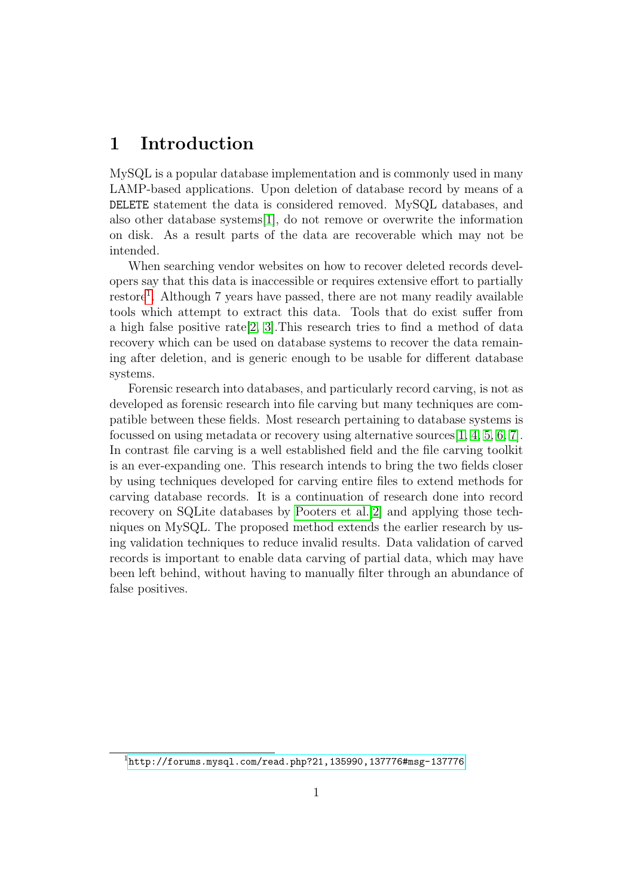# 1 Introduction

MySQL is a popular database implementation and is commonly used in many LAMP-based applications. Upon deletion of database record by means of a `DELETE` statement the data is considered removed. MySQL databases, and also other database systems[1], do not remove or overwrite the information on disk. As a result parts of the data are recoverable which may not be intended.

When searching vendor websites on how to recover deleted records developers say that this data is inaccessible or requires extensive effort to partially restore[1]. Although 7 years have passed, there are not many readily available tools which attempt to extract this data. Tools that do exist suffer from a high false positive rate[2, 3].This research tries to find a method of data recovery which can be used on database systems to recover the data remaining after deletion, and is generic enough to be usable for different database systems.

Forensic research into databases, and particularly record carving, is not as developed as forensic research into file carving but many techniques are compatible between these fields. Most research pertaining to database systems is focussed on using metadata or recovery using alternative sources[1, 4, 5, 6, 7]. In contrast file carving is a well established field and the file carving toolkit is an ever-expanding one. This research intends to bring the two fields closer by using techniques developed for carving entire files to extend methods for carving database records. It is a continuation of research done into record recovery on SQLite databases by Pooters et al.[2] and applying those techniques on MySQL. The proposed method extends the earlier research by using validation techniques to reduce invalid results. Data validation of carved records is important to enable data carving of partial data, which may have been left behind, without having to manually filter through an abundance of false positives.

[1] http://forums.mysql.com/read.php?21,135990,137776#msg-137776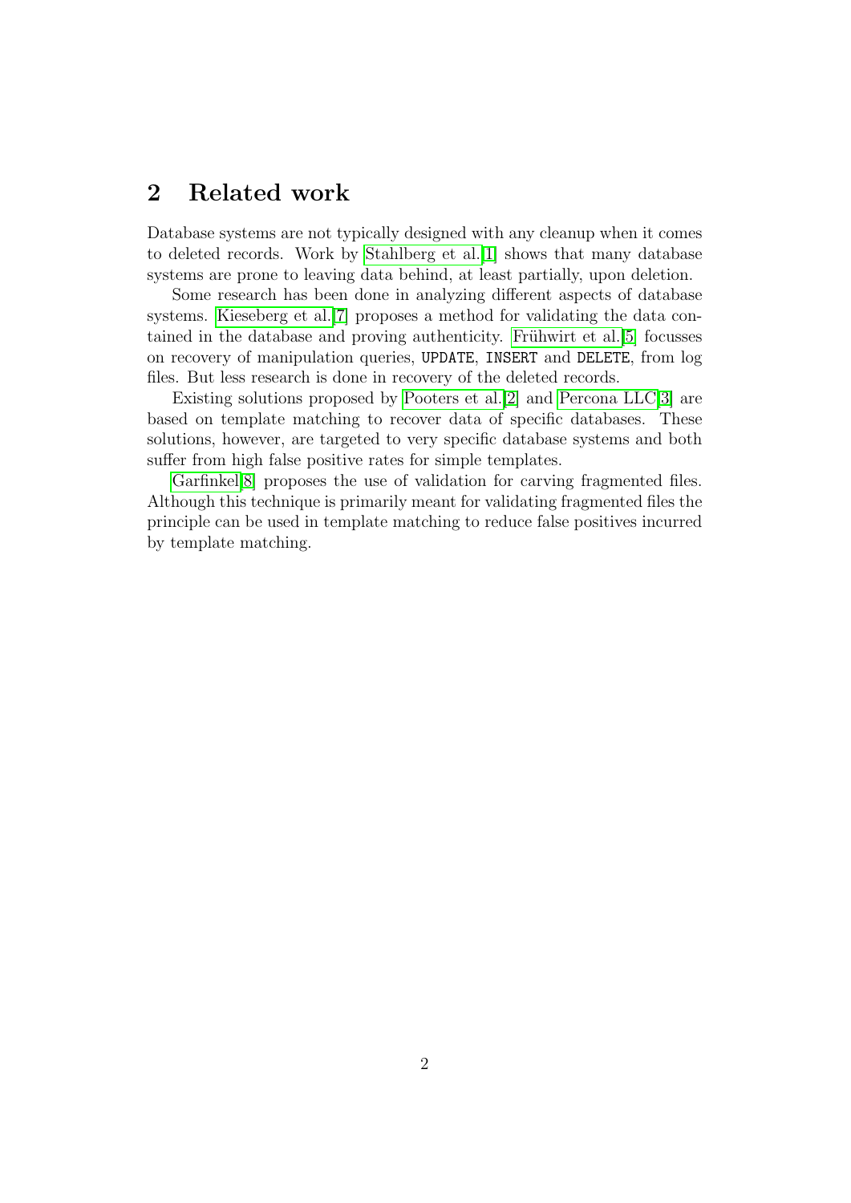## 2 Related work

Database systems are not typically designed with any cleanup when it comes to deleted records. Work by Stahlberg et al.[1] shows that many database systems are prone to leaving data behind, at least partially, upon deletion.

Some research has been done in analyzing different aspects of database systems. Kieseberg et al.[7] proposes a method for validating the data contained in the database and proving authenticity. Frühwirt et al.[5] focusses on recovery of manipulation queries, `UPDATE`, `INSERT` and `DELETE`, from log files. But less research is done in recovery of the deleted records.

Existing solutions proposed by Pooters et al.[2] and Percona LLC[3] are based on template matching to recover data of specific databases. These solutions, however, are targeted to very specific database systems and both suffer from high false positive rates for simple templates.

Garfinkel[8] proposes the use of validation for carving fragmented files. Although this technique is primarily meant for validating fragmented files the principle can be used in template matching to reduce false positives incurred by template matching.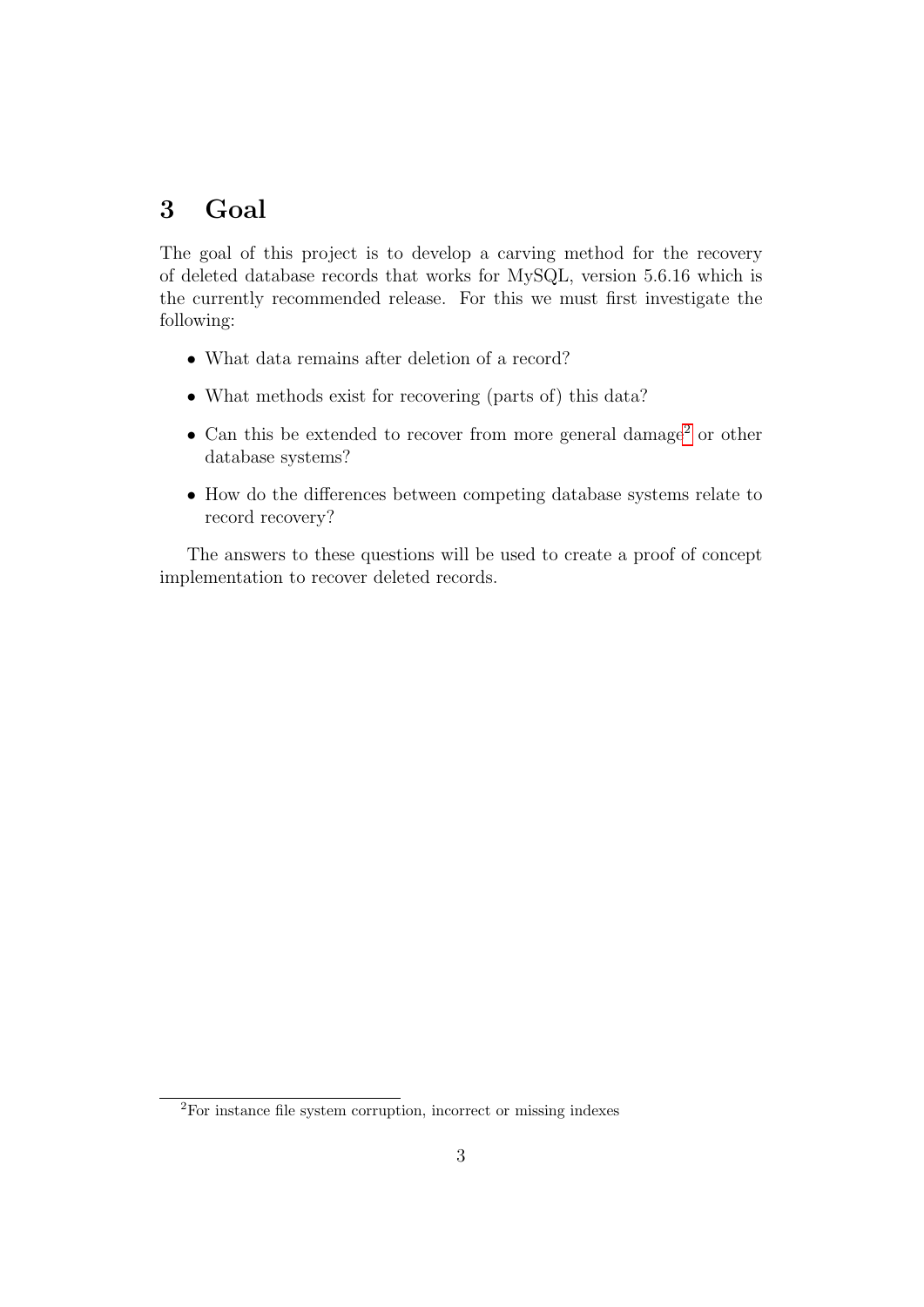# 3 Goal

The goal of this project is to develop a carving method for the recovery of deleted database records that works for MySQL, version 5.6.16 which is the currently recommended release. For this we must first investigate the following:

- What data remains after deletion of a record?
- What methods exist for recovering (parts of) this data?
- Can this be extended to recover from more general damage[2] or other database systems?
- How do the differences between competing database systems relate to record recovery?

The answers to these questions will be used to create a proof of concept implementation to recover deleted records.

[2]For instance file system corruption, incorrect or missing indexes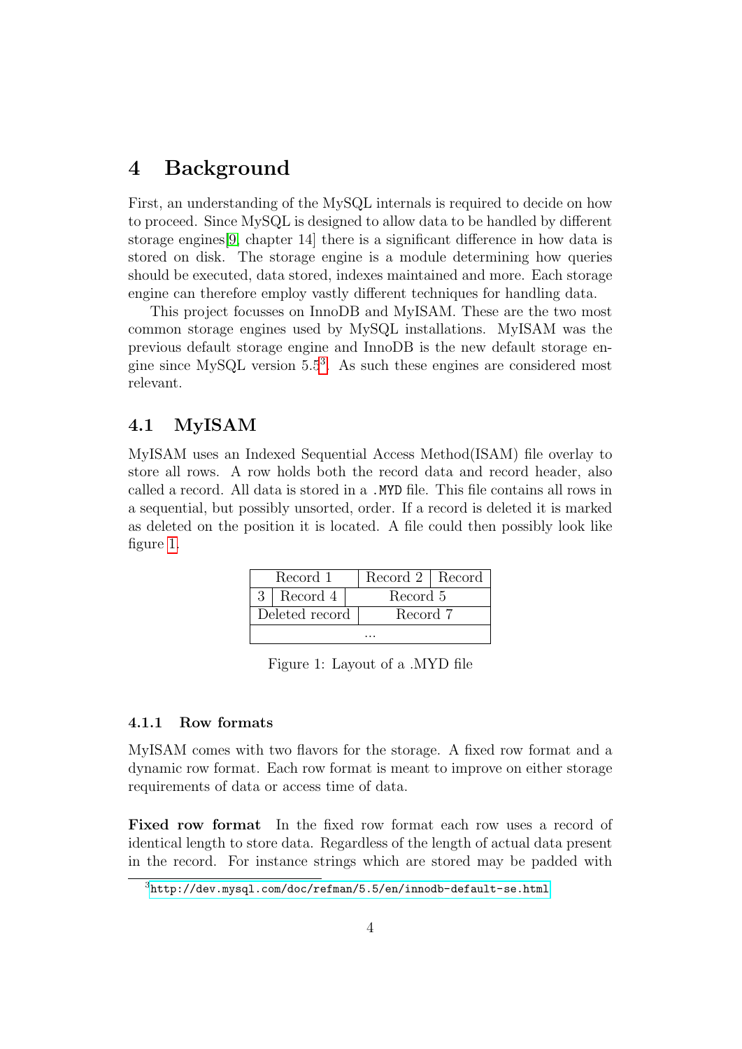# 4 Background

First, an understanding of the MySQL internals is required to decide on how to proceed. Since MySQL is designed to allow data to be handled by different storage engines[9, chapter 14] there is a significant difference in how data is stored on disk. The storage engine is a module determining how queries should be executed, data stored, indexes maintained and more. Each storage engine can therefore employ vastly different techniques for handling data.

This project focusses on InnoDB and MyISAM. These are the two most common storage engines used by MySQL installations. MyISAM was the previous default storage engine and InnoDB is the new default storage engine since MySQL version 5.5[3]. As such these engines are considered most relevant.

## 4.1 MyISAM

MyISAM uses an Indexed Sequential Access Method(ISAM) file overlay to store all rows. A row holds both the record data and record header, also called a record. All data is stored in a `.MYD` file. This file contains all rows in a sequential, but possibly unsorted, order. If a record is deleted it is marked as deleted on the position it is located. A file could then possibly look like figure 1.

| Record 1 | | Record 2 | Record |
|---|---|---|---|
| 3 | Record 4 | Record 5 | |
| Deleted record | | Record 7 | |
| ... | | | |

Figure 1: Layout of a .MYD file

### 4.1.1 Row formats

MyISAM comes with two flavors for the storage. A fixed row format and a dynamic row format. Each row format is meant to improve on either storage requirements of data or access time of data.

**Fixed row format** In the fixed row format each row uses a record of identical length to store data. Regardless of the length of actual data present in the record. For instance strings which are stored may be padded with

[3] http://dev.mysql.com/doc/refman/5.5/en/innodb-default-se.html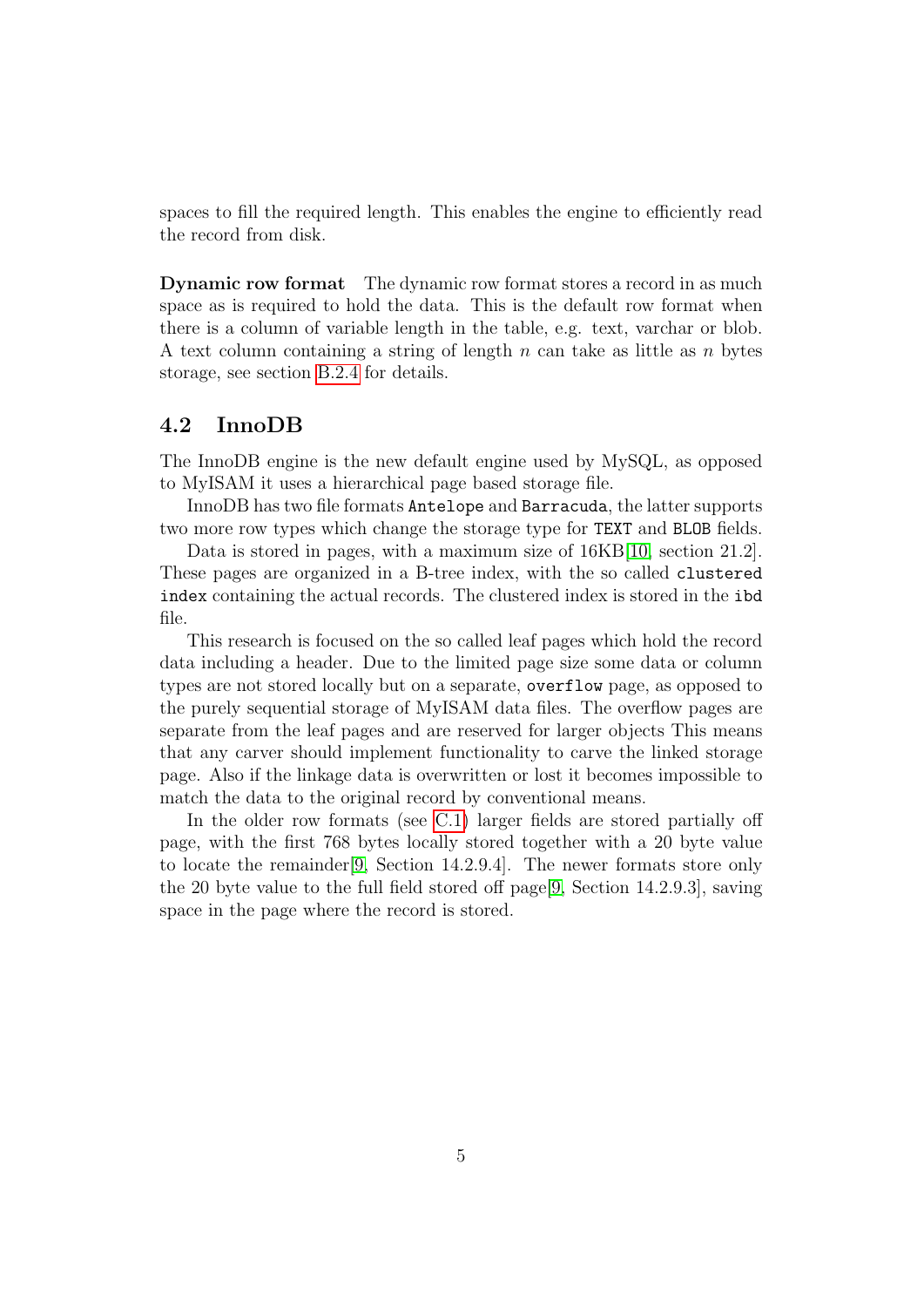spaces to fill the required length. This enables the engine to efficiently read the record from disk.

**Dynamic row format** The dynamic row format stores a record in as much space as is required to hold the data. This is the default row format when there is a column of variable length in the table, e.g. text, varchar or blob. A text column containing a string of length $n$ can take as little as $n$ bytes storage, see section B.2.4 for details.

## 4.2 InnoDB

The InnoDB engine is the new default engine used by MySQL, as opposed to MyISAM it uses a hierarchical page based storage file.

InnoDB has two file formats `Antelope` and `Barracuda`, the latter supports two more row types which change the storage type for `TEXT` and `BLOB` fields.

Data is stored in pages, with a maximum size of 16KB[10, section 21.2]. These pages are organized in a B-tree index, with the so called `clustered index` containing the actual records. The clustered index is stored in the `ibd` file.

This research is focused on the so called leaf pages which hold the record data including a header. Due to the limited page size some data or column types are not stored locally but on a separate, `overflow` page, as opposed to the purely sequential storage of MyISAM data files. The overflow pages are separate from the leaf pages and are reserved for larger objects This means that any carver should implement functionality to carve the linked storage page. Also if the linkage data is overwritten or lost it becomes impossible to match the data to the original record by conventional means.

In the older row formats (see C.1) larger fields are stored partially off page, with the first 768 bytes locally stored together with a 20 byte value to locate the remainder[9, Section 14.2.9.4]. The newer formats store only the 20 byte value to the full field stored off page[9, Section 14.2.9.3], saving space in the page where the record is stored.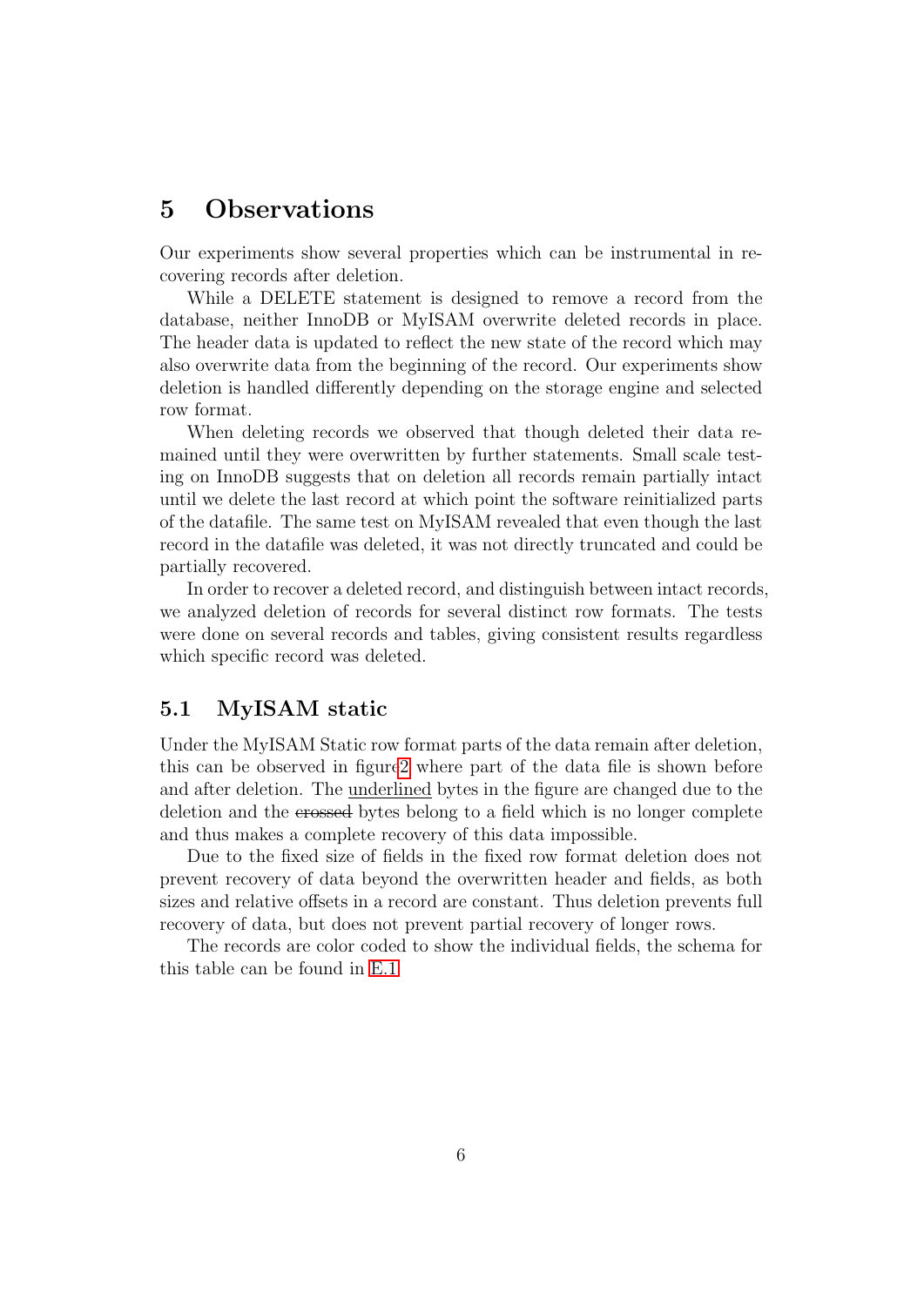# 5 Observations

Our experiments show several properties which can be instrumental in recovering records after deletion.

While a DELETE statement is designed to remove a record from the database, neither InnoDB or MyISAM overwrite deleted records in place. The header data is updated to reflect the new state of the record which may also overwrite data from the beginning of the record. Our experiments show deletion is handled differently depending on the storage engine and selected row format.

When deleting records we observed that though deleted their data remained until they were overwritten by further statements. Small scale testing on InnoDB suggests that on deletion all records remain partially intact until we delete the last record at which point the software reinitialized parts of the datafile. The same test on MyISAM revealed that even though the last record in the datafile was deleted, it was not directly truncated and could be partially recovered.

In order to recover a deleted record, and distinguish between intact records, we analyzed deletion of records for several distinct row formats. The tests were done on several records and tables, giving consistent results regardless which specific record was deleted.

## 5.1 MyISAM static

Under the MyISAM Static row format parts of the data remain after deletion, this can be observed in figure2 where part of the data file is shown before and after deletion. The <u>underlined</u> bytes in the figure are changed due to the deletion and the ~~crossed~~ bytes belong to a field which is no longer complete and thus makes a complete recovery of this data impossible.

Due to the fixed size of fields in the fixed row format deletion does not prevent recovery of data beyond the overwritten header and fields, as both sizes and relative offsets in a record are constant. Thus deletion prevents full recovery of data, but does not prevent partial recovery of longer rows.

The records are color coded to show the individual fields, the schema for this table can be found in E.1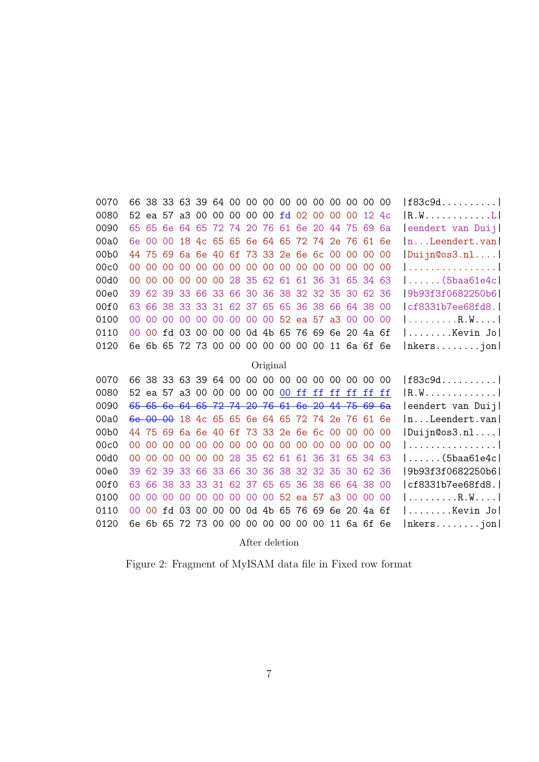```
0070  66 38 33 63 39 64 00 00 00 00 00 00 00 00 00 00  |f83c9d..........|
0080  52 ea 57 a3 00 00 00 00 00 fd 02 00 00 00 12 4c  |R.W............L|
0090  65 65 6e 64 65 72 74 20 76 61 6e 20 44 75 69 6a  |eendert van Duij|
00a0  6e 00 00 18 4c 65 65 6e 64 65 72 74 2e 76 61 6e  |n...Leendert.van|
00b0  44 75 69 6a 6e 40 6f 73 33 2e 6e 6c 00 00 00 00  |Duijn@os3.nl....|
00c0  00 00 00 00 00 00 00 00 00 00 00 00 00 00 00 00  |................|
00d0  00 00 00 00 00 00 28 35 62 61 61 36 31 65 34 63  |......(5baa61e4c|
00e0  39 62 39 33 66 33 66 30 36 38 32 32 35 30 62 36  |9b93f3f0682250b6|
00f0  63 66 38 33 33 31 62 37 65 65 36 38 66 64 38 00  |cf8331b7ee68fd8.|
0100  00 00 00 00 00 00 00 00 00 52 ea 57 a3 00 00 00  |.........R.W....|
0110  00 00 fd 03 00 00 00 0d 4b 65 76 69 6e 20 4a 6f  |........Kevin Jo|
0120  6e 6b 65 72 73 00 00 00 00 00 00 00 11 6a 6f 6e  |nkers........jon|
```

Original

```
0070  66 38 33 63 39 64 00 00 00 00 00 00 00 00 00 00  |f83c9d..........|
0080  52 ea 57 a3 00 00 00 00 00 00 ff ff ff ff ff ff  |R.W.............|
0090  65 65 6e 64 65 72 74 20 76 61 6e 20 44 75 69 6a  |eendert van Duij|
00a0  6e 00 00 18 4c 65 65 6e 64 65 72 74 2e 76 61 6e  |n...Leendert.van|
00b0  44 75 69 6a 6e 40 6f 73 33 2e 6e 6c 00 00 00 00  |Duijn@os3.nl....|
00c0  00 00 00 00 00 00 00 00 00 00 00 00 00 00 00 00  |................|
00d0  00 00 00 00 00 00 28 35 62 61 61 36 31 65 34 63  |......(5baa61e4c|
00e0  39 62 39 33 66 33 66 30 36 38 32 32 35 30 62 36  |9b93f3f0682250b6|
00f0  63 66 38 33 33 31 62 37 65 65 36 38 66 64 38 00  |cf8331b7ee68fd8.|
0100  00 00 00 00 00 00 00 00 00 52 ea 57 a3 00 00 00  |.........R.W....|
0110  00 00 fd 03 00 00 00 0d 4b 65 76 69 6e 20 4a 6f  |........Kevin Jo|
0120  6e 6b 65 72 73 00 00 00 00 00 00 00 11 6a 6f 6e  |nkers........jon|
```

After deletion

Figure 2: Fragment of MyISAM data file in Fixed row format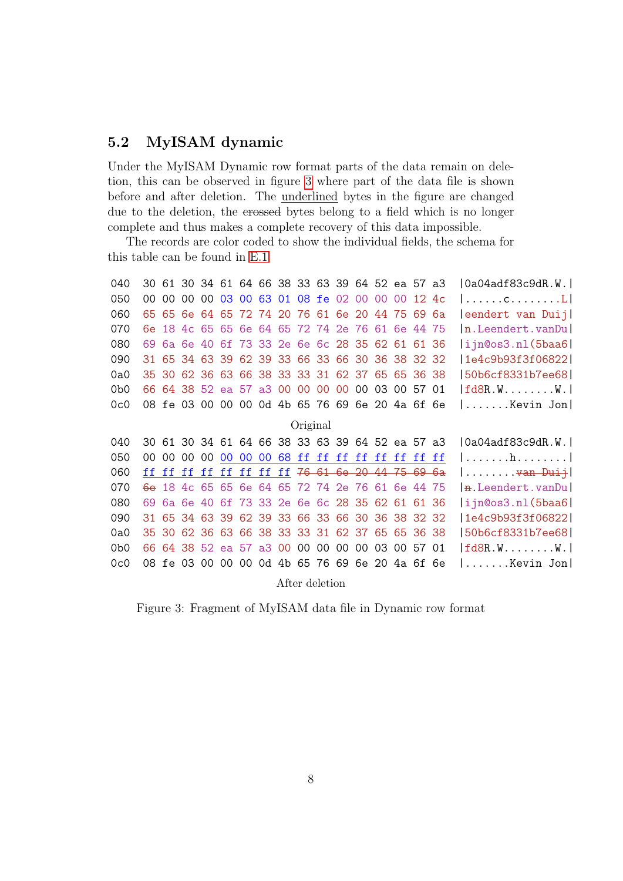### 5.2 MyISAM dynamic

Under the MyISAM Dynamic row format parts of the data remain on deletion, this can be observed in figure 3 where part of the data file is shown before and after deletion. The underlined bytes in the figure are changed due to the deletion, the ~~crossed~~ bytes belong to a field which is no longer complete and thus makes a complete recovery of this data impossible.

The records are color coded to show the individual fields, the schema for this table can be found in E.1

```
040   30 61 30 34 61 64 66 38 33 63 39 64 52 ea 57 a3   |0a04adf83c9dR.W.|
050   00 00 00 00 03 00 63 01 08 fe 02 00 00 00 12 4c   |......c........L|
060   65 65 6e 64 65 72 74 20 76 61 6e 20 44 75 69 6a   |eendert van Duij|
070   6e 18 4c 65 65 6e 64 65 72 74 2e 76 61 6e 44 75   |n.Leendert.vanDu|
080   69 6a 6e 40 6f 73 33 2e 6e 6c 28 35 62 61 61 36   |ijn@os3.nl(5baa6|
090   31 65 34 63 39 62 39 33 66 33 66 30 36 38 32 32   |1e4c9b93f3f06822|
0a0   35 30 62 36 63 66 38 33 33 31 62 37 65 65 36 38   |50b6cf8331b7ee68|
0b0   66 64 38 52 ea 57 a3 00 00 00 00 00 03 00 57 01   |fd8R.W........W.|
0c0   08 fe 03 00 00 00 0d 4b 65 76 69 6e 20 4a 6f 6e   |.......Kevin Jon|
```

Original

```
040   30 61 30 34 61 64 66 38 33 63 39 64 52 ea 57 a3   |0a04adf83c9dR.W.|
050   00 00 00 00 00 00 00 68 ff ff ff ff ff ff ff ff   |.......h........|
060   ff ff ff ff ff ff ff ff 76 61 6e 20 44 75 69 6a   |........van Duij|
070   6e 18 4c 65 65 6e 64 65 72 74 2e 76 61 6e 44 75   |n.Leendert.vanDu|
080   69 6a 6e 40 6f 73 33 2e 6e 6c 28 35 62 61 61 36   |ijn@os3.nl(5baa6|
090   31 65 34 63 39 62 39 33 66 33 66 30 36 38 32 32   |1e4c9b93f3f06822|
0a0   35 30 62 36 63 66 38 33 33 31 62 37 65 65 36 38   |50b6cf8331b7ee68|
0b0   66 64 38 52 ea 57 a3 00 00 00 00 00 03 00 57 01   |fd8R.W........W.|
0c0   08 fe 03 00 00 00 0d 4b 65 76 69 6e 20 4a 6f 6e   |.......Kevin Jon|
```

After deletion

Figure 3: Fragment of MyISAM data file in Dynamic row format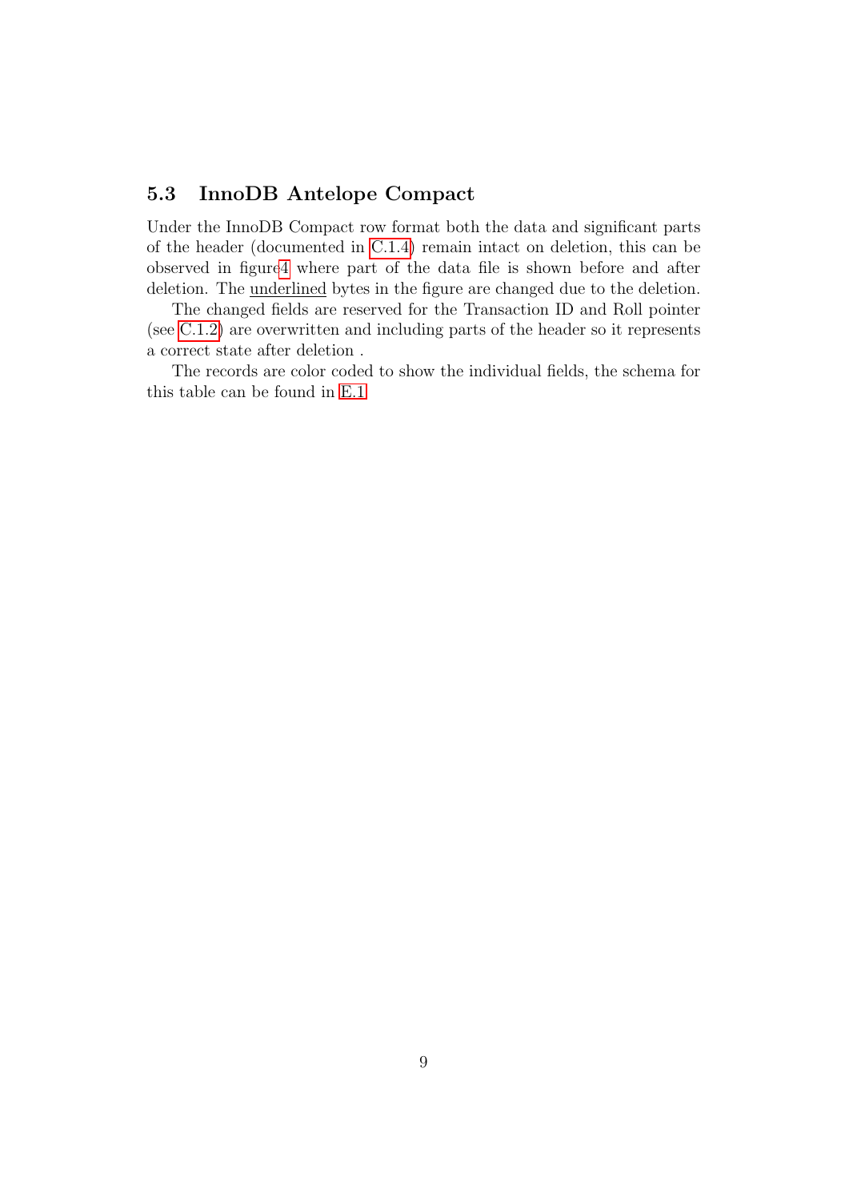## 5.3 InnoDB Antelope Compact

Under the InnoDB Compact row format both the data and significant parts of the header (documented in C.1.4) remain intact on deletion, this can be observed in figure4 where part of the data file is shown before and after deletion. The <u>underlined</u> bytes in the figure are changed due to the deletion.

The changed fields are reserved for the Transaction ID and Roll pointer (see C.1.2) are overwritten and including parts of the header so it represents a correct state after deletion .

The records are color coded to show the individual fields, the schema for this table can be found in E.1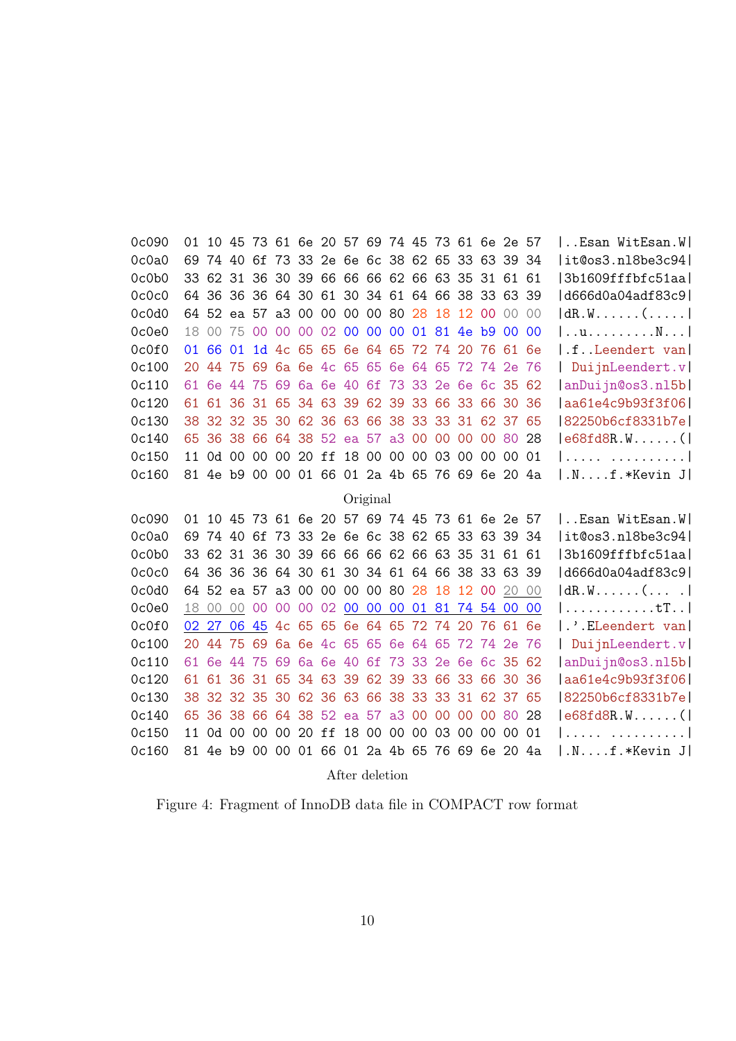```
0c090  01 10 45 73 61 6e 20 57 69 74 45 73 61 6e 2e 57  |..Esan WitEsan.W|
0c0a0  69 74 40 6f 73 33 2e 6e 6c 38 62 65 33 63 39 34  |it@os3.nl8be3c94|
0c0b0  33 62 31 36 30 39 66 66 66 62 66 63 35 31 61 61  |3b1609fffbfc51aa|
0c0c0  64 36 36 36 64 30 61 30 34 61 64 66 38 33 63 39  |d666d0a04adf83c9|
0c0d0  64 52 ea 57 a3 00 00 00 00 80 28 18 12 00 00 00  |dR.W......(.....|
0c0e0  18 00 75 00 00 00 02 00 00 00 01 81 4e b9 00 00  |..u.........N...|
0c0f0  01 66 01 1d 4c 65 65 6e 64 65 72 74 20 76 61 6e  |.f..Leendert van|
0c100  20 44 75 69 6a 6e 4c 65 65 6e 64 65 72 74 2e 76  | DuijnLeendert.v|
0c110  61 6e 44 75 69 6a 6e 40 6f 73 33 2e 6e 6c 35 62  |anDuijn@os3.nl5b|
0c120  61 61 36 31 65 34 63 39 62 39 33 66 33 66 30 36  |aa61e4c9b93f3f06|
0c130  38 32 32 35 30 62 36 63 66 38 33 33 31 62 37 65  |82250b6cf8331b7e|
0c140  65 36 38 66 64 38 52 ea 57 a3 00 00 00 00 80 28  |e68fd8R.W......(|
0c150  11 0d 00 00 00 20 ff 18 00 00 00 03 00 00 00 01  |..... ..........|
0c160  81 4e b9 00 00 01 66 01 2a 4b 65 76 69 6e 20 4a  |.N....f.*Kevin J|
```

Original

```
0c090  01 10 45 73 61 6e 20 57 69 74 45 73 61 6e 2e 57  |..Esan WitEsan.W|
0c0a0  69 74 40 6f 73 33 2e 6e 6c 38 62 65 33 63 39 34  |it@os3.nl8be3c94|
0c0b0  33 62 31 36 30 39 66 66 66 62 66 63 35 31 61 61  |3b1609fffbfc51aa|
0c0c0  64 36 36 36 64 30 61 30 34 61 64 66 38 33 63 39  |d666d0a04adf83c9|
0c0d0  64 52 ea 57 a3 00 00 00 00 80 28 18 12 00 20 00  |dR.W......(... .|
0c0e0  18 00 00 00 00 00 02 00 00 00 01 81 74 54 00 00  |............tT..|
0c0f0  02 27 06 45 4c 65 65 6e 64 65 72 74 20 76 61 6e  |.'.ELeendert van|
0c100  20 44 75 69 6a 6e 4c 65 65 6e 64 65 72 74 2e 76  | DuijnLeendert.v|
0c110  61 6e 44 75 69 6a 6e 40 6f 73 33 2e 6e 6c 35 62  |anDuijn@os3.nl5b|
0c120  61 61 36 31 65 34 63 39 62 39 33 66 33 66 30 36  |aa61e4c9b93f3f06|
0c130  38 32 32 35 30 62 36 63 66 38 33 33 31 62 37 65  |82250b6cf8331b7e|
0c140  65 36 38 66 64 38 52 ea 57 a3 00 00 00 00 80 28  |e68fd8R.W......(|
0c150  11 0d 00 00 00 20 ff 18 00 00 00 03 00 00 00 01  |..... ..........|
0c160  81 4e b9 00 00 01 66 01 2a 4b 65 76 69 6e 20 4a  |.N....f.*Kevin J|
```

After deletion

Figure 4: Fragment of InnoDB data file in COMPACT row format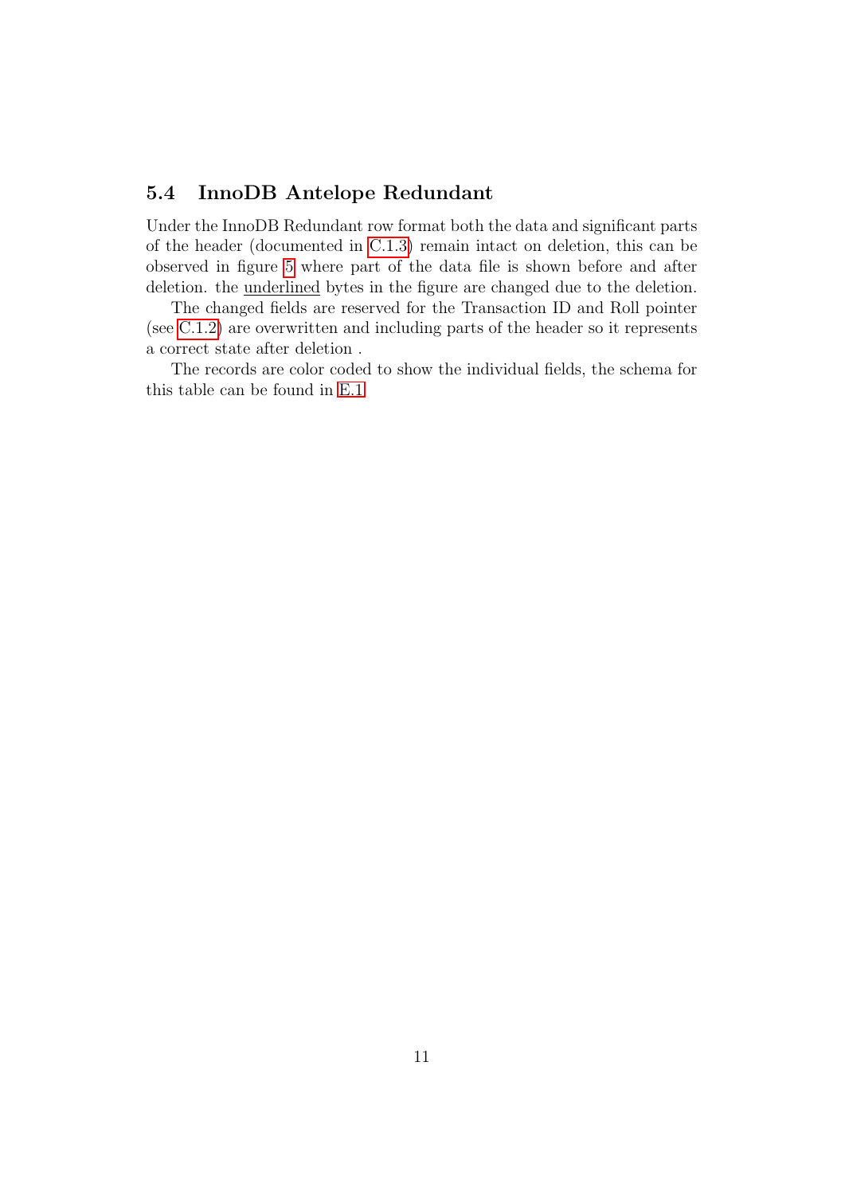### 5.4 InnoDB Antelope Redundant

Under the InnoDB Redundant row format both the data and significant parts of the header (documented in C.1.3) remain intact on deletion, this can be observed in figure 5 where part of the data file is shown before and after deletion. the <u>underlined</u> bytes in the figure are changed due to the deletion.

The changed fields are reserved for the Transaction ID and Roll pointer (see C.1.2) are overwritten and including parts of the header so it represents a correct state after deletion .

The records are color coded to show the individual fields, the schema for this table can be found in E.1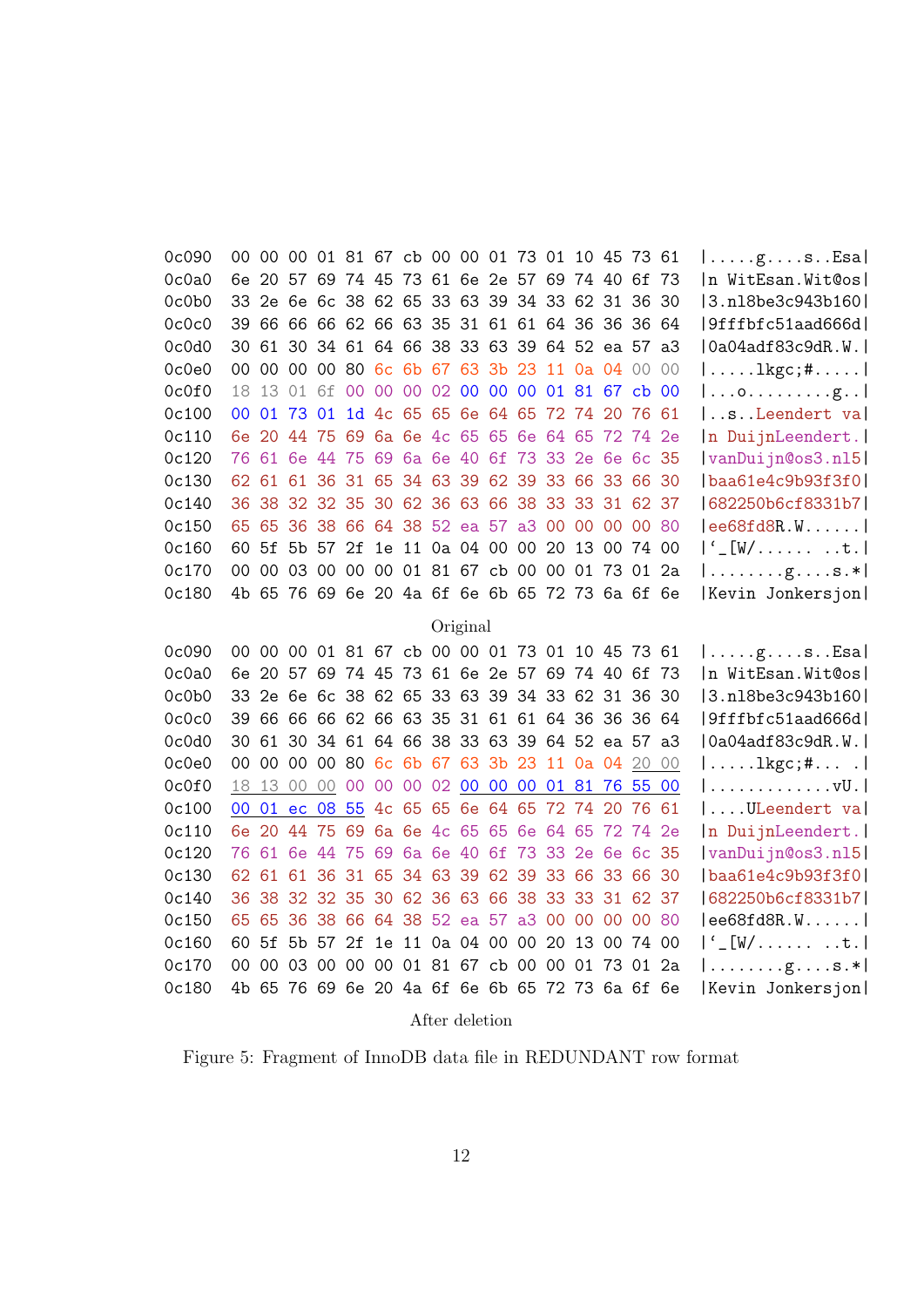```
0c090  00 00 00 01 81 67 cb 00 00 01 73 01 10 45 73 61  |.....g....s..Esa|
0c0a0  6e 20 57 69 74 45 73 61 6e 2e 57 69 74 40 6f 73  |n WitEsan.Wit@os|
0c0b0  33 2e 6e 6c 38 62 65 33 63 39 34 33 62 31 36 30  |3.nl8be3c943b160|
0c0c0  39 66 66 66 62 66 63 35 31 61 61 64 36 36 36 64  |9fffbfc51aad666d|
0c0d0  30 61 30 34 61 64 66 38 33 63 39 64 52 ea 57 a3  |0a04adf83c9dR.W.|
0c0e0  00 00 00 00 80 6c 6b 67 63 3b 23 11 0a 04 00 00  |.....lkgc;#.....|
0c0f0  18 13 01 6f 00 00 00 02 00 00 00 01 81 67 cb 00  |...o.........g..|
0c100  00 01 73 01 1d 4c 65 65 6e 64 65 72 74 20 76 61  |..s..Leendert va|
0c110  6e 20 44 75 69 6a 6e 4c 65 65 6e 64 65 72 74 2e  |n DuijnLeendert.|
0c120  76 61 6e 44 75 69 6a 6e 40 6f 73 33 2e 6e 6c 35  |vanDuijn@os3.nl5|
0c130  62 61 61 36 31 65 34 63 39 62 39 33 66 33 66 30  |baa61e4c9b93f3f0|
0c140  36 38 32 32 35 30 62 36 63 66 38 33 33 31 62 37  |682250b6cf8331b7|
0c150  65 65 36 38 66 64 38 52 ea 57 a3 00 00 00 00 80  |ee68fd8R.W......|
0c160  60 5f 5b 57 2f 1e 11 0a 04 00 00 20 13 00 74 00  |`_[W/...... ..t.|
0c170  00 00 03 00 00 00 01 81 67 cb 00 00 01 73 01 2a  |........g....s.*|
0c180  4b 65 76 69 6e 20 4a 6f 6e 6b 65 72 73 6a 6f 6e  |Kevin Jonkersjon|
```

Original

```
0c090  00 00 00 01 81 67 cb 00 00 01 73 01 10 45 73 61  |.....g....s..Esa|
0c0a0  6e 20 57 69 74 45 73 61 6e 2e 57 69 74 40 6f 73  |n WitEsan.Wit@os|
0c0b0  33 2e 6e 6c 38 62 65 33 63 39 34 33 62 31 36 30  |3.nl8be3c943b160|
0c0c0  39 66 66 66 62 66 63 35 31 61 61 64 36 36 36 64  |9fffbfc51aad666d|
0c0d0  30 61 30 34 61 64 66 38 33 63 39 64 52 ea 57 a3  |0a04adf83c9dR.W.|
0c0e0  00 00 00 00 80 6c 6b 67 63 3b 23 11 0a 04 20 00  |.....lkgc;#... .|
0c0f0  18 13 00 00 00 00 00 02 00 00 00 01 81 76 55 00  |.............vU.|
0c100  00 01 ec 08 55 4c 65 65 6e 64 65 72 74 20 76 61  |....ULeendert va|
0c110  6e 20 44 75 69 6a 6e 4c 65 65 6e 64 65 72 74 2e  |n DuijnLeendert.|
0c120  76 61 6e 44 75 69 6a 6e 40 6f 73 33 2e 6e 6c 35  |vanDuijn@os3.nl5|
0c130  62 61 61 36 31 65 34 63 39 62 39 33 66 33 66 30  |baa61e4c9b93f3f0|
0c140  36 38 32 32 35 30 62 36 63 66 38 33 33 31 62 37  |682250b6cf8331b7|
0c150  65 65 36 38 66 64 38 52 ea 57 a3 00 00 00 00 80  |ee68fd8R.W......|
0c160  60 5f 5b 57 2f 1e 11 0a 04 00 00 20 13 00 74 00  |`_[W/...... ..t.|
0c170  00 00 03 00 00 00 01 81 67 cb 00 00 01 73 01 2a  |........g....s.*|
0c180  4b 65 76 69 6e 20 4a 6f 6e 6b 65 72 73 6a 6f 6e  |Kevin Jonkersjon|
```

After deletion

Figure 5: Fragment of InnoDB data file in REDUNDANT row format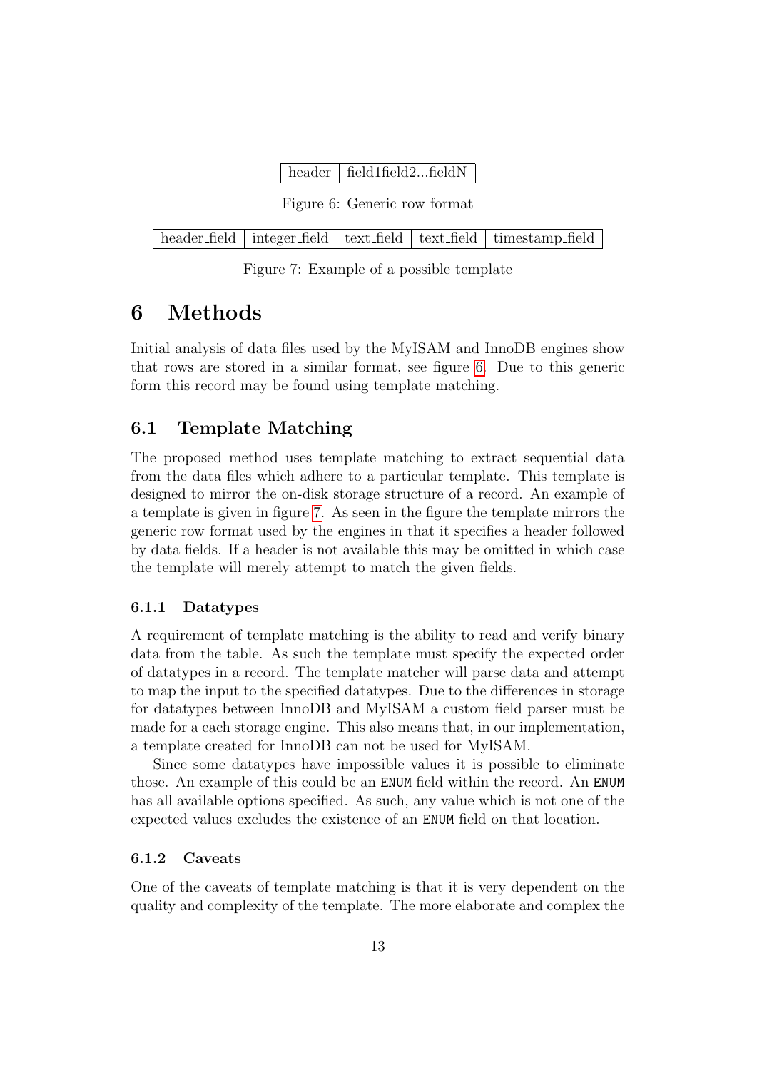| header | field1field2...fieldN |
|---|---|

Figure 6: Generic row format

| header_field | integer_field | text_field | text_field | timestamp_field |
|---|---|---|---|---|

Figure 7: Example of a possible template

# 6 Methods

Initial analysis of data files used by the MyISAM and InnoDB engines show that rows are stored in a similar format, see figure 6. Due to this generic form this record may be found using template matching.

## 6.1 Template Matching

The proposed method uses template matching to extract sequential data from the data files which adhere to a particular template. This template is designed to mirror the on-disk storage structure of a record. An example of a template is given in figure 7. As seen in the figure the template mirrors the generic row format used by the engines in that it specifies a header followed by data fields. If a header is not available this may be omitted in which case the template will merely attempt to match the given fields.

### 6.1.1 Datatypes

A requirement of template matching is the ability to read and verify binary data from the table. As such the template must specify the expected order of datatypes in a record. The template matcher will parse data and attempt to map the input to the specified datatypes. Due to the differences in storage for datatypes between InnoDB and MyISAM a custom field parser must be made for a each storage engine. This also means that, in our implementation, a template created for InnoDB can not be used for MyISAM.

Since some datatypes have impossible values it is possible to eliminate those. An example of this could be an `ENUM` field within the record. An `ENUM` has all available options specified. As such, any value which is not one of the expected values excludes the existence of an `ENUM` field on that location.

### 6.1.2 Caveats

One of the caveats of template matching is that it is very dependent on the quality and complexity of the template. The more elaborate and complex the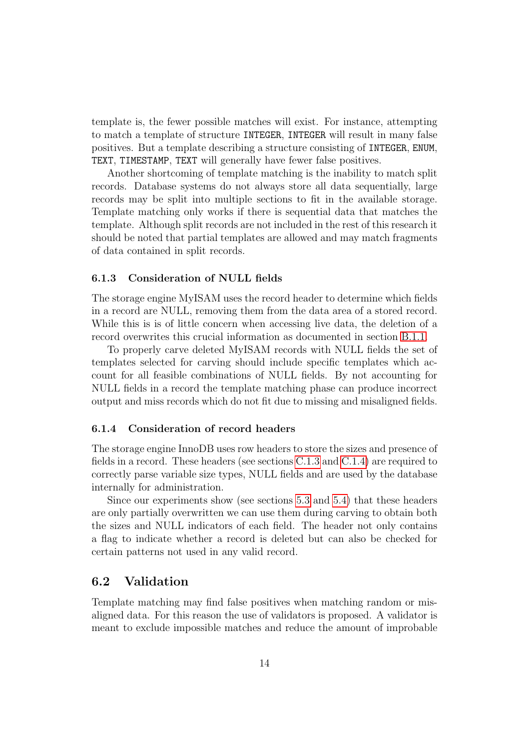template is, the fewer possible matches will exist. For instance, attempting to match a template of structure `INTEGER`, `INTEGER` will result in many false positives. But a template describing a structure consisting of `INTEGER`, `ENUM`, `TEXT`, `TIMESTAMP`, `TEXT` will generally have fewer false positives.

Another shortcoming of template matching is the inability to match split records. Database systems do not always store all data sequentially, large records may be split into multiple sections to fit in the available storage. Template matching only works if there is sequential data that matches the template. Although split records are not included in the rest of this research it should be noted that partial templates are allowed and may match fragments of data contained in split records.

### 6.1.3 Consideration of NULL fields

The storage engine MyISAM uses the record header to determine which fields in a record are NULL, removing them from the data area of a stored record. While this is is of little concern when accessing live data, the deletion of a record overwrites this crucial information as documented in section B.1.1.

To properly carve deleted MyISAM records with NULL fields the set of templates selected for carving should include specific templates which account for all feasible combinations of NULL fields. By not accounting for NULL fields in a record the template matching phase can produce incorrect output and miss records which do not fit due to missing and misaligned fields.

### 6.1.4 Consideration of record headers

The storage engine InnoDB uses row headers to store the sizes and presence of fields in a record. These headers (see sections C.1.3 and C.1.4) are required to correctly parse variable size types, NULL fields and are used by the database internally for administration.

Since our experiments show (see sections 5.3 and 5.4) that these headers are only partially overwritten we can use them during carving to obtain both the sizes and NULL indicators of each field. The header not only contains a flag to indicate whether a record is deleted but can also be checked for certain patterns not used in any valid record.

## 6.2 Validation

Template matching may find false positives when matching random or misaligned data. For this reason the use of validators is proposed. A validator is meant to exclude impossible matches and reduce the amount of improbable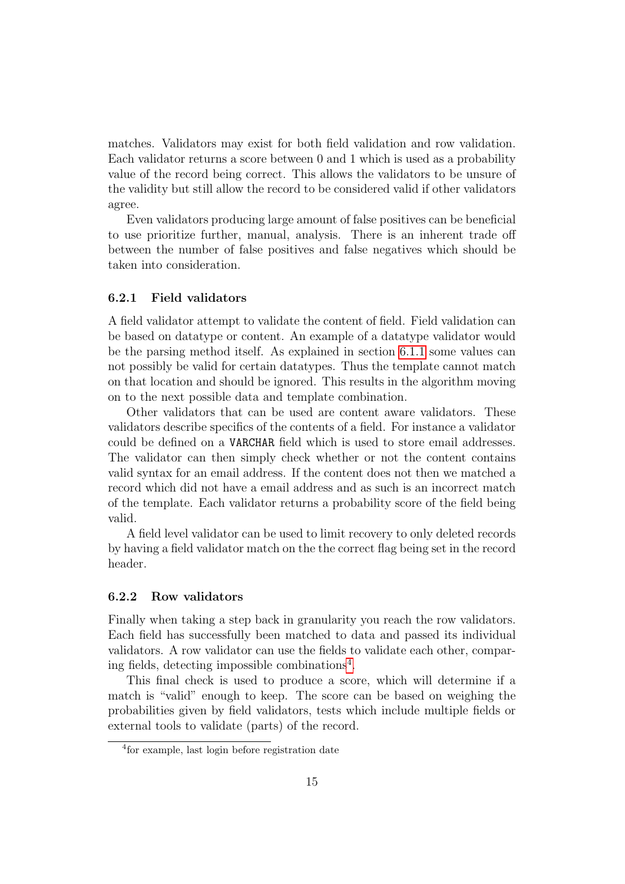matches. Validators may exist for both field validation and row validation. Each validator returns a score between 0 and 1 which is used as a probability value of the record being correct. This allows the validators to be unsure of the validity but still allow the record to be considered valid if other validators agree.

Even validators producing large amount of false positives can be beneficial to use prioritize further, manual, analysis. There is an inherent trade off between the number of false positives and false negatives which should be taken into consideration.

### 6.2.1 Field validators

A field validator attempt to validate the content of field. Field validation can be based on datatype or content. An example of a datatype validator would be the parsing method itself. As explained in section 6.1.1 some values can not possibly be valid for certain datatypes. Thus the template cannot match on that location and should be ignored. This results in the algorithm moving on to the next possible data and template combination.

Other validators that can be used are content aware validators. These validators describe specifics of the contents of a field. For instance a validator could be defined on a `VARCHAR` field which is used to store email addresses. The validator can then simply check whether or not the content contains valid syntax for an email address. If the content does not then we matched a record which did not have a email address and as such is an incorrect match of the template. Each validator returns a probability score of the field being valid.

A field level validator can be used to limit recovery to only deleted records by having a field validator match on the the correct flag being set in the record header.

### 6.2.2 Row validators

Finally when taking a step back in granularity you reach the row validators. Each field has successfully been matched to data and passed its individual validators. A row validator can use the fields to validate each other, comparing fields, detecting impossible combinations[4].

This final check is used to produce a score, which will determine if a match is "valid" enough to keep. The score can be based on weighing the probabilities given by field validators, tests which include multiple fields or external tools to validate (parts) of the record.

[4] for example, last login before registration date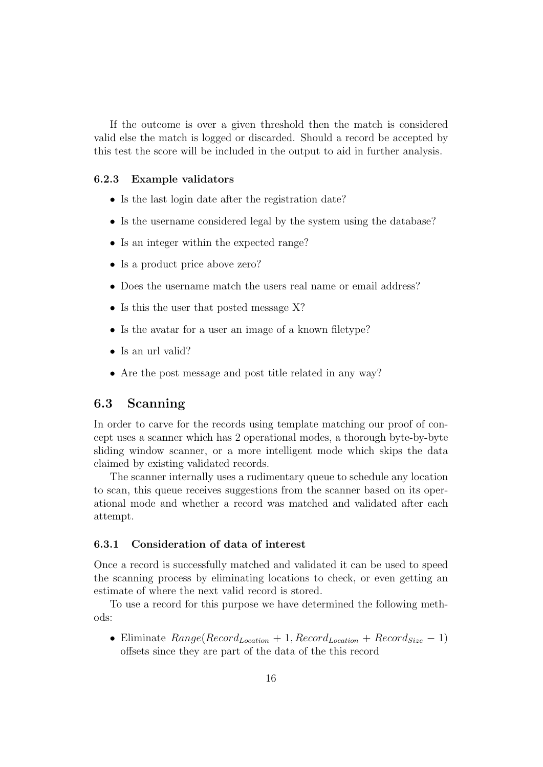If the outcome is over a given threshold then the match is considered valid else the match is logged or discarded. Should a record be accepted by this test the score will be included in the output to aid in further analysis.

### 6.2.3 Example validators

- Is the last login date after the registration date?
- Is the username considered legal by the system using the database?
- Is an integer within the expected range?
- Is a product price above zero?
- Does the username match the users real name or email address?
- Is this the user that posted message X?
- Is the avatar for a user an image of a known filetype?
- Is an url valid?
- Are the post message and post title related in any way?

## 6.3 Scanning

In order to carve for the records using template matching our proof of concept uses a scanner which has 2 operational modes, a thorough byte-by-byte sliding window scanner, or a more intelligent mode which skips the data claimed by existing validated records.

The scanner internally uses a rudimentary queue to schedule any location to scan, this queue receives suggestions from the scanner based on its operational mode and whether a record was matched and validated after each attempt.

### 6.3.1 Consideration of data of interest

Once a record is successfully matched and validated it can be used to speed the scanning process by eliminating locations to check, or even getting an estimate of where the next valid record is stored.

To use a record for this purpose we have determined the following methods:

- Eliminate $Range(Record_{Location} + 1, Record_{Location} + Record_{Size} - 1)$ offsets since they are part of the data of the this record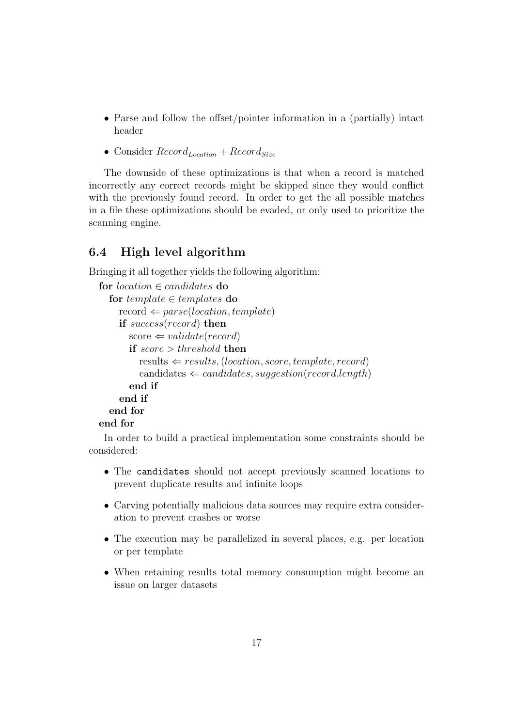- Parse and follow the offset/pointer information in a (partially) intact header
- Consider $Record_{Location} + Record_{Size}$

The downside of these optimizations is that when a record is matched incorrectly any correct records might be skipped since they would conflict with the previously found record. In order to get the all possible matches in a file these optimizations should be evaded, or only used to prioritize the scanning engine.

## 6.4 High level algorithm

Bringing it all together yields the following algorithm:

**for** $location \in candidates$ **do**
  **for** $template \in templates$ **do**
    record $\Leftarrow parse(location, template)$
    **if** $success(record)$ **then**
      score $\Leftarrow validate(record)$
      **if** $score > threshold$ **then**
        results $\Leftarrow results, (location, score, template, record)$
        candidates $\Leftarrow candidates, suggestion(record.length)$
      **end if**
    **end if**
  **end for**
**end for**

In order to build a practical implementation some constraints should be considered:

- The `candidates` should not accept previously scanned locations to prevent duplicate results and infinite loops
- Carving potentially malicious data sources may require extra consideration to prevent crashes or worse
- The execution may be parallelized in several places, e.g. per location or per template
- When retaining results total memory consumption might become an issue on larger datasets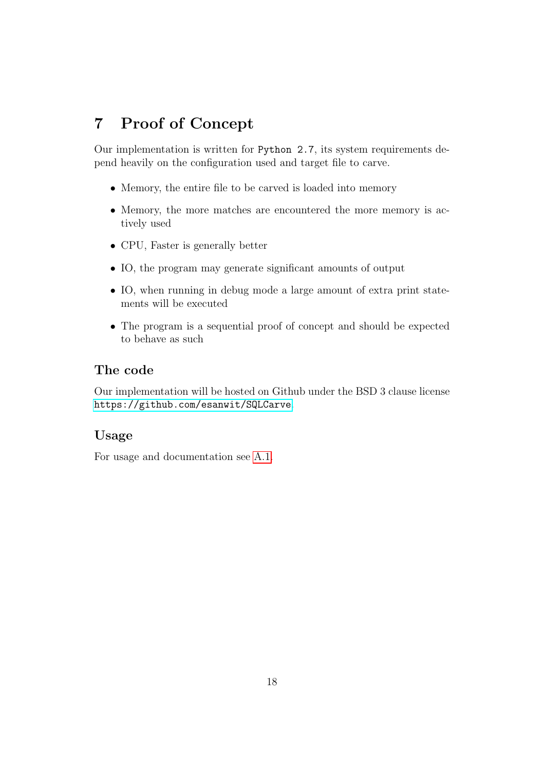# 7 Proof of Concept

Our implementation is written for `Python 2.7`, its system requirements depend heavily on the configuration used and target file to carve.

- Memory, the entire file to be carved is loaded into memory
- Memory, the more matches are encountered the more memory is actively used
- CPU, Faster is generally better
- IO, the program may generate significant amounts of output
- IO, when running in debug mode a large amount of extra print statements will be executed
- The program is a sequential proof of concept and should be expected to behave as such

### The code

Our implementation will be hosted on Github under the BSD 3 clause license `https://github.com/esanwit/SQLCarve`

### Usage

For usage and documentation see A.1.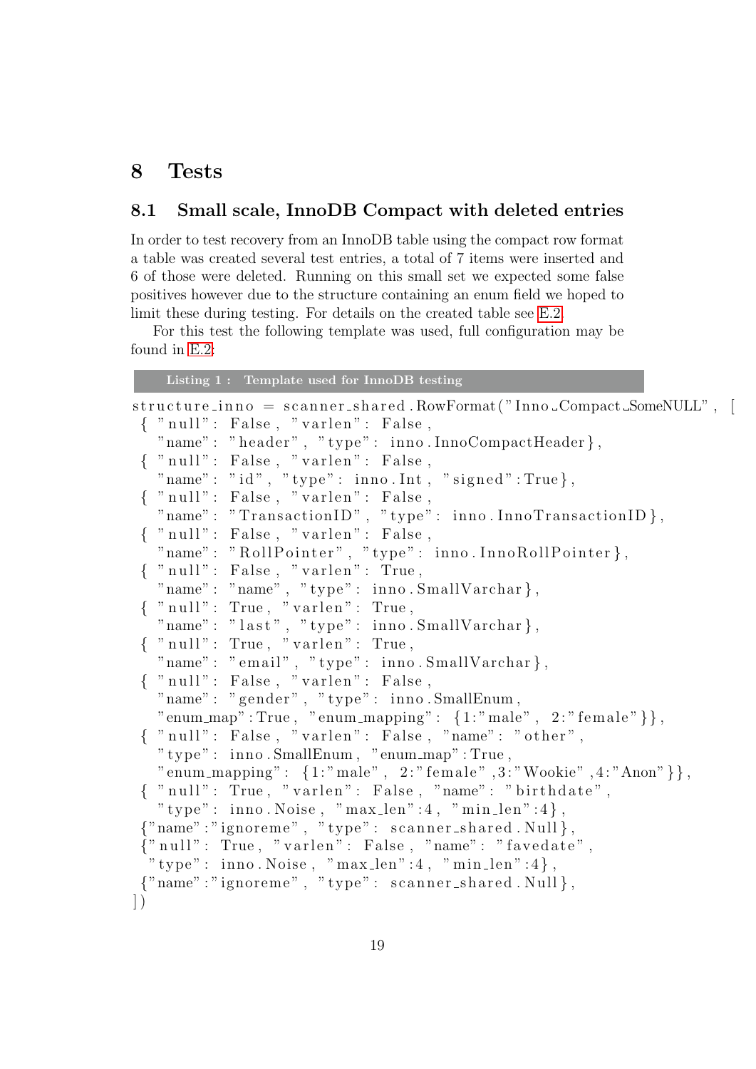# 8 Tests

## 8.1 Small scale, InnoDB Compact with deleted entries

In order to test recovery from an InnoDB table using the compact row format a table was created several test entries, a total of 7 items were inserted and 6 of those were deleted. Running on this small set we expected some false positives however due to the structure containing an enum field we hoped to limit these during testing. For details on the created table see E.2.

For this test the following template was used, full configuration may be found in E.2:

**Listing 1 : Template used for InnoDB testing**

```
structure_inno = scanner_shared.RowFormat("Inno_Compact_SomeNULL", [
 { "null": False, "varlen": False,
   "name": "header", "type": inno.InnoCompactHeader},
 { "null": False, "varlen": False,
   "name": "id", "type": inno.Int, "signed":True},
 { "null": False, "varlen": False,
   "name": "TransactionID", "type": inno.InnoTransactionID},
 { "null": False, "varlen": False,
   "name": "RollPointer", "type": inno.InnoRollPointer},
 { "null": False, "varlen": True,
   "name": "name", "type": inno.SmallVarchar},
 { "null": True, "varlen": True,
   "name": "last", "type": inno.SmallVarchar},
 { "null": True, "varlen": True,
   "name": "email", "type": inno.SmallVarchar},
 { "null": False, "varlen": False,
   "name": "gender", "type": inno.SmallEnum,
   "enum_map":True, "enum_mapping": {1:"male", 2:"female"}},
 { "null": False, "varlen": False, "name": "other",
   "type": inno.SmallEnum, "enum_map":True,
   "enum_mapping": {1:"male", 2:"female",3:"Wookie",4:"Anon"}},
 { "null": True, "varlen": False, "name": "birthdate",
   "type": inno.Noise, "max_len":4, "min_len":4},
 {"name":"ignoreme", "type": scanner_shared.Null},
 {"null": True, "varlen": False, "name": "favedate",
  "type": inno.Noise, "max_len":4, "min_len":4},
 {"name":"ignoreme", "type": scanner_shared.Null},
])
```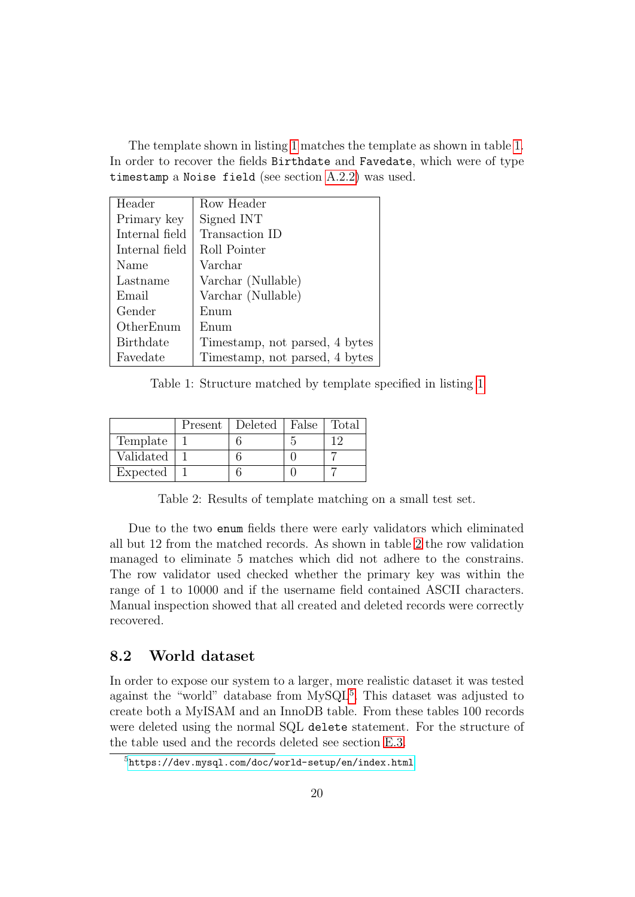The template shown in listing 1 matches the template as shown in table 1. In order to recover the fields `Birthdate` and `Favedate`, which were of type `timestamp` a `Noise field` (see section A.2.2) was used.

| Header | Row Header |
|---|---|
| Primary key | Signed INT |
| Internal field | Transaction ID |
| Internal field | Roll Pointer |
| Name | Varchar |
| Lastname | Varchar (Nullable) |
| Email | Varchar (Nullable) |
| Gender | Enum |
| OtherEnum | Enum |
| Birthdate | Timestamp, not parsed, 4 bytes |
| Favedate | Timestamp, not parsed, 4 bytes |

Table 1: Structure matched by template specified in listing 1

| | Present | Deleted | False | Total |
|---|---|---|---|---|
| Template | 1 | 6 | 5 | 12 |
| Validated | 1 | 6 | 0 | 7 |
| Expected | 1 | 6 | 0 | 7 |

Table 2: Results of template matching on a small test set.

Due to the two `enum` fields there were early validators which eliminated all but 12 from the matched records. As shown in table 2 the row validation managed to eliminate 5 matches which did not adhere to the constrains. The row validator used checked whether the primary key was within the range of 1 to 10000 and if the username field contained ASCII characters. Manual inspection showed that all created and deleted records were correctly recovered.

## 8.2 World dataset

In order to expose our system to a larger, more realistic dataset it was tested against the "world" database from MySQL[5]. This dataset was adjusted to create both a MyISAM and an InnoDB table. From these tables 100 records were deleted using the normal SQL `delete` statement. For the structure of the table used and the records deleted see section E.3.

[5] https://dev.mysql.com/doc/world-setup/en/index.html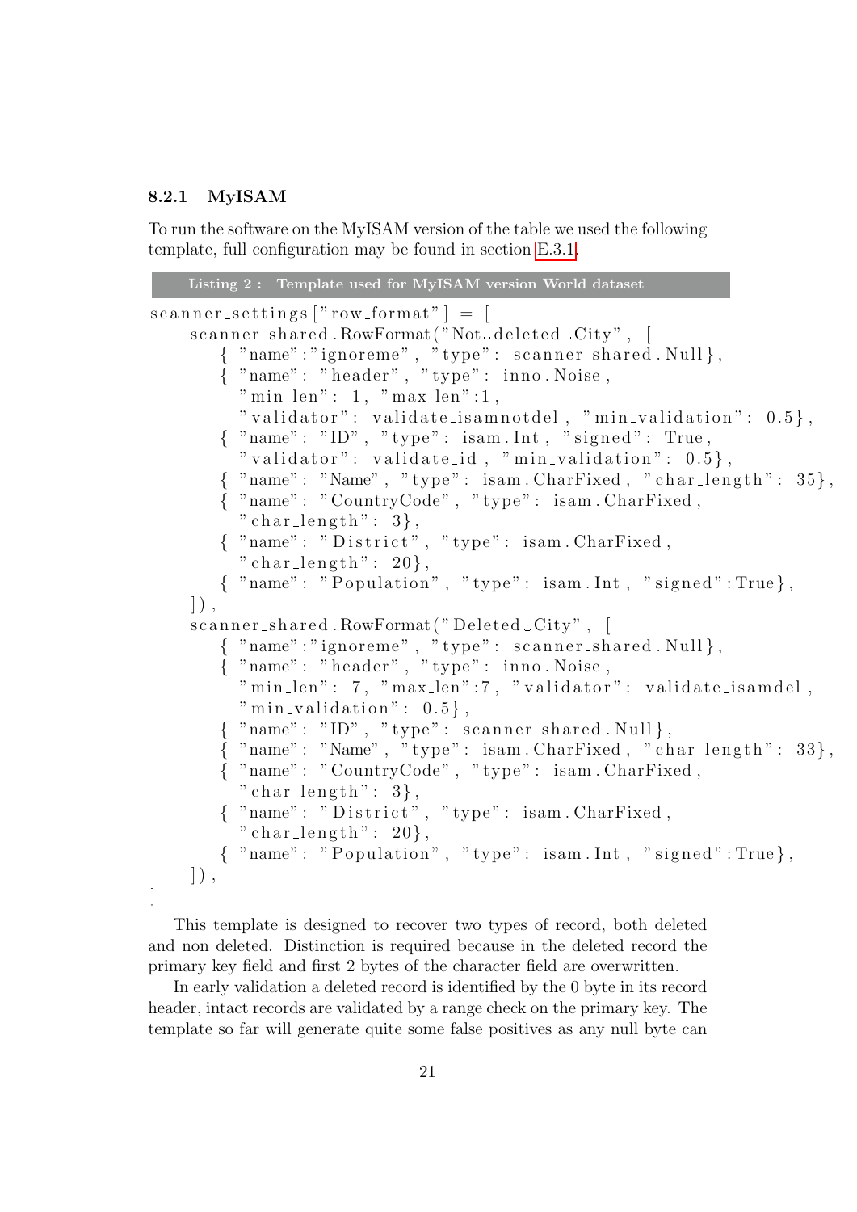### 8.2.1 MyISAM

To run the software on the MyISAM version of the table we used the following template, full configuration may be found in section E.3.1.

**Listing 2 : Template used for MyISAM version World dataset**

```
scanner_settings["row_format"] = [
    scanner_shared.RowFormat("Not_deleted_City", [
        { "name":"ignoreme", "type": scanner_shared.Null},
        { "name": "header", "type": inno.Noise,
          "min_len": 1, "max_len":1,
          "validator": validate_isamnotdel, "min_validation": 0.5},
        { "name": "ID", "type": isam.Int, "signed": True,
          "validator": validate_id, "min_validation": 0.5},
        { "name": "Name", "type": isam.CharFixed, "char_length": 35},
        { "name": "CountryCode", "type": isam.CharFixed,
          "char_length": 3},
        { "name": "District", "type": isam.CharFixed,
          "char_length": 20},
        { "name": "Population", "type": isam.Int, "signed":True},
    ]),
    scanner_shared.RowFormat("Deleted_City", [
        { "name":"ignoreme", "type": scanner_shared.Null},
        { "name": "header", "type": inno.Noise,
          "min_len": 7, "max_len":7, "validator": validate_isamdel,
          "min_validation": 0.5},
        { "name": "ID", "type": scanner_shared.Null},
        { "name": "Name", "type": isam.CharFixed, "char_length": 33},
        { "name": "CountryCode", "type": isam.CharFixed,
          "char_length": 3},
        { "name": "District", "type": isam.CharFixed,
          "char_length": 20},
        { "name": "Population", "type": isam.Int, "signed":True},
    ]),
]
```

This template is designed to recover two types of record, both deleted and non deleted. Distinction is required because in the deleted record the primary key field and first 2 bytes of the character field are overwritten.

In early validation a deleted record is identified by the 0 byte in its record header, intact records are validated by a range check on the primary key. The template so far will generate quite some false positives as any null byte can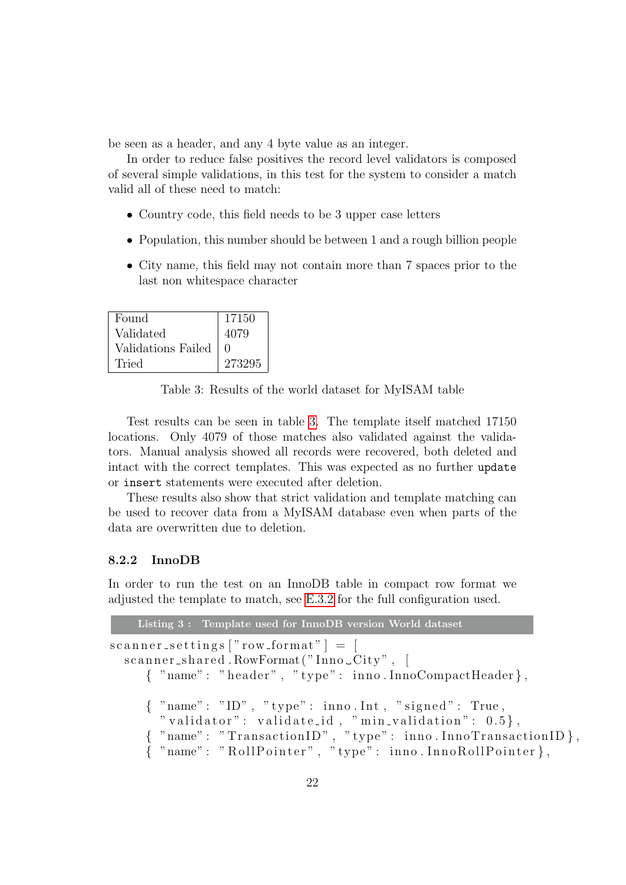be seen as a header, and any 4 byte value as an integer.

In order to reduce false positives the record level validators is composed of several simple validations, in this test for the system to consider a match valid all of these need to match:

- Country code, this field needs to be 3 upper case letters
- Population, this number should be between 1 and a rough billion people
- City name, this field may not contain more than 7 spaces prior to the last non whitespace character

| | |
|---|---|
| Found | 17150 |
| Validated | 4079 |
| Validations Failed | 0 |
| Tried | 273295 |

Table 3: Results of the world dataset for MyISAM table

Test results can be seen in table 3. The template itself matched 17150 locations. Only 4079 of those matches also validated against the validators. Manual analysis showed all records were recovered, both deleted and intact with the correct templates. This was expected as no further `update` or `insert` statements were executed after deletion.

These results also show that strict validation and template matching can be used to recover data from a MyISAM database even when parts of the data are overwritten due to deletion.

### 8.2.2 InnoDB

In order to run the test on an InnoDB table in compact row format we adjusted the template to match, see E.3.2 for the full configuration used.

**Listing 3 : Template used for InnoDB version World dataset**

```
scanner_settings["row_format"] = [
  scanner_shared.RowFormat("Inno_City", [
     { "name": "header", "type": inno.InnoCompactHeader},

     { "name": "ID", "type": inno.Int, "signed": True,
       "validator": validate_id, "min_validation": 0.5},
     { "name": "TransactionID", "type": inno.InnoTransactionID},
     { "name": "RollPointer", "type": inno.InnoRollPointer},
```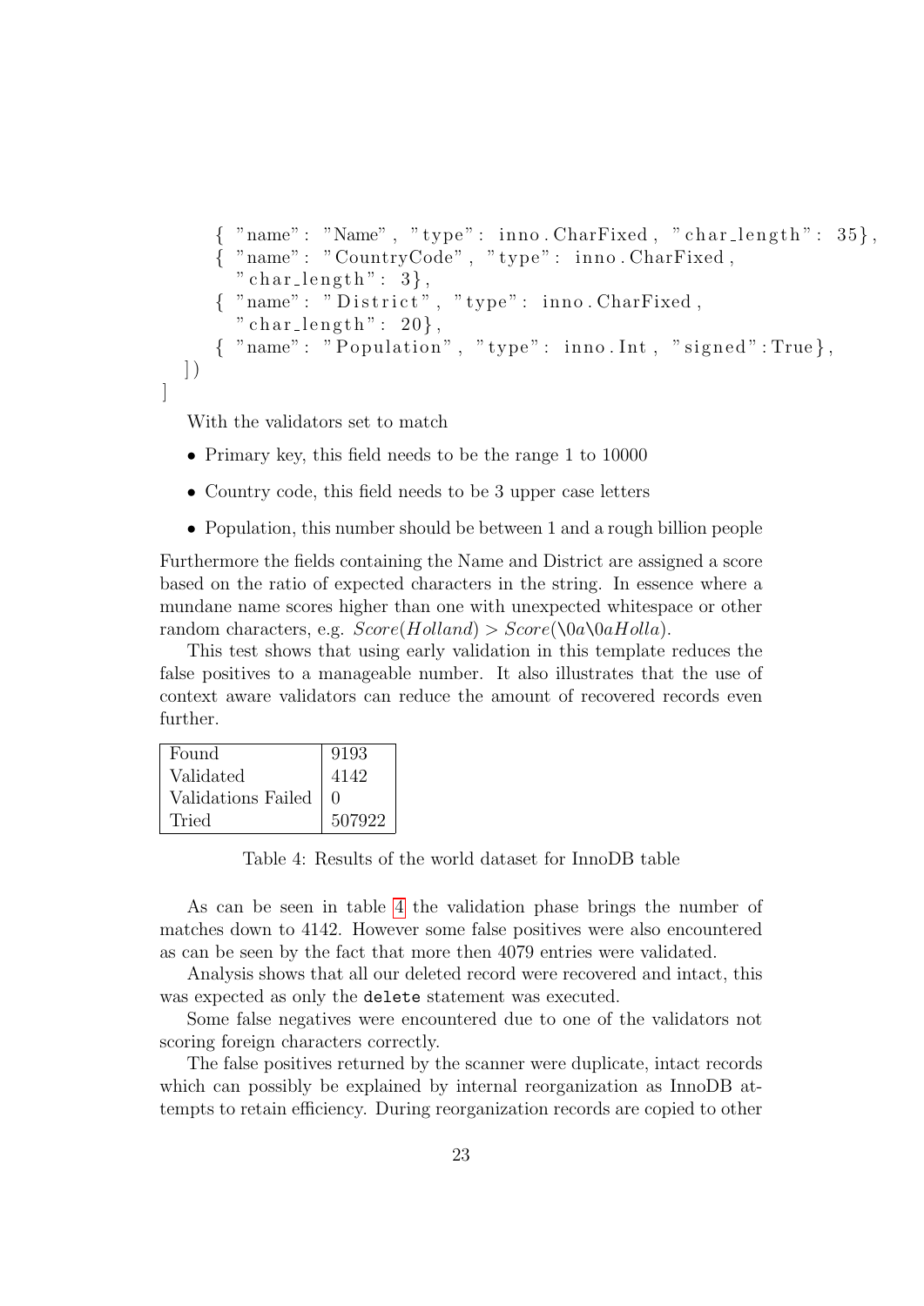```
    { "name": "Name", "type": inno.CharFixed, "char_length": 35},
    { "name": "CountryCode", "type": inno.CharFixed,
      "char_length": 3},
    { "name": "District", "type": inno.CharFixed,
      "char_length": 20},
    { "name": "Population", "type": inno.Int, "signed":True},
  ])
]
```

With the validators set to match

- Primary key, this field needs to be the range 1 to 10000
- Country code, this field needs to be 3 upper case letters
- Population, this number should be between 1 and a rough billion people

Furthermore the fields containing the Name and District are assigned a score based on the ratio of expected characters in the string. In essence where a mundane name scores higher than one with unexpected whitespace or other random characters, e.g. $Score(Holland) > Score(\backslash 0a \backslash 0aHolla)$.

This test shows that using early validation in this template reduces the false positives to a manageable number. It also illustrates that the use of context aware validators can reduce the amount of recovered records even further.

| Found | 9193 |
|---|---|
| Validated | 4142 |
| Validations Failed | 0 |
| Tried | 507922 |

Table 4: Results of the world dataset for InnoDB table

As can be seen in table 4 the validation phase brings the number of matches down to 4142. However some false positives were also encountered as can be seen by the fact that more then 4079 entries were validated.

Analysis shows that all our deleted record were recovered and intact, this was expected as only the `delete` statement was executed.

Some false negatives were encountered due to one of the validators not scoring foreign characters correctly.

The false positives returned by the scanner were duplicate, intact records which can possibly be explained by internal reorganization as InnoDB attempts to retain efficiency. During reorganization records are copied to other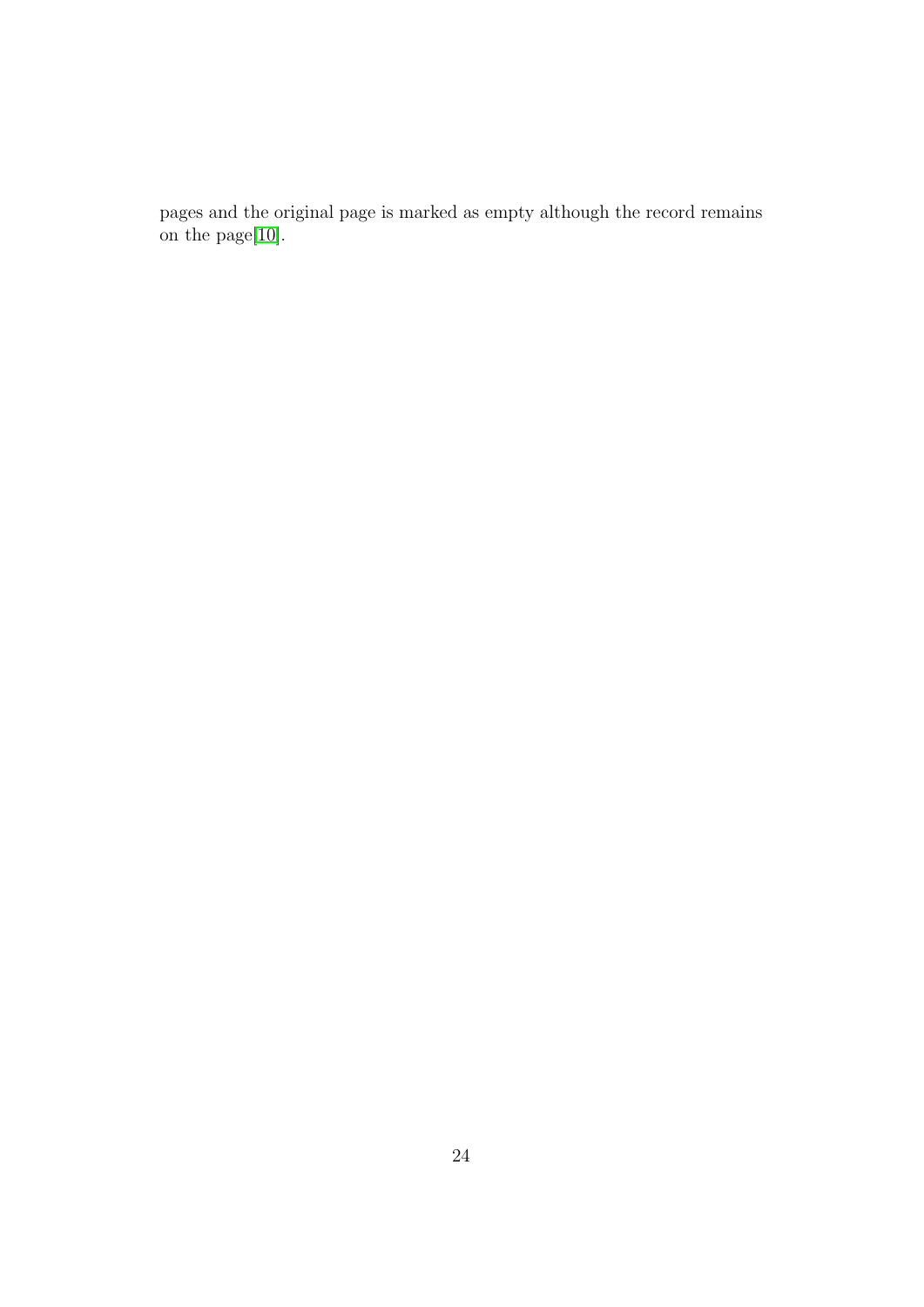pages and the original page is marked as empty although the record remains on the page[10].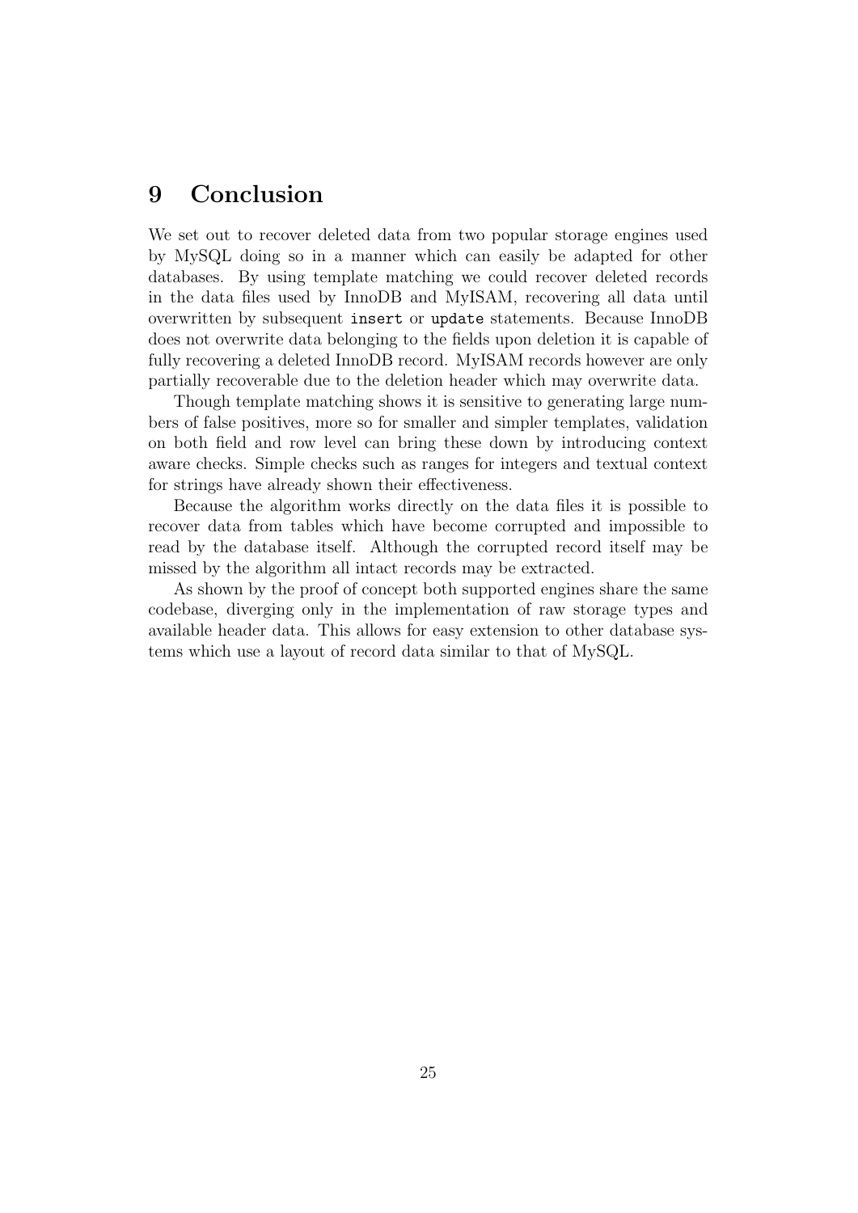# 9 Conclusion

We set out to recover deleted data from two popular storage engines used by MySQL doing so in a manner which can easily be adapted for other databases. By using template matching we could recover deleted records in the data files used by InnoDB and MyISAM, recovering all data until overwritten by subsequent `insert` or `update` statements. Because InnoDB does not overwrite data belonging to the fields upon deletion it is capable of fully recovering a deleted InnoDB record. MyISAM records however are only partially recoverable due to the deletion header which may overwrite data.

Though template matching shows it is sensitive to generating large numbers of false positives, more so for smaller and simpler templates, validation on both field and row level can bring these down by introducing context aware checks. Simple checks such as ranges for integers and textual context for strings have already shown their effectiveness.

Because the algorithm works directly on the data files it is possible to recover data from tables which have become corrupted and impossible to read by the database itself. Although the corrupted record itself may be missed by the algorithm all intact records may be extracted.

As shown by the proof of concept both supported engines share the same codebase, diverging only in the implementation of raw storage types and available header data. This allows for easy extension to other database systems which use a layout of record data similar to that of MySQL.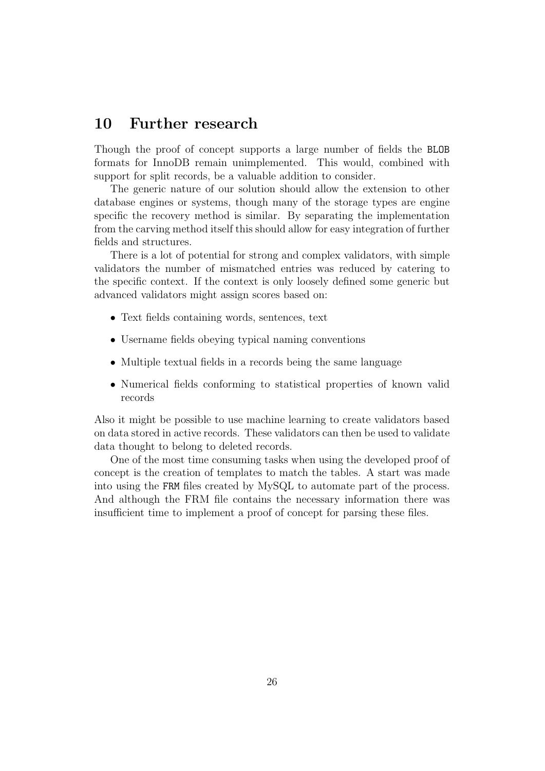# 10 Further research

Though the proof of concept supports a large number of fields the `BLOB` formats for InnoDB remain unimplemented. This would, combined with support for split records, be a valuable addition to consider.

The generic nature of our solution should allow the extension to other database engines or systems, though many of the storage types are engine specific the recovery method is similar. By separating the implementation from the carving method itself this should allow for easy integration of further fields and structures.

There is a lot of potential for strong and complex validators, with simple validators the number of mismatched entries was reduced by catering to the specific context. If the context is only loosely defined some generic but advanced validators might assign scores based on:

- Text fields containing words, sentences, text
- Username fields obeying typical naming conventions
- Multiple textual fields in a records being the same language
- Numerical fields conforming to statistical properties of known valid records

Also it might be possible to use machine learning to create validators based on data stored in active records. These validators can then be used to validate data thought to belong to deleted records.

One of the most time consuming tasks when using the developed proof of concept is the creation of templates to match the tables. A start was made into using the `FRM` files created by MySQL to automate part of the process. And although the FRM file contains the necessary information there was insufficient time to implement a proof of concept for parsing these files.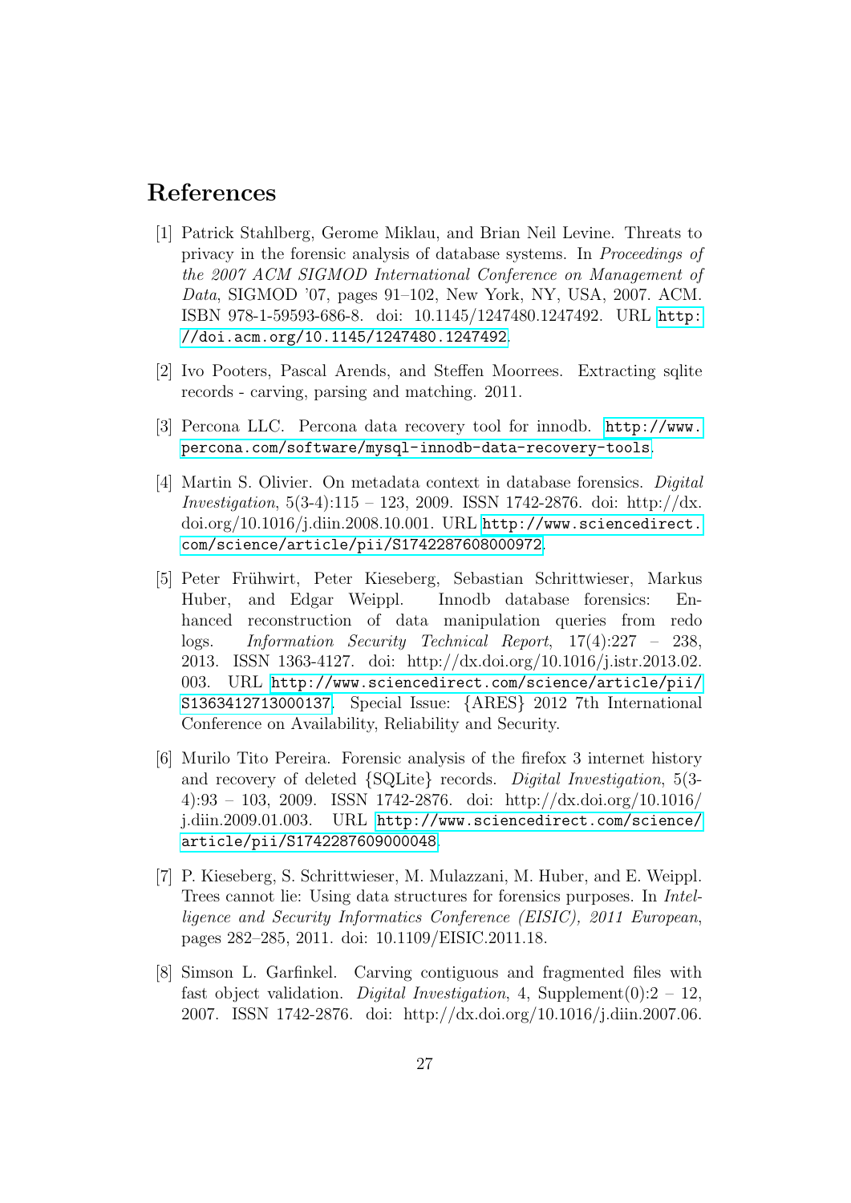# References

[1] Patrick Stahlberg, Gerome Miklau, and Brian Neil Levine. Threats to privacy in the forensic analysis of database systems. In *Proceedings of the 2007 ACM SIGMOD International Conference on Management of Data*, SIGMOD '07, pages 91–102, New York, NY, USA, 2007. ACM. ISBN 978-1-59593-686-8. doi: 10.1145/1247480.1247492. URL http://doi.acm.org/10.1145/1247480.1247492.

[2] Ivo Pooters, Pascal Arends, and Steffen Moorrees. Extracting sqlite records - carving, parsing and matching. 2011.

[3] Percona LLC. Percona data recovery tool for innodb. http://www.percona.com/software/mysql-innodb-data-recovery-tools.

[4] Martin S. Olivier. On metadata context in database forensics. *Digital Investigation*, 5(3-4):115 – 123, 2009. ISSN 1742-2876. doi: http://dx.doi.org/10.1016/j.diin.2008.10.001. URL http://www.sciencedirect.com/science/article/pii/S1742287608000972.

[5] Peter Frühwirt, Peter Kieseberg, Sebastian Schrittwieser, Markus Huber, and Edgar Weippl. Innodb database forensics: Enhanced reconstruction of data manipulation queries from redo logs. *Information Security Technical Report*, 17(4):227 – 238, 2013. ISSN 1363-4127. doi: http://dx.doi.org/10.1016/j.istr.2013.02.003. URL http://www.sciencedirect.com/science/article/pii/S1363412713000137. Special Issue: {ARES} 2012 7th International Conference on Availability, Reliability and Security.

[6] Murilo Tito Pereira. Forensic analysis of the firefox 3 internet history and recovery of deleted {SQLite} records. *Digital Investigation*, 5(3-4):93 – 103, 2009. ISSN 1742-2876. doi: http://dx.doi.org/10.1016/j.diin.2009.01.003. URL http://www.sciencedirect.com/science/article/pii/S1742287609000048.

[7] P. Kieseberg, S. Schrittwieser, M. Mulazzani, M. Huber, and E. Weippl. Trees cannot lie: Using data structures for forensics purposes. In *Intelligence and Security Informatics Conference (EISIC), 2011 European*, pages 282–285, 2011. doi: 10.1109/EISIC.2011.18.

[8] Simson L. Garfinkel. Carving contiguous and fragmented files with fast object validation. *Digital Investigation*, 4, Supplement(0):2 – 12, 2007. ISSN 1742-2876. doi: http://dx.doi.org/10.1016/j.diin.2007.06.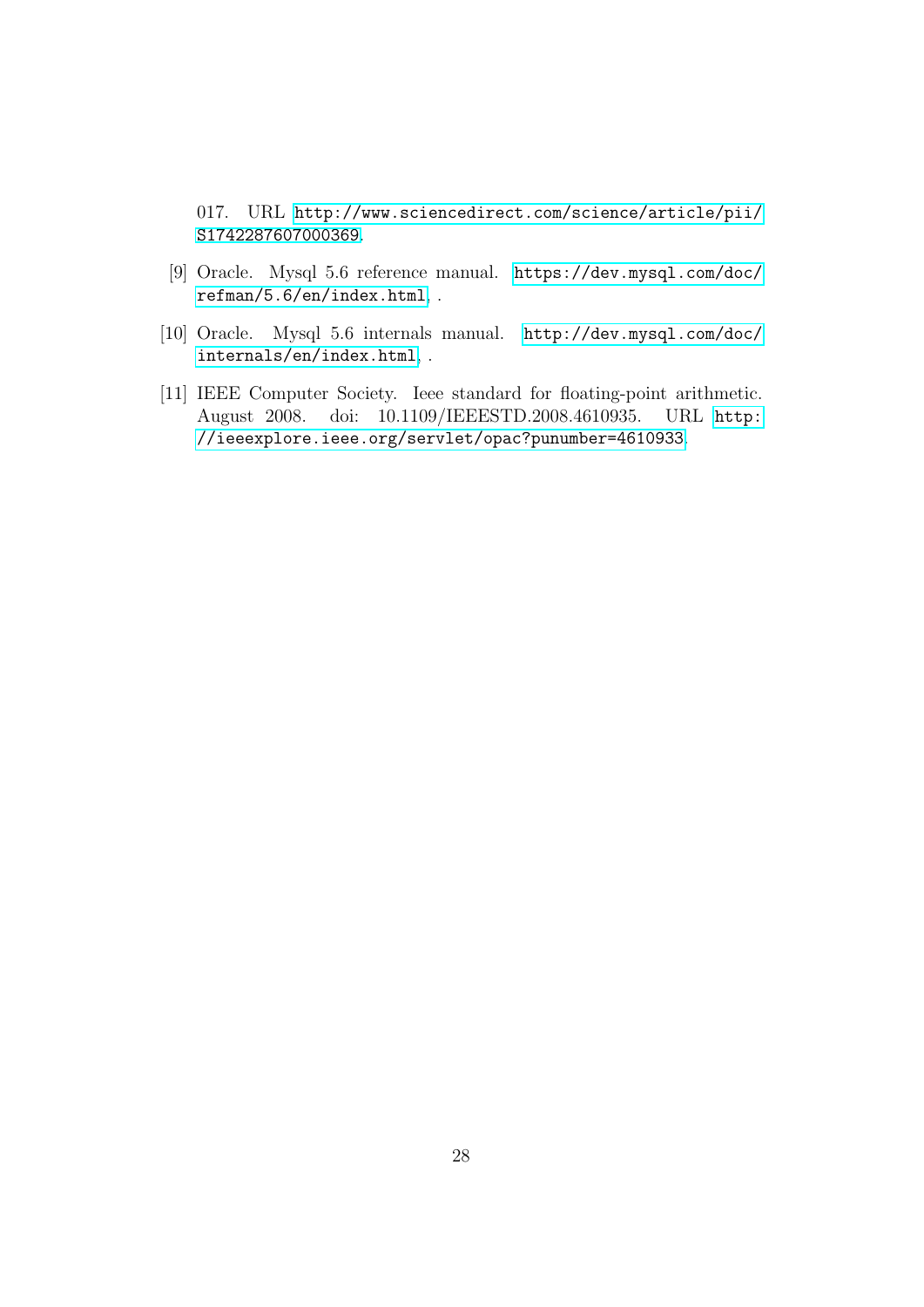017. URL http://www.sciencedirect.com/science/article/pii/S1742287607000369.

[9] Oracle. Mysql 5.6 reference manual. https://dev.mysql.com/doc/refman/5.6/en/index.html, .

[10] Oracle. Mysql 5.6 internals manual. http://dev.mysql.com/doc/internals/en/index.html, .

[11] IEEE Computer Society. Ieee standard for floating-point arithmetic. August 2008. doi: 10.1109/IEEESTD.2008.4610935. URL http://ieeexplore.ieee.org/servlet/opac?punumber=4610933.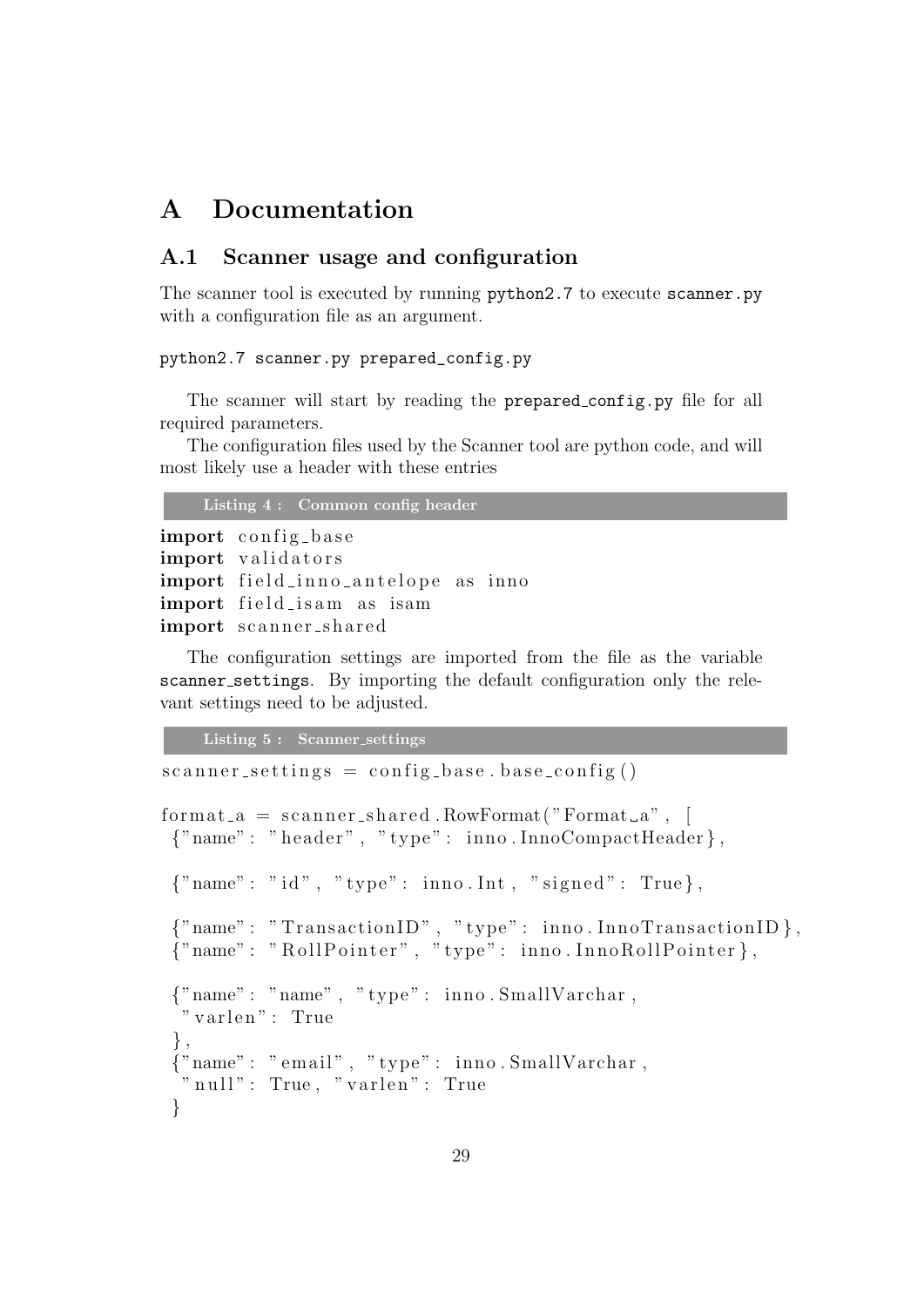# A Documentation

## A.1 Scanner usage and configuration

The scanner tool is executed by running `python2.7` to execute `scanner.py` with a configuration file as an argument.

```
python2.7 scanner.py prepared_config.py
```

The scanner will start by reading the `prepared_config.py` file for all required parameters.

The configuration files used by the Scanner tool are python code, and will most likely use a header with these entries

**Listing 4 : Common config header**

```python
import config_base
import validators
import field_inno_antelope as inno
import field_isam as isam
import scanner_shared
```

The configuration settings are imported from the file as the variable `scanner_settings`. By importing the default configuration only the relevant settings need to be adjusted.

**Listing 5 : Scanner_settings**

```python
scanner_settings = config_base.base_config()

format_a = scanner_shared.RowFormat("Format_a", [
 {"name": "header", "type": inno.InnoCompactHeader},

 {"name": "id", "type": inno.Int, "signed": True},

 {"name": "TransactionID", "type": inno.InnoTransactionID},
 {"name": "RollPointer", "type": inno.InnoRollPointer},

 {"name": "name", "type": inno.SmallVarchar,
  "varlen": True
 },
 {"name": "email", "type": inno.SmallVarchar,
  "null": True, "varlen": True
 }
```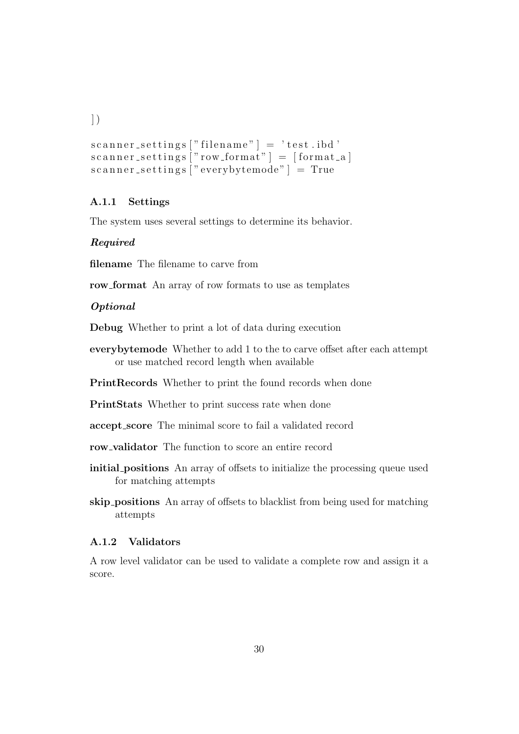```
])

scanner_settings["filename"] = 'test.ibd'
scanner_settings["row_format"] = [format_a]
scanner_settings["everybytemode"] = True
```

### A.1.1 Settings

The system uses several settings to determine its behavior.

***Required***

**filename** The filename to carve from

**row_format** An array of row formats to use as templates

***Optional***

**Debug** Whether to print a lot of data during execution

**everybytemode** Whether to add 1 to the to carve offset after each attempt or use matched record length when available

**PrintRecords** Whether to print the found records when done

**PrintStats** Whether to print success rate when done

**accept_score** The minimal score to fail a validated record

**row_validator** The function to score an entire record

**initial_positions** An array of offsets to initialize the processing queue used for matching attempts

**skip_positions** An array of offsets to blacklist from being used for matching attempts

### A.1.2 Validators

A row level validator can be used to validate a complete row and assign it a score.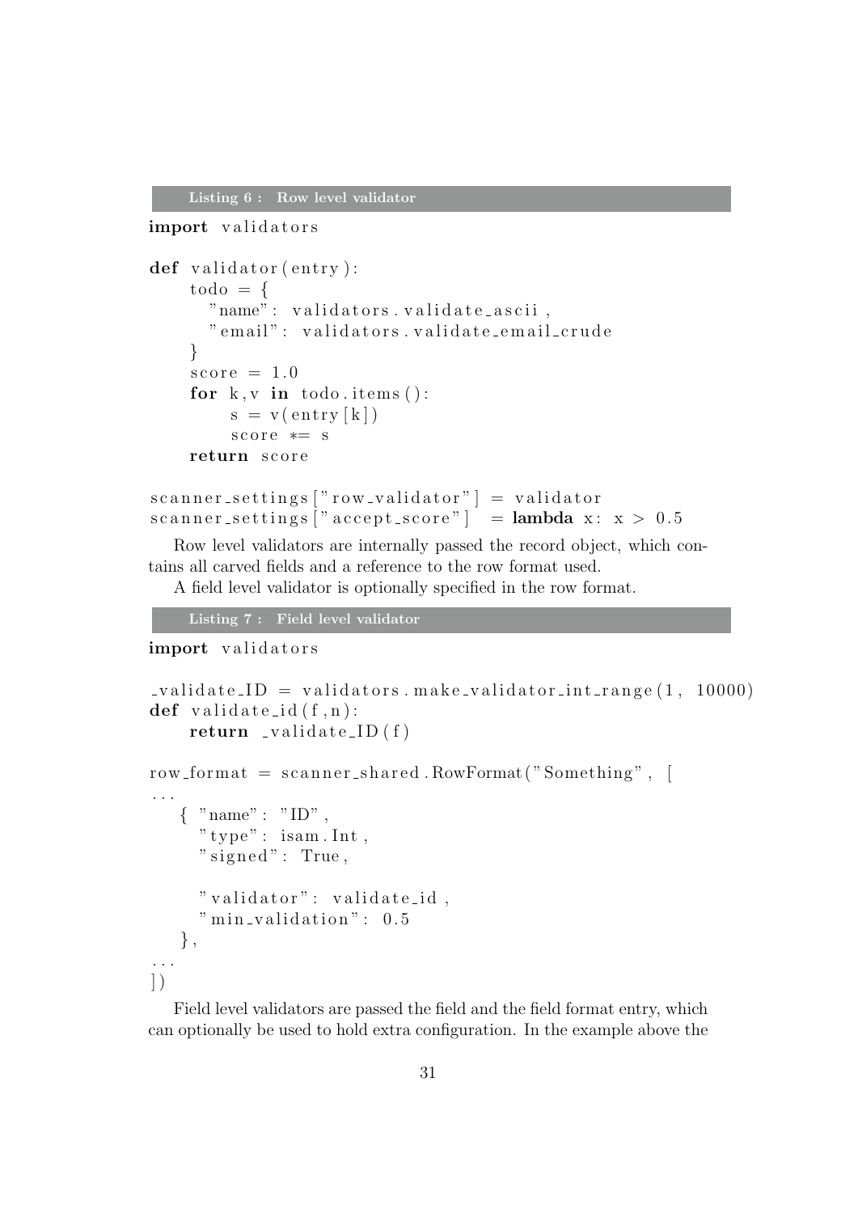**Listing 6 : Row level validator**

```
import validators

def validator(entry):
    todo = {
      "name": validators.validate_ascii,
      "email": validators.validate_email_crude
    }
    score = 1.0
    for k,v in todo.items():
        s = v(entry[k])
        score *= s
    return score

scanner_settings["row_validator"] = validator
scanner_settings["accept_score"]  = lambda x: x > 0.5
```

Row level validators are internally passed the record object, which contains all carved fields and a reference to the row format used.

A field level validator is optionally specified in the row format.

**Listing 7 : Field level validator**

```
import validators

_validate_ID = validators.make_validator_int_range(1, 10000)
def validate_id(f,n):
    return _validate_ID(f)

row_format = scanner_shared.RowFormat("Something", [
...
   { "name": "ID",
     "type": isam.Int,
     "signed": True,

     "validator": validate_id,
     "min_validation": 0.5
   },
...
])
```

Field level validators are passed the field and the field format entry, which can optionally be used to hold extra configuration. In the example above the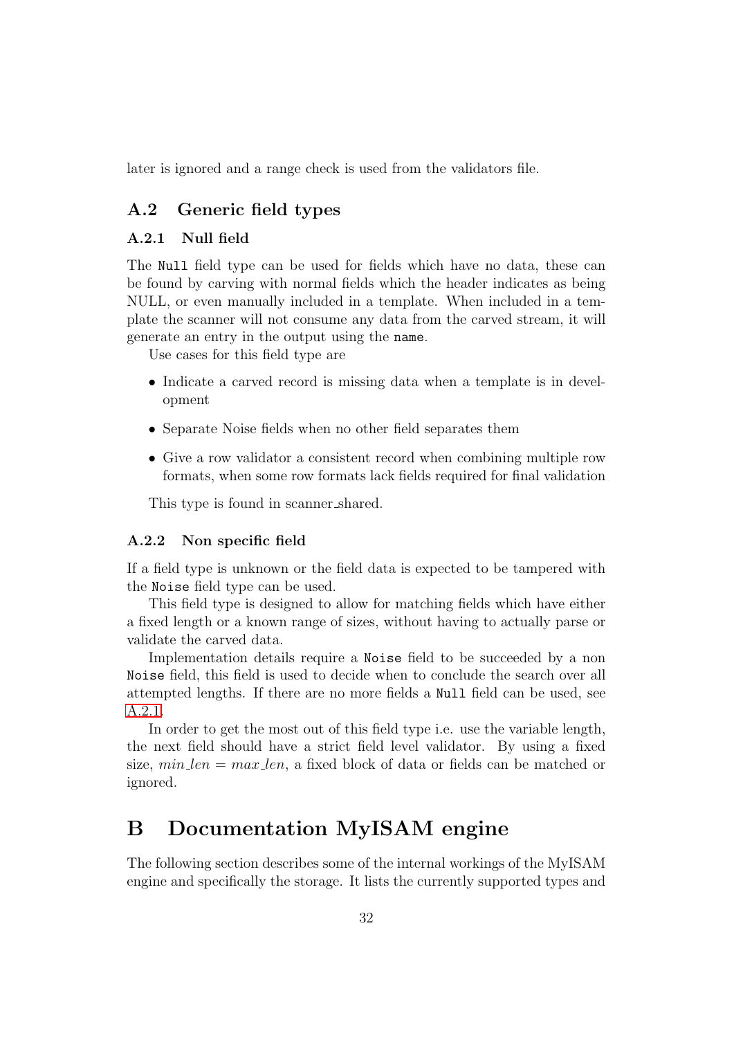later is ignored and a range check is used from the validators file.

## A.2 Generic field types

### A.2.1 Null field

The `Null` field type can be used for fields which have no data, these can be found by carving with normal fields which the header indicates as being NULL, or even manually included in a template. When included in a template the scanner will not consume any data from the carved stream, it will generate an entry in the output using the `name`.

Use cases for this field type are

- Indicate a carved record is missing data when a template is in development
- Separate Noise fields when no other field separates them
- Give a row validator a consistent record when combining multiple row formats, when some row formats lack fields required for final validation

This type is found in scanner_shared.

### A.2.2 Non specific field

If a field type is unknown or the field data is expected to be tampered with the `Noise` field type can be used.

This field type is designed to allow for matching fields which have either a fixed length or a known range of sizes, without having to actually parse or validate the carved data.

Implementation details require a `Noise` field to be succeeded by a non `Noise` field, this field is used to decide when to conclude the search over all attempted lengths. If there are no more fields a `Null` field can be used, see A.2.1.

In order to get the most out of this field type i.e. use the variable length, the next field should have a strict field level validator. By using a fixed size, $min\_len = max\_len$, a fixed block of data or fields can be matched or ignored.

# B Documentation MyISAM engine

The following section describes some of the internal workings of the MyISAM engine and specifically the storage. It lists the currently supported types and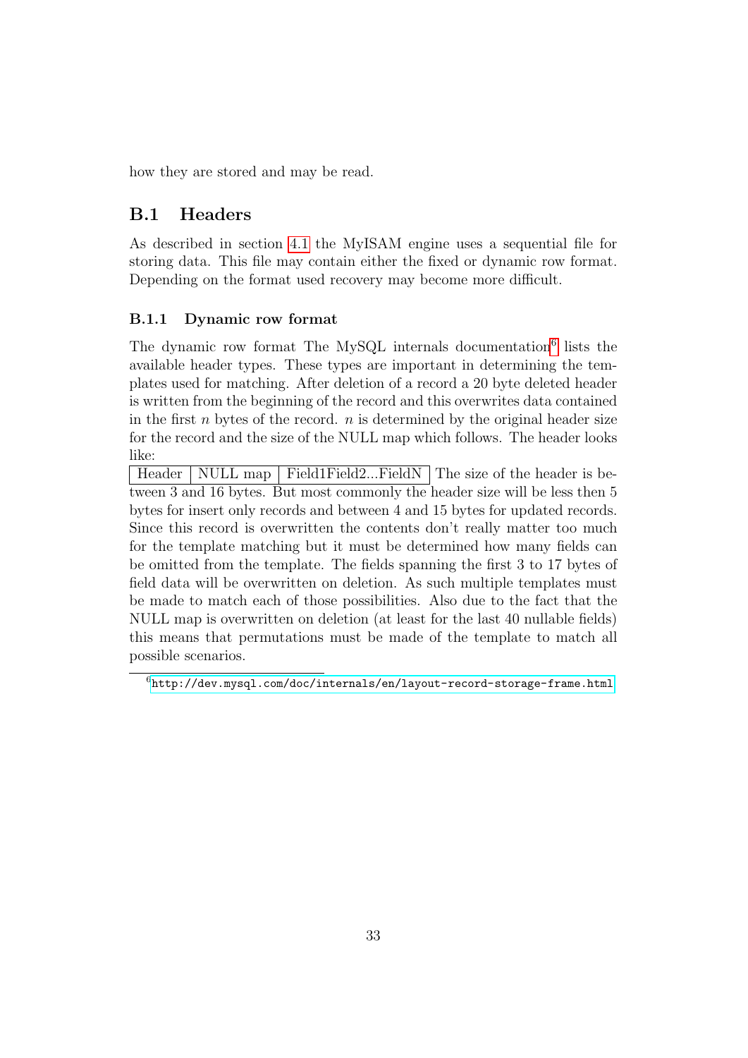how they are stored and may be read.

## B.1 Headers

As described in section 4.1 the MyISAM engine uses a sequential file for storing data. This file may contain either the fixed or dynamic row format. Depending on the format used recovery may become more difficult.

### B.1.1 Dynamic row format

The dynamic row format The MySQL internals documentation[6] lists the available header types. These types are important in determining the templates used for matching. After deletion of a record a 20 byte deleted header is written from the beginning of the record and this overwrites data contained in the first $n$ bytes of the record. $n$ is determined by the original header size for the record and the size of the NULL map which follows. The header looks like:

| Header | NULL map | Field1Field2...FieldN |
|---|---|---|

The size of the header is between 3 and 16 bytes. But most commonly the header size will be less then 5 bytes for insert only records and between 4 and 15 bytes for updated records. Since this record is overwritten the contents don't really matter too much for the template matching but it must be determined how many fields can be omitted from the template. The fields spanning the first 3 to 17 bytes of field data will be overwritten on deletion. As such multiple templates must be made to match each of those possibilities. Also due to the fact that the NULL map is overwritten on deletion (at least for the last 40 nullable fields) this means that permutations must be made of the template to match all possible scenarios.

[6] http://dev.mysql.com/doc/internals/en/layout-record-storage-frame.html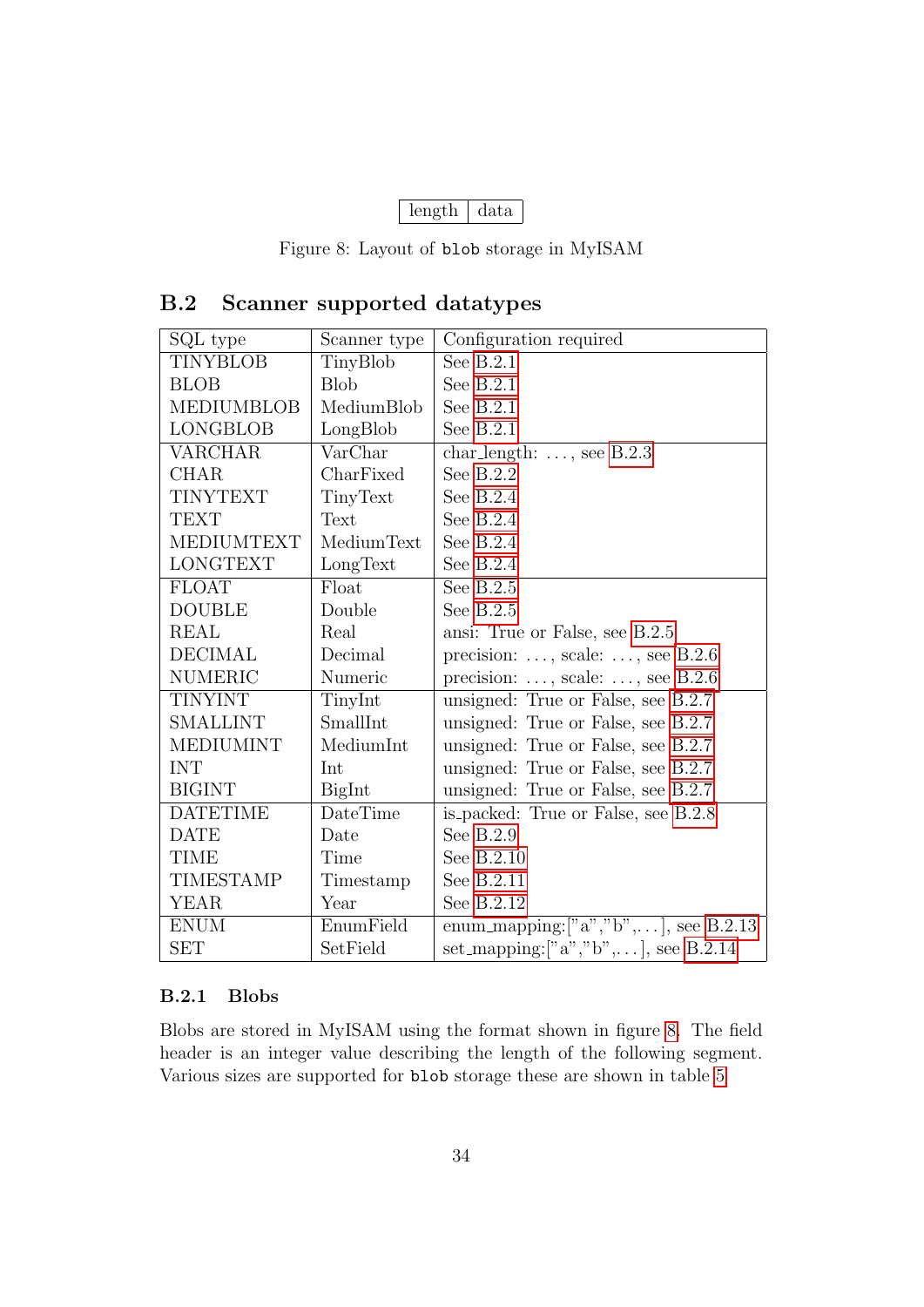| length | data |
|---|---|

Figure 8: Layout of `blob` storage in MyISAM

## B.2 Scanner supported datatypes

| SQL type | Scanner type | Configuration required |
|---|---|---|
| TINYBLOB | TinyBlob | See B.2.1 |
| BLOB | Blob | See B.2.1 |
| MEDIUMBLOB | MediumBlob | See B.2.1 |
| LONGBLOB | LongBlob | See B.2.1 |
| VARCHAR | VarChar | char_length: ..., see B.2.3 |
| CHAR | CharFixed | See B.2.2 |
| TINYTEXT | TinyText | See B.2.4 |
| TEXT | Text | See B.2.4 |
| MEDIUMTEXT | MediumText | See B.2.4 |
| LONGTEXT | LongText | See B.2.4 |
| FLOAT | Float | See B.2.5 |
| DOUBLE | Double | See B.2.5 |
| REAL | Real | ansi: True or False, see B.2.5 |
| DECIMAL | Decimal | precision: ..., scale: ..., see B.2.6 |
| NUMERIC | Numeric | precision: ..., scale: ..., see B.2.6 |
| TINYINT | TinyInt | unsigned: True or False, see B.2.7 |
| SMALLINT | SmallInt | unsigned: True or False, see B.2.7 |
| MEDIUMINT | MediumInt | unsigned: True or False, see B.2.7 |
| INT | Int | unsigned: True or False, see B.2.7 |
| BIGINT | BigInt | unsigned: True or False, see B.2.7 |
| DATETIME | DateTime | is_packed: True or False, see B.2.8 |
| DATE | Date | See B.2.9 |
| TIME | Time | See B.2.10 |
| TIMESTAMP | Timestamp | See B.2.11 |
| YEAR | Year | See B.2.12 |
| ENUM | EnumField | enum_mapping:["a","b",...], see B.2.13 |
| SET | SetField | set_mapping:["a","b",...], see B.2.14 |

### B.2.1 Blobs

Blobs are stored in MyISAM using the format shown in figure 8. The field header is an integer value describing the length of the following segment. Various sizes are supported for `blob` storage these are shown in table 5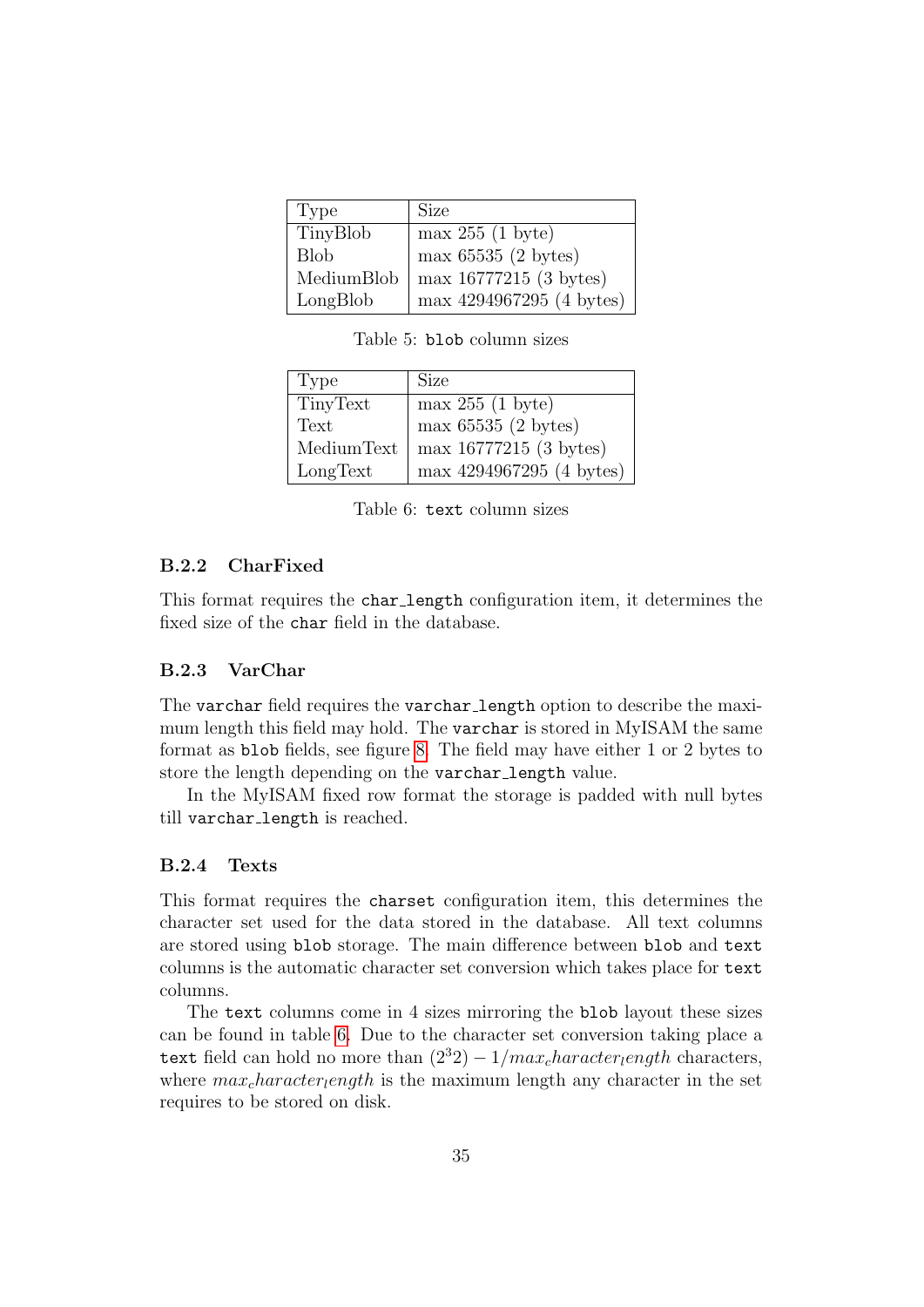| Type | Size |
|---|---|
| TinyBlob | max 255 (1 byte) |
| Blob | max 65535 (2 bytes) |
| MediumBlob | max 16777215 (3 bytes) |
| LongBlob | max 4294967295 (4 bytes) |

Table 5: `blob` column sizes

| Type | Size |
|---|---|
| TinyText | max 255 (1 byte) |
| Text | max 65535 (2 bytes) |
| MediumText | max 16777215 (3 bytes) |
| LongText | max 4294967295 (4 bytes) |

Table 6: `text` column sizes

### B.2.2 CharFixed

This format requires the `char_length` configuration item, it determines the fixed size of the `char` field in the database.

### B.2.3 VarChar

The `varchar` field requires the `varchar_length` option to describe the maximum length this field may hold. The `varchar` is stored in MyISAM the same format as `blob` fields, see figure 8. The field may have either 1 or 2 bytes to store the length depending on the `varchar_length` value.

In the MyISAM fixed row format the storage is padded with null bytes till `varchar_length` is reached.

### B.2.4 Texts

This format requires the `charset` configuration item, this determines the character set used for the data stored in the database. All text columns are stored using `blob` storage. The main difference between `blob` and `text` columns is the automatic character set conversion which takes place for `text` columns.

The `text` columns come in 4 sizes mirroring the `blob` layout these sizes can be found in table 6. Due to the character set conversion taking place a `text` field can hold no more than $(2^32) - 1/max_character_length$ characters, where $max_character_length$ is the maximum length any character in the set requires to be stored on disk.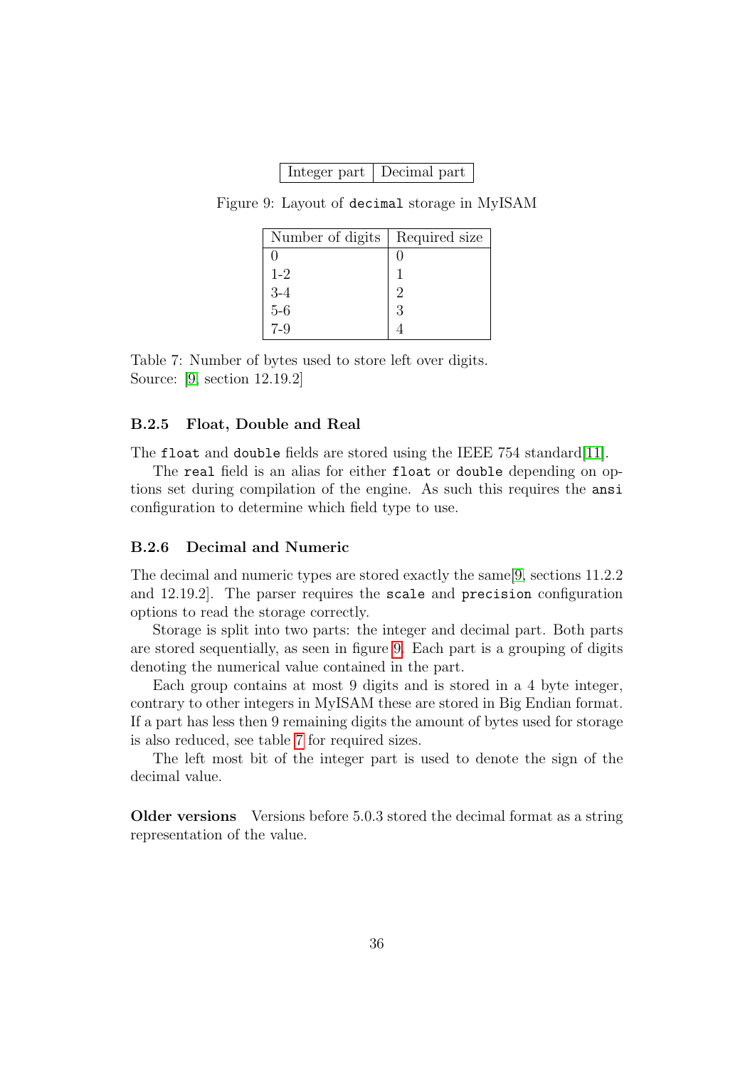| Integer part | Decimal part |
|---|---|

Figure 9: Layout of `decimal` storage in MyISAM

| Number of digits | Required size |
|---|---|
| 0 | 0 |
| 1-2 | 1 |
| 3-4 | 2 |
| 5-6 | 3 |
| 7-9 | 4 |

Table 7: Number of bytes used to store left over digits.
Source: [9, section 12.19.2]

### B.2.5 Float, Double and Real

The `float` and `double` fields are stored using the IEEE 754 standard[11].

The `real` field is an alias for either `float` or `double` depending on options set during compilation of the engine. As such this requires the `ansi` configuration to determine which field type to use.

### B.2.6 Decimal and Numeric

The decimal and numeric types are stored exactly the same[9, sections 11.2.2 and 12.19.2]. The parser requires the `scale` and `precision` configuration options to read the storage correctly.

Storage is split into two parts: the integer and decimal part. Both parts are stored sequentially, as seen in figure 9. Each part is a grouping of digits denoting the numerical value contained in the part.

Each group contains at most 9 digits and is stored in a 4 byte integer, contrary to other integers in MyISAM these are stored in Big Endian format. If a part has less then 9 remaining digits the amount of bytes used for storage is also reduced, see table 7 for required sizes.

The left most bit of the integer part is used to denote the sign of the decimal value.

**Older versions** Versions before 5.0.3 stored the decimal format as a string representation of the value.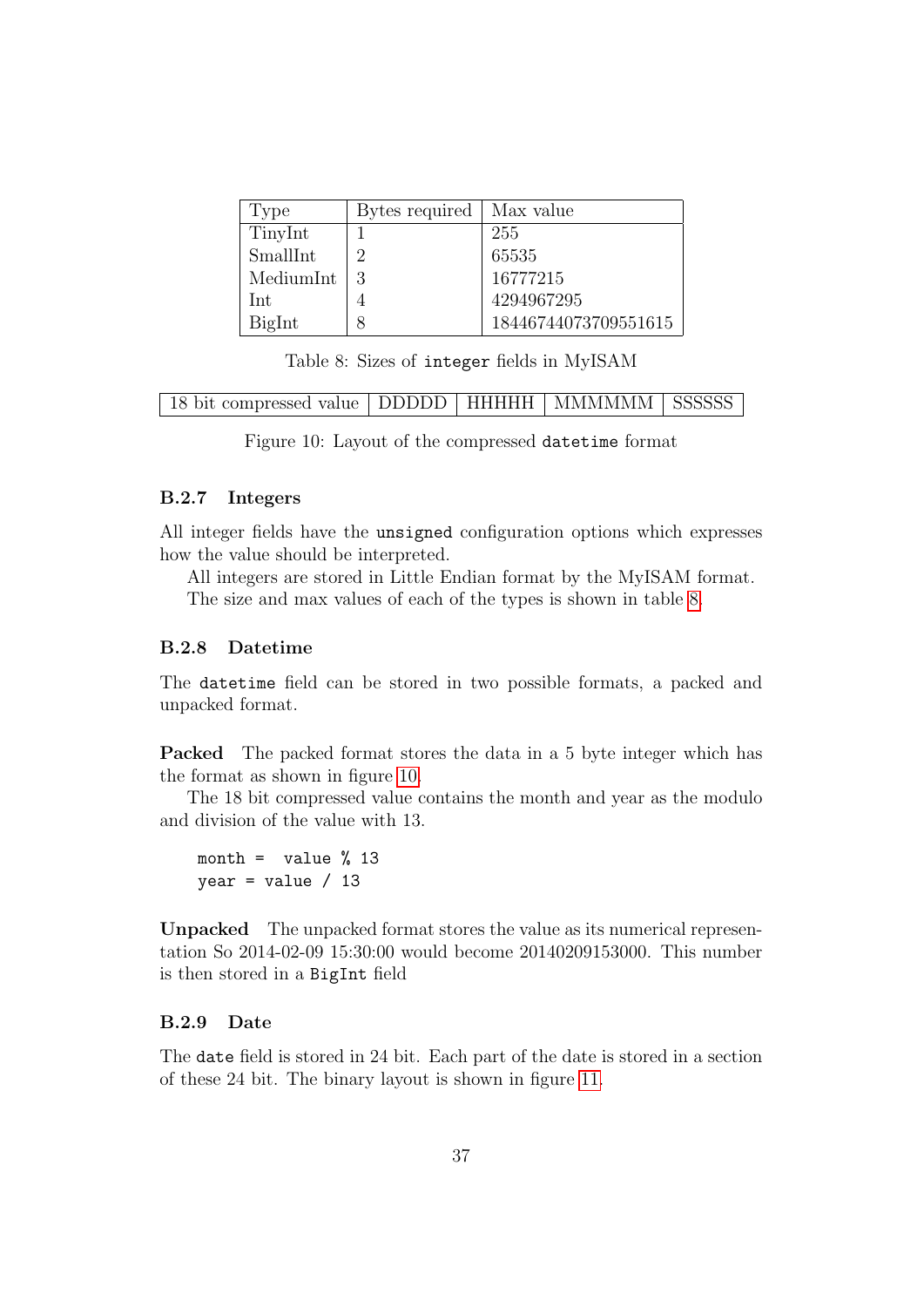| Type | Bytes required | Max value |
|---|---|---|
| TinyInt | 1 | 255 |
| SmallInt | 2 | 65535 |
| MediumInt | 3 | 16777215 |
| Int | 4 | 4294967295 |
| BigInt | 8 | 18446744073709551615 |

Table 8: Sizes of `integer` fields in MyISAM

| 18 bit compressed value | DDDDD | HHHHH | MMMMMM | SSSSSS |
|---|---|---|---|---|

Figure 10: Layout of the compressed `datetime` format

### B.2.7 Integers

All integer fields have the `unsigned` configuration options which expresses how the value should be interpreted.

All integers are stored in Little Endian format by the MyISAM format.

The size and max values of each of the types is shown in table 8.

### B.2.8 Datetime

The `datetime` field can be stored in two possible formats, a packed and unpacked format.

**Packed** The packed format stores the data in a 5 byte integer which has the format as shown in figure 10.

The 18 bit compressed value contains the month and year as the modulo and division of the value with 13.

```
month =  value % 13
year = value / 13
```

**Unpacked** The unpacked format stores the value as its numerical representation So 2014-02-09 15:30:00 would become 20140209153000. This number is then stored in a `BigInt` field

### B.2.9 Date

The `date` field is stored in 24 bit. Each part of the date is stored in a section of these 24 bit. The binary layout is shown in figure 11.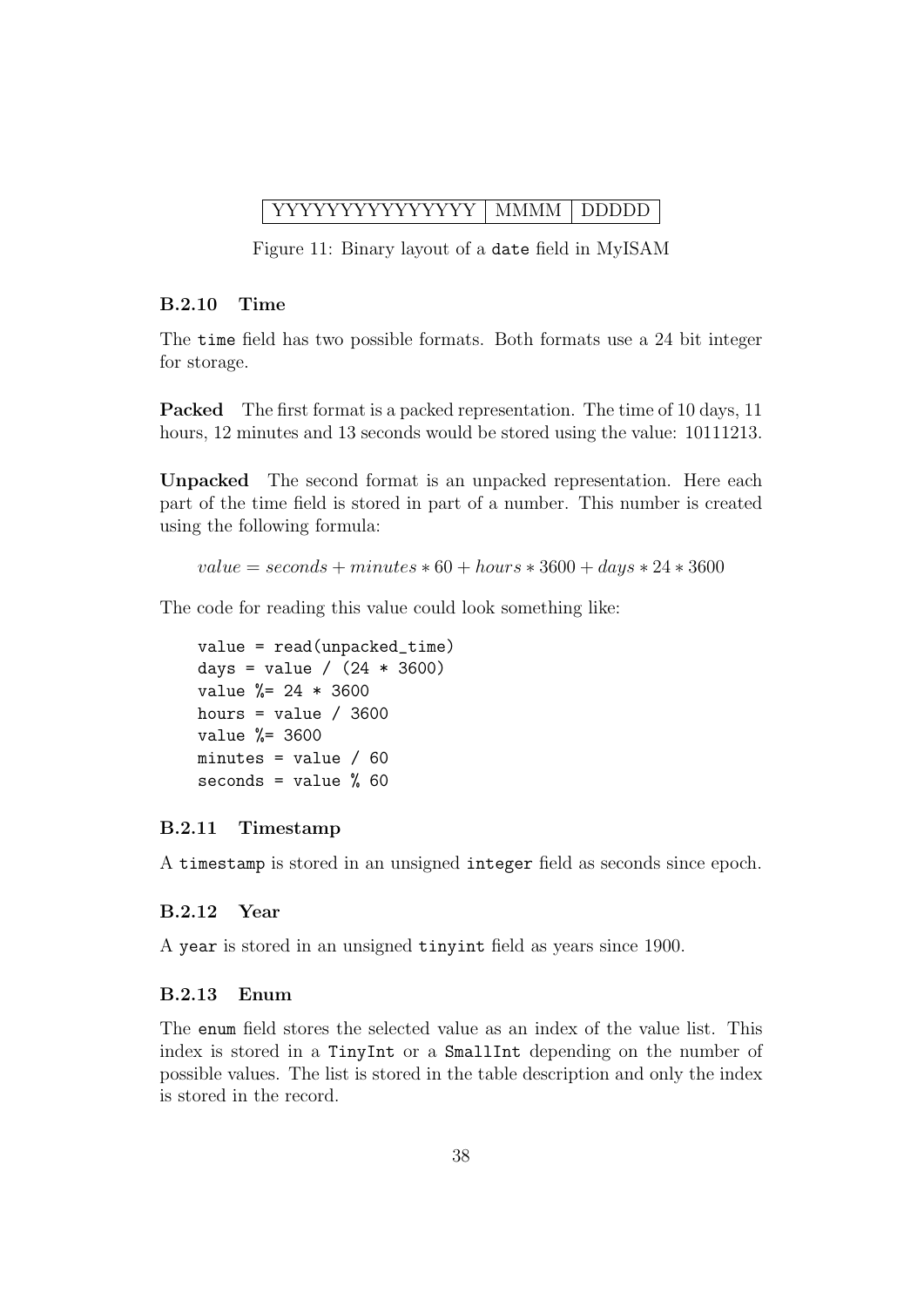| YYYYYYYYYYYYYYY | MMMM | DDDDD |
| --- | --- | --- |

Figure 11: Binary layout of a `date` field in MyISAM

### B.2.10 Time

The `time` field has two possible formats. Both formats use a 24 bit integer for storage.

**Packed** The first format is a packed representation. The time of 10 days, 11 hours, 12 minutes and 13 seconds would be stored using the value: 10111213.

**Unpacked** The second format is an unpacked representation. Here each part of the time field is stored in part of a number. This number is created using the following formula:

$$value = seconds + minutes * 60 + hours * 3600 + days * 24 * 3600$$

The code for reading this value could look something like:

```
value = read(unpacked_time)
days = value / (24 * 3600)
value %= 24 * 3600
hours = value / 3600
value %= 3600
minutes = value / 60
seconds = value % 60
```

### B.2.11 Timestamp

A `timestamp` is stored in an unsigned `integer` field as seconds since epoch.

### B.2.12 Year

A `year` is stored in an unsigned `tinyint` field as years since 1900.

### B.2.13 Enum

The `enum` field stores the selected value as an index of the value list. This index is stored in a `TinyInt` or a `SmallInt` depending on the number of possible values. The list is stored in the table description and only the index is stored in the record.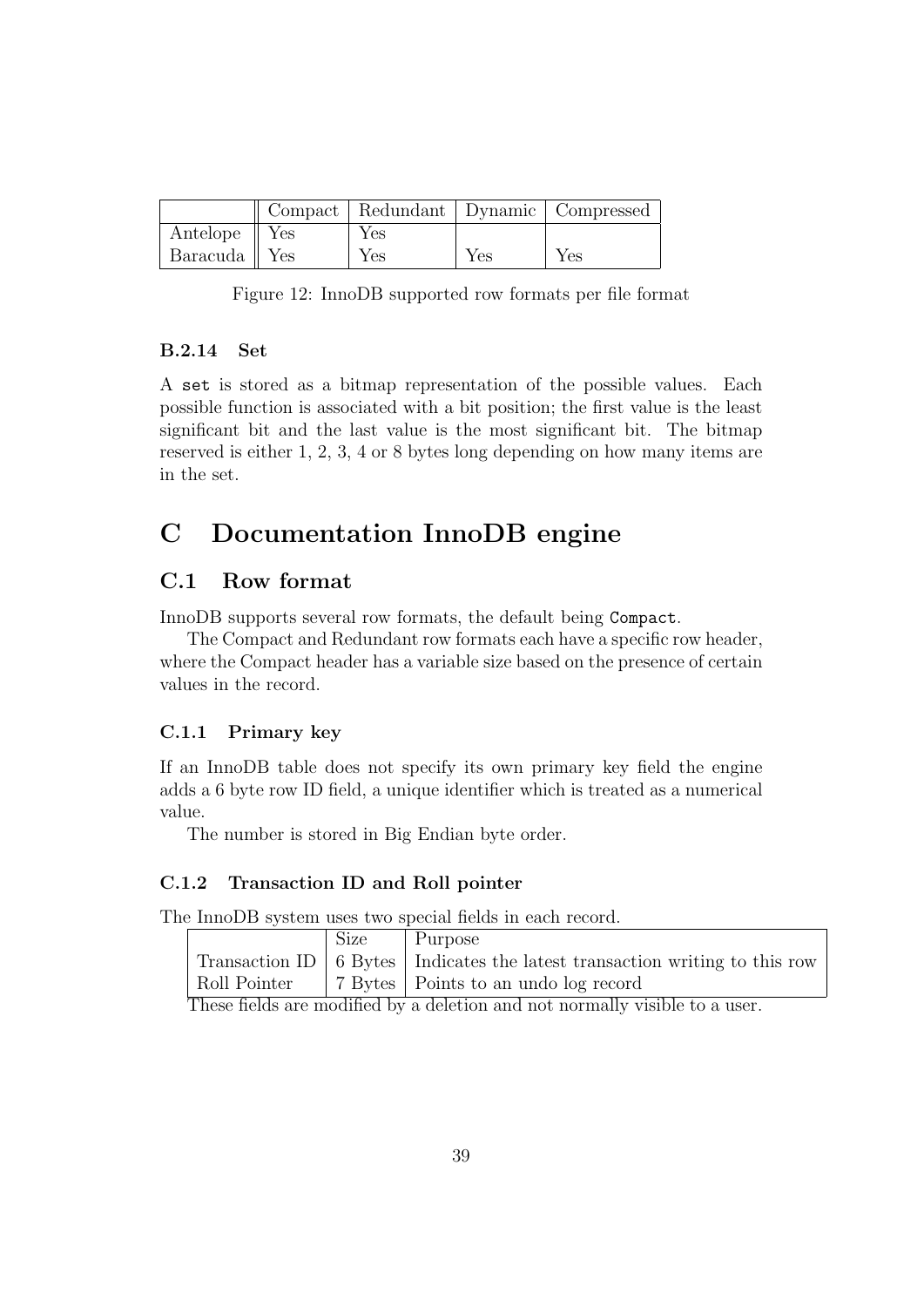| | Compact | Redundant | Dynamic | Compressed |
|---|---|---|---|---|
| Antelope | Yes | Yes | | |
| Baracuda | Yes | Yes | Yes | Yes |

Figure 12: InnoDB supported row formats per file format

### B.2.14 Set

A `set` is stored as a bitmap representation of the possible values. Each possible function is associated with a bit position; the first value is the least significant bit and the last value is the most significant bit. The bitmap reserved is either 1, 2, 3, 4 or 8 bytes long depending on how many items are in the set.

# C Documentation InnoDB engine

## C.1 Row format

InnoDB supports several row formats, the default being `Compact`.

The Compact and Redundant row formats each have a specific row header, where the Compact header has a variable size based on the presence of certain values in the record.

### C.1.1 Primary key

If an InnoDB table does not specify its own primary key field the engine adds a 6 byte row ID field, a unique identifier which is treated as a numerical value.

The number is stored in Big Endian byte order.

### C.1.2 Transaction ID and Roll pointer

The InnoDB system uses two special fields in each record.

| | Size | Purpose |
|---|---|---|
| Transaction ID | 6 Bytes | Indicates the latest transaction writing to this row |
| Roll Pointer | 7 Bytes | Points to an undo log record |

These fields are modified by a deletion and not normally visible to a user.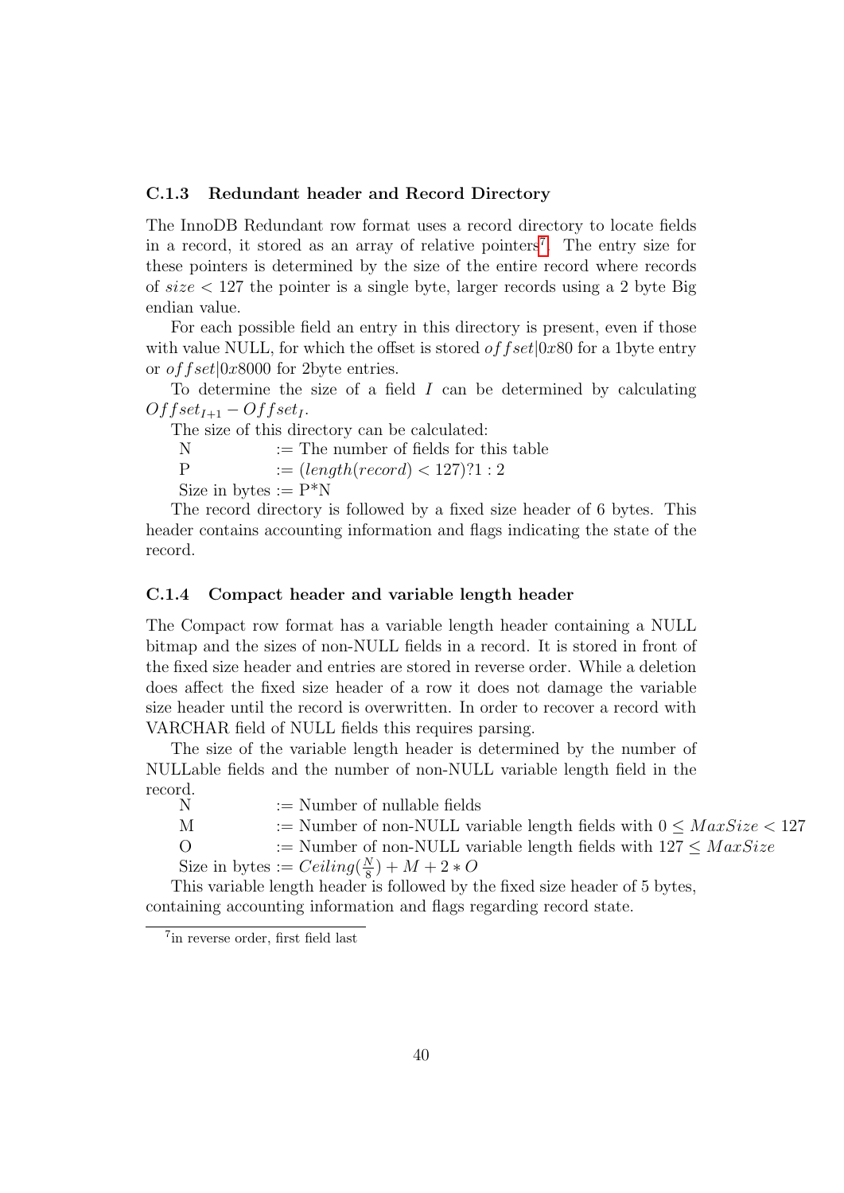### C.1.3 Redundant header and Record Directory

The InnoDB Redundant row format uses a record directory to locate fields in a record, it stored as an array of relative pointers[7]. The entry size for these pointers is determined by the size of the entire record where records of $size < 127$ the pointer is a single byte, larger records using a 2 byte Big endian value.

For each possible field an entry in this directory is present, even if those with value NULL, for which the offset is stored $offset|0x80$ for a 1byte entry or $offset|0x8000$ for 2byte entries.

To determine the size of a field $I$ can be determined by calculating $Offset_{I+1} - Offset_I$.

The size of this directory can be calculated:

N := The number of fields for this table
P := $(length(record) < 127)?1:2$
Size in bytes := P*N

The record directory is followed by a fixed size header of 6 bytes. This header contains accounting information and flags indicating the state of the record.

### C.1.4 Compact header and variable length header

The Compact row format has a variable length header containing a NULL bitmap and the sizes of non-NULL fields in a record. It is stored in front of the fixed size header and entries are stored in reverse order. While a deletion does affect the fixed size header of a row it does not damage the variable size header until the record is overwritten. In order to recover a record with VARCHAR field of NULL fields this requires parsing.

The size of the variable length header is determined by the number of NULLable fields and the number of non-NULL variable length field in the record.

N := Number of nullable fields
M := Number of non-NULL variable length fields with $0 \leq MaxSize < 127$
O := Number of non-NULL variable length fields with $127 \leq MaxSize$
Size in bytes := $Ceiling(\frac{N}{8}) + M + 2 * O$

This variable length header is followed by the fixed size header of 5 bytes, containing accounting information and flags regarding record state.

[7] in reverse order, first field last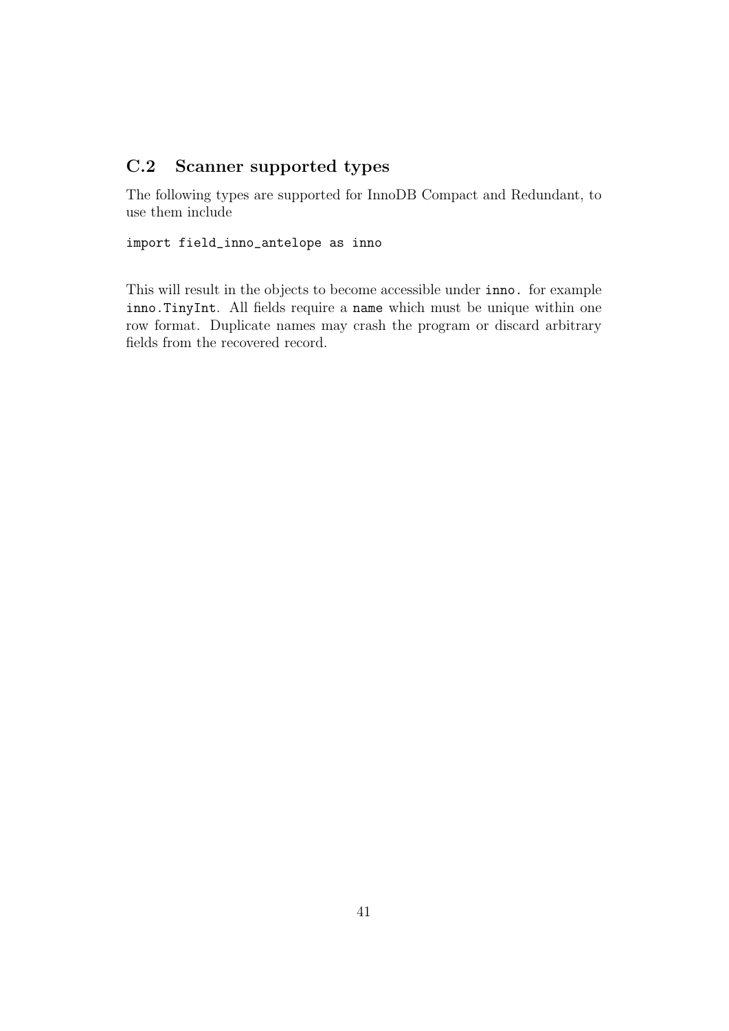## C.2 Scanner supported types

The following types are supported for InnoDB Compact and Redundant, to use them include

```
import field_inno_antelope as inno
```

This will result in the objects to become accessible under `inno.` for example `inno.TinyInt`. All fields require a `name` which must be unique within one row format. Duplicate names may crash the program or discard arbitrary fields from the recovered record.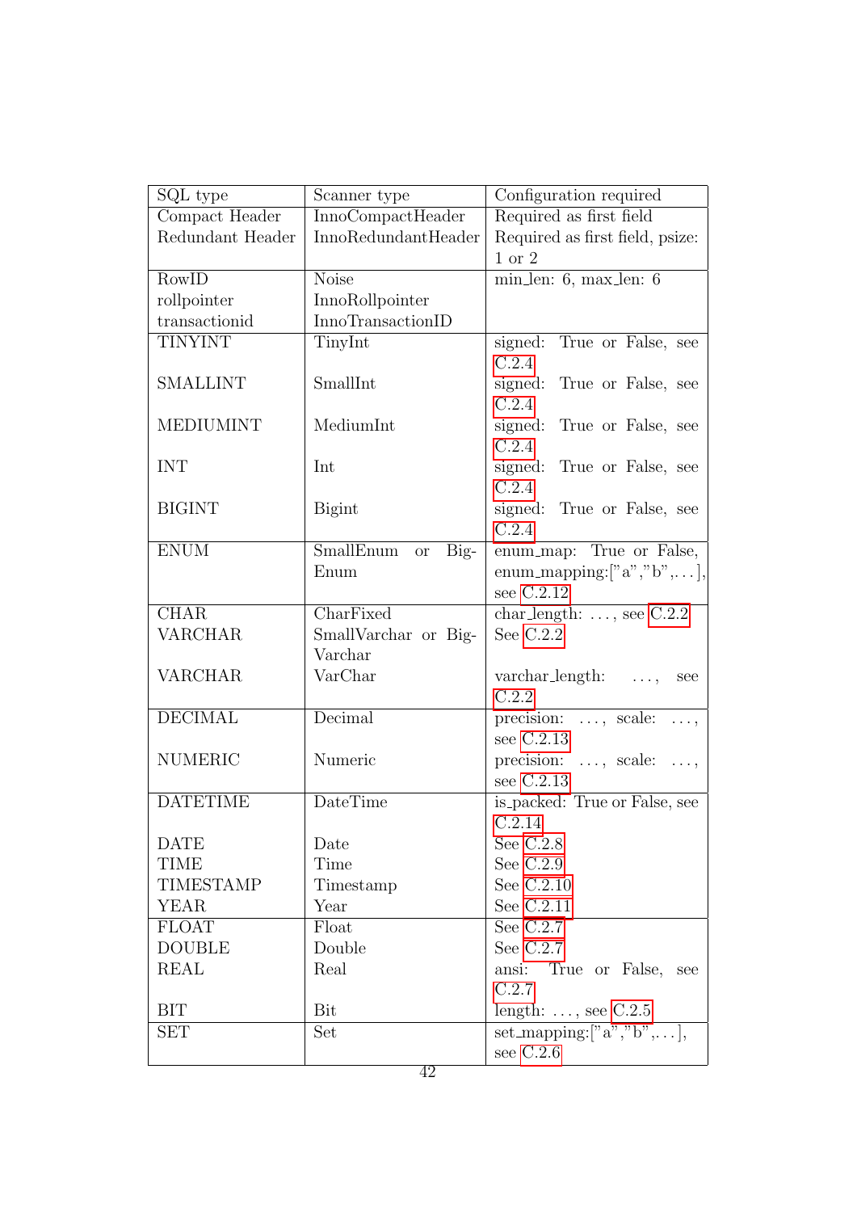| SQL type | Scanner type | Configuration required |
|---|---|---|
| Compact Header | InnoCompactHeader | Required as first field |
| Redundant Header | InnoRedundantHeader | Required as first field, psize: 1 or 2 |
| RowID | Noise | min_len: 6, max_len: 6 |
| rollpointer | InnoRollpointer | |
| transactionid | InnoTransactionID | |
| TINYINT | TinyInt | signed: True or False, see C.2.4 |
| SMALLINT | SmallInt | signed: True or False, see C.2.4 |
| MEDIUMINT | MediumInt | signed: True or False, see C.2.4 |
| INT | Int | signed: True or False, see C.2.4 |
| BIGINT | Bigint | signed: True or False, see C.2.4 |
| ENUM | SmallEnum or BigEnum | enum_map: True or False, enum_mapping:["a","b",...], see C.2.12 |
| CHAR | CharFixed | char_length: ..., see C.2.2 |
| VARCHAR | SmallVarchar or BigVarchar | See C.2.2 |
| VARCHAR | VarChar | varchar_length: ..., see C.2.2 |
| DECIMAL | Decimal | precision: ..., scale: ..., see C.2.13 |
| NUMERIC | Numeric | precision: ..., scale: ..., see C.2.13 |
| DATETIME | DateTime | is_packed: True or False, see C.2.14 |
| DATE | Date | See C.2.8 |
| TIME | Time | See C.2.9 |
| TIMESTAMP | Timestamp | See C.2.10 |
| YEAR | Year | See C.2.11 |
| FLOAT | Float | See C.2.7 |
| DOUBLE | Double | See C.2.7 |
| REAL | Real | ansi: True or False, see C.2.7 |
| BIT | Bit | length: ..., see C.2.5 |
| SET | Set | set_mapping:["a","b",...], see C.2.6 |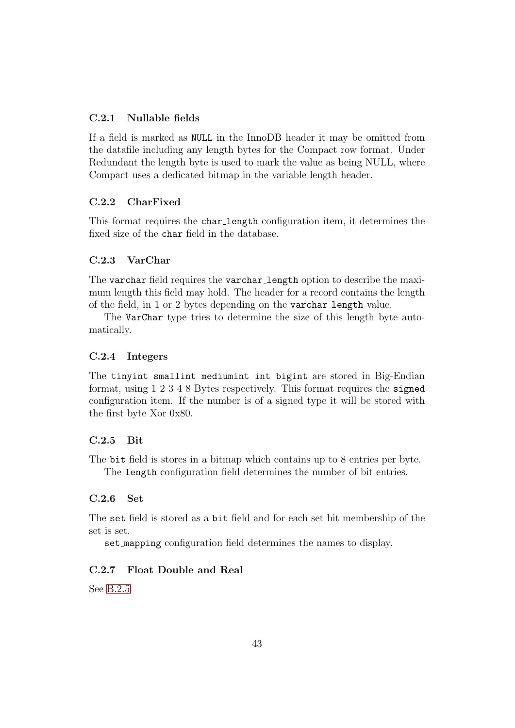### C.2.1 Nullable fields

If a field is marked as `NULL` in the InnoDB header it may be omitted from the datafile including any length bytes for the Compact row format. Under Redundant the length byte is used to mark the value as being NULL, where Compact uses a dedicated bitmap in the variable length header.

### C.2.2 CharFixed

This format requires the `char_length` configuration item, it determines the fixed size of the `char` field in the database.

### C.2.3 VarChar

The `varchar` field requires the `varchar_length` option to describe the maximum length this field may hold. The header for a record contains the length of the field, in 1 or 2 bytes depending on the `varchar_length` value.

The `VarChar` type tries to determine the size of this length byte automatically.

### C.2.4 Integers

The `tinyint smallint mediumint int bigint` are stored in Big-Endian format, using 1 2 3 4 8 Bytes respectively. This format requires the `signed` configuration item. If the number is of a signed type it will be stored with the first byte Xor 0x80.

### C.2.5 Bit

The `bit` field is stores in a bitmap which contains up to 8 entries per byte.

The `length` configuration field determines the number of bit entries.

### C.2.6 Set

The `set` field is stored as a `bit` field and for each set bit membership of the set is set.

`set_mapping` configuration field determines the names to display.

### C.2.7 Float Double and Real

See B.2.5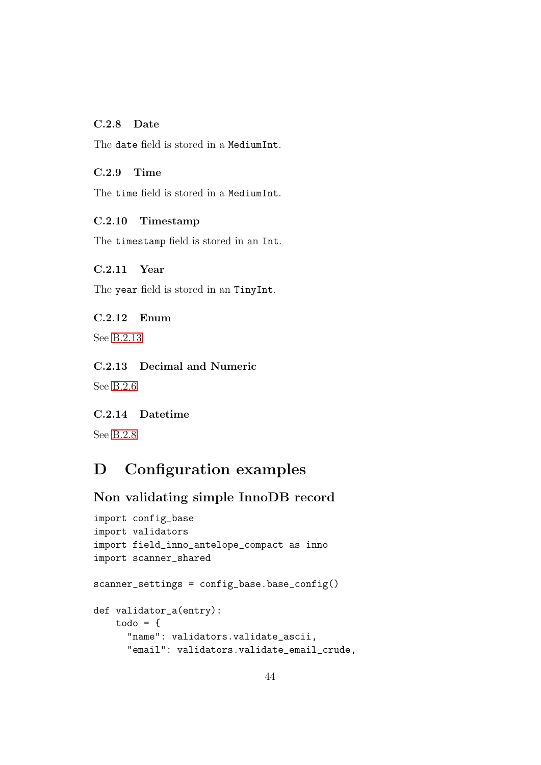### C.2.8 Date

The `date` field is stored in a `MediumInt`.

### C.2.9 Time

The `time` field is stored in a `MediumInt`.

### C.2.10 Timestamp

The `timestamp` field is stored in an `Int`.

### C.2.11 Year

The `year` field is stored in an `TinyInt`.

### C.2.12 Enum

See B.2.13

### C.2.13 Decimal and Numeric

See B.2.6

### C.2.14 Datetime

See B.2.8

# D Configuration examples

## Non validating simple InnoDB record

```
import config_base
import validators
import field_inno_antelope_compact as inno
import scanner_shared

scanner_settings = config_base.base_config()

def validator_a(entry):
    todo = {
      "name": validators.validate_ascii,
      "email": validators.validate_email_crude,
```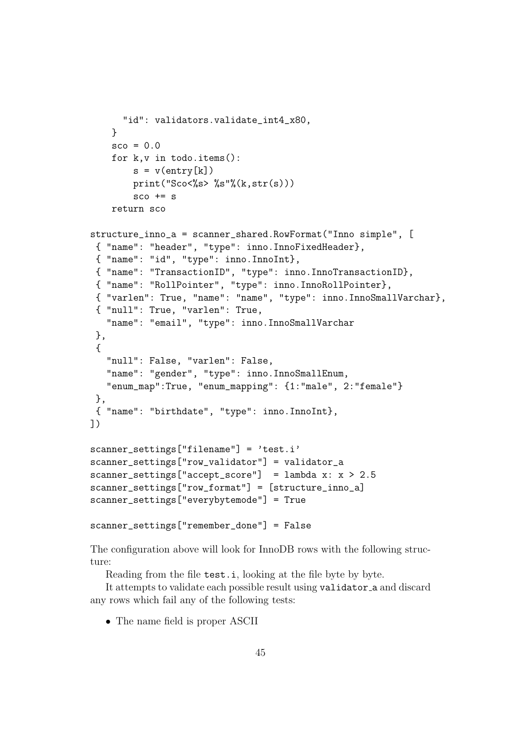```
      "id": validators.validate_int4_x80,
    }
    sco = 0.0
    for k,v in todo.items():
        s = v(entry[k])
        print("Sco<%s> %s"%(k,str(s)))
        sco += s
    return sco

structure_inno_a = scanner_shared.RowFormat("Inno simple", [
 { "name": "header", "type": inno.InnoFixedHeader},
 { "name": "id", "type": inno.InnoInt},
 { "name": "TransactionID", "type": inno.InnoTransactionID},
 { "name": "RollPointer", "type": inno.InnoRollPointer},
 { "varlen": True, "name": "name", "type": inno.InnoSmallVarchar},
 { "null": True, "varlen": True,
   "name": "email", "type": inno.InnoSmallVarchar
 },
 {
   "null": False, "varlen": False,
   "name": "gender", "type": inno.InnoSmallEnum,
   "enum_map":True, "enum_mapping": {1:"male", 2:"female"}
 },
 { "name": "birthdate", "type": inno.InnoInt},
])

scanner_settings["filename"] = 'test.i'
scanner_settings["row_validator"] = validator_a
scanner_settings["accept_score"]  = lambda x: x > 2.5
scanner_settings["row_format"] = [structure_inno_a]
scanner_settings["everybytemode"] = True

scanner_settings["remember_done"] = False
```

The configuration above will look for InnoDB rows with the following structure:

Reading from the file `test.i`, looking at the file byte by byte.

It attempts to validate each possible result using `validator_a` and discard any rows which fail any of the following tests:

- The name field is proper ASCII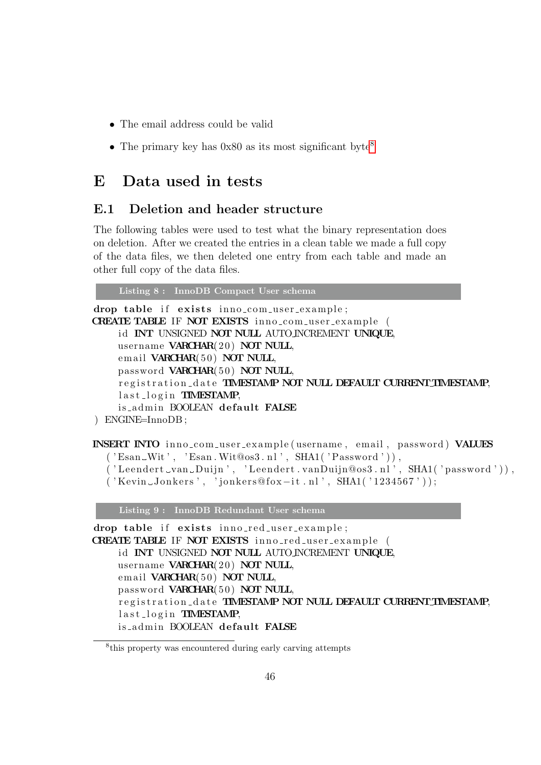- The email address could be valid
- The primary key has 0x80 as its most significant byte[8]

# E Data used in tests

## E.1 Deletion and header structure

The following tables were used to test what the binary representation does on deletion. After we created the entries in a clean table we made a full copy of the data files, we then deleted one entry from each table and made an other full copy of the data files.

Listing 8 : InnoDB Compact User schema

```sql
drop table if exists inno_com_user_example;
CREATE TABLE IF NOT EXISTS inno_com_user_example (
    id INT UNSIGNED NOT NULL AUTO_INCREMENT UNIQUE,
    username VARCHAR(20) NOT NULL,
    email VARCHAR(50) NOT NULL,
    password VARCHAR(50) NOT NULL,
    registration_date TIMESTAMP NOT NULL DEFAULT CURRENT_TIMESTAMP,
    last_login TIMESTAMP,
    is_admin BOOLEAN default FALSE
) ENGINE=InnoDB;

INSERT INTO inno_com_user_example(username, email, password) VALUES
  ('Esan_Wit', 'Esan.Wit@os3.nl', SHA1('Password')),
  ('Leendert_van_Duijn', 'Leendert.vanDuijn@os3.nl', SHA1('password')),
  ('Kevin_Jonkers', 'jonkers@fox-it.nl', SHA1('1234567'));
```

Listing 9 : InnoDB Redundant User schema

```sql
drop table if exists inno_red_user_example;
CREATE TABLE IF NOT EXISTS inno_red_user_example (
    id INT UNSIGNED NOT NULL AUTO_INCREMENT UNIQUE,
    username VARCHAR(20) NOT NULL,
    email VARCHAR(50) NOT NULL,
    password VARCHAR(50) NOT NULL,
    registration_date TIMESTAMP NOT NULL DEFAULT CURRENT_TIMESTAMP,
    last_login TIMESTAMP,
    is_admin BOOLEAN default FALSE
```

[8] this property was encountered during early carving attempts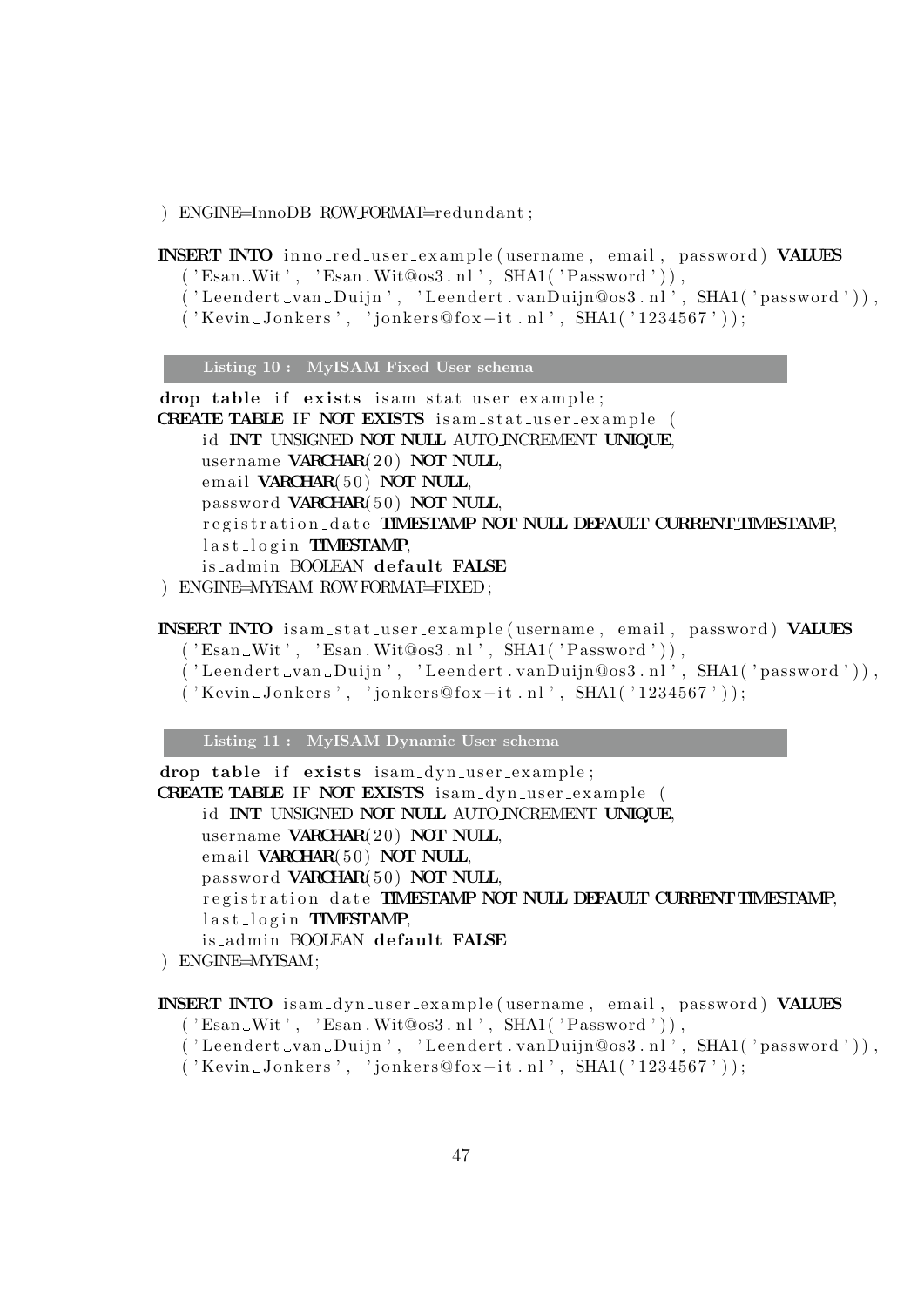```
) ENGINE=InnoDB ROW_FORMAT=redundant;

INSERT INTO inno_red_user_example(username, email, password) VALUES
  ('Esan Wit', 'Esan.Wit@os3.nl', SHA1('Password')),
  ('Leendert van Duijn', 'Leendert.vanDuijn@os3.nl', SHA1('password')),
  ('Kevin Jonkers', 'jonkers@fox-it.nl', SHA1('1234567'));
```

**Listing 10 : MyISAM Fixed User schema**

```
drop table if exists isam_stat_user_example;
CREATE TABLE IF NOT EXISTS isam_stat_user_example (
    id INT UNSIGNED NOT NULL AUTO_INCREMENT UNIQUE,
    username VARCHAR(20) NOT NULL,
    email VARCHAR(50) NOT NULL,
    password VARCHAR(50) NOT NULL,
    registration_date TIMESTAMP NOT NULL DEFAULT CURRENT_TIMESTAMP,
    last_login TIMESTAMP,
    is_admin BOOLEAN default FALSE
) ENGINE=MYISAM ROW_FORMAT=FIXED;

INSERT INTO isam_stat_user_example(username, email, password) VALUES
  ('Esan Wit', 'Esan.Wit@os3.nl', SHA1('Password')),
  ('Leendert van Duijn', 'Leendert.vanDuijn@os3.nl', SHA1('password')),
  ('Kevin Jonkers', 'jonkers@fox-it.nl', SHA1('1234567'));
```

**Listing 11 : MyISAM Dynamic User schema**

```
drop table if exists isam_dyn_user_example;
CREATE TABLE IF NOT EXISTS isam_dyn_user_example (
    id INT UNSIGNED NOT NULL AUTO_INCREMENT UNIQUE,
    username VARCHAR(20) NOT NULL,
    email VARCHAR(50) NOT NULL,
    password VARCHAR(50) NOT NULL,
    registration_date TIMESTAMP NOT NULL DEFAULT CURRENT_TIMESTAMP,
    last_login TIMESTAMP,
    is_admin BOOLEAN default FALSE
) ENGINE=MYISAM;

INSERT INTO isam_dyn_user_example(username, email, password) VALUES
  ('Esan Wit', 'Esan.Wit@os3.nl', SHA1('Password')),
  ('Leendert van Duijn', 'Leendert.vanDuijn@os3.nl', SHA1('password')),
  ('Kevin Jonkers', 'jonkers@fox-it.nl', SHA1('1234567'));
```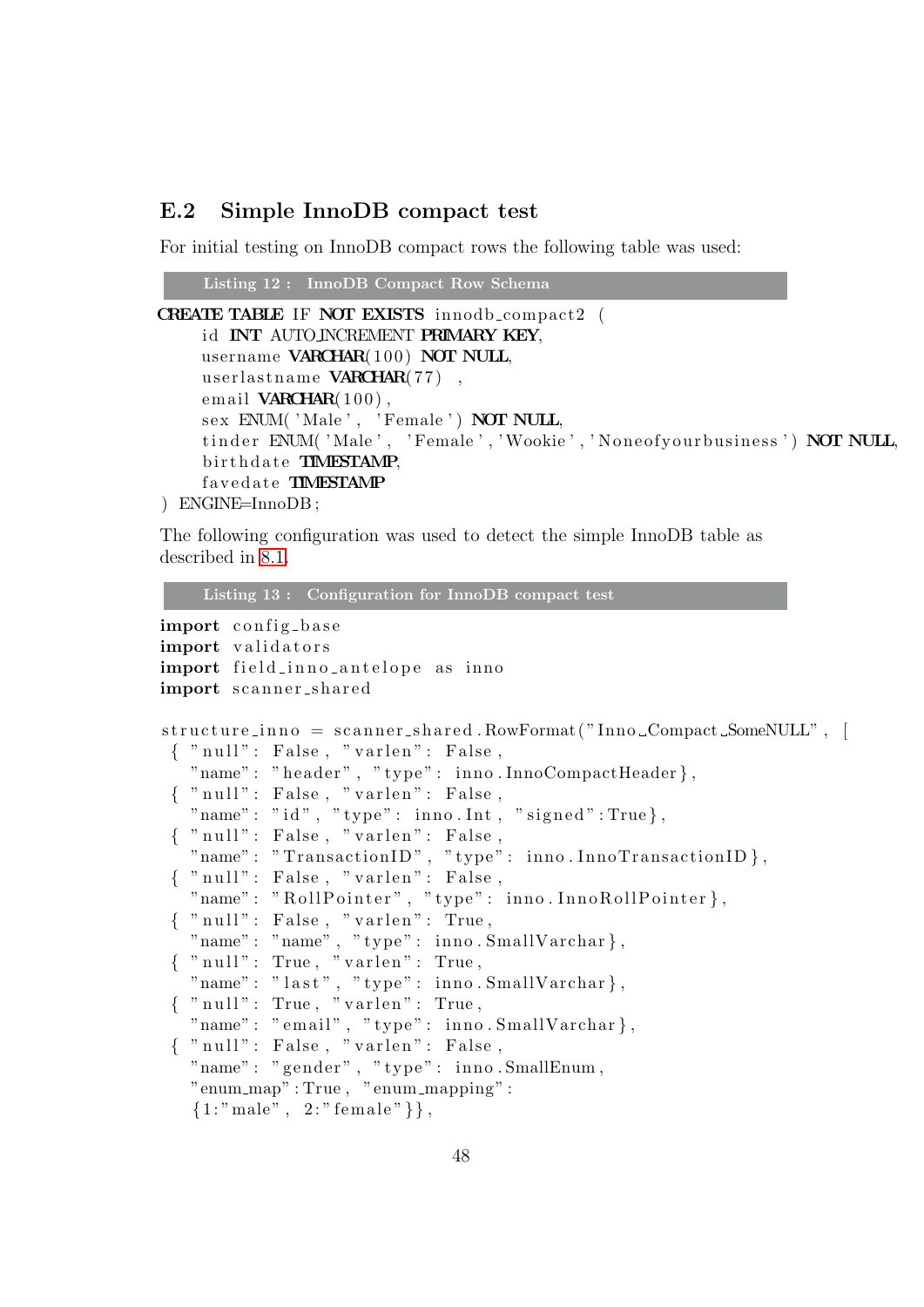## E.2 Simple InnoDB compact test

For initial testing on InnoDB compact rows the following table was used:

**Listing 12 : InnoDB Compact Row Schema**

```
CREATE TABLE IF NOT EXISTS innodb_compact2 (
    id INT AUTO_INCREMENT PRIMARY KEY,
    username VARCHAR(100) NOT NULL,
    userlastname VARCHAR(77) ,
    email VARCHAR(100),
    sex ENUM('Male', 'Female') NOT NULL,
    tinder ENUM('Male', 'Female','Wookie','Noneofyourbusiness') NOT NULL,
    birthdate TIMESTAMP,
    favedate TIMESTAMP
) ENGINE=InnoDB;
```

The following configuration was used to detect the simple InnoDB table as described in 8.1.

**Listing 13 : Configuration for InnoDB compact test**

```
import config_base
import validators
import field_inno_antelope as inno
import scanner_shared

structure_inno = scanner_shared.RowFormat("Inno_Compact_SomeNULL", [
 { "null": False, "varlen": False,
   "name": "header", "type": inno.InnoCompactHeader},
 { "null": False, "varlen": False,
   "name": "id", "type": inno.Int, "signed":True},
 { "null": False, "varlen": False,
   "name": "TransactionID", "type": inno.InnoTransactionID},
 { "null": False, "varlen": False,
   "name": "RollPointer", "type": inno.InnoRollPointer},
 { "null": False, "varlen": True,
   "name": "name", "type": inno.SmallVarchar},
 { "null": True, "varlen": True,
   "name": "last", "type": inno.SmallVarchar},
 { "null": True, "varlen": True,
   "name": "email", "type": inno.SmallVarchar},
 { "null": False, "varlen": False,
   "name": "gender", "type": inno.SmallEnum,
   "enum_map":True, "enum_mapping":
   {1:"male", 2:"female"}},
```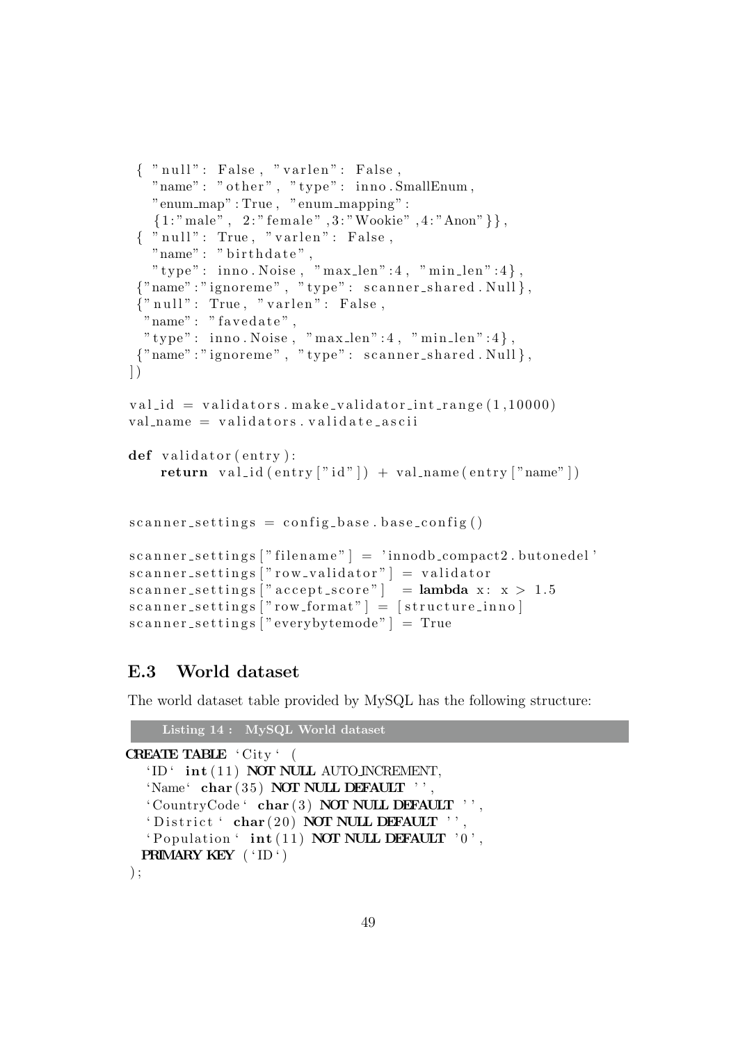```
 { "null": False, "varlen": False,
   "name": "other", "type": inno.SmallEnum,
   "enum_map":True, "enum_mapping":
   {1:"male", 2:"female",3:"Wookie",4:"Anon"}},
 { "null": True, "varlen": False,
   "name": "birthdate",
   "type": inno.Noise, "max_len":4, "min_len":4},
 {"name":"ignoreme", "type": scanner_shared.Null},
 {"null": True, "varlen": False,
  "name": "favedate",
  "type": inno.Noise, "max_len":4, "min_len":4},
 {"name":"ignoreme", "type": scanner_shared.Null},
])

val_id = validators.make_validator_int_range(1,10000)
val_name = validators.validate_ascii

def validator(entry):
    return val_id(entry["id"]) + val_name(entry["name"])


scanner_settings = config_base.base_config()

scanner_settings["filename"] = 'innodb_compact2.butonedel'
scanner_settings["row_validator"] = validator
scanner_settings["accept_score"]  = lambda x: x > 1.5
scanner_settings["row_format"] = [structure_inno]
scanner_settings["everybytemode"] = True
```

## E.3 World dataset

The world dataset table provided by MySQL has the following structure:

**Listing 14 : MySQL World dataset**

```
CREATE TABLE `City` (
  `ID` int(11) NOT NULL AUTO_INCREMENT,
  `Name` char(35) NOT NULL DEFAULT '',
  `CountryCode` char(3) NOT NULL DEFAULT '',
  `District` char(20) NOT NULL DEFAULT '',
  `Population` int(11) NOT NULL DEFAULT '0',
  PRIMARY KEY (`ID`)
);
```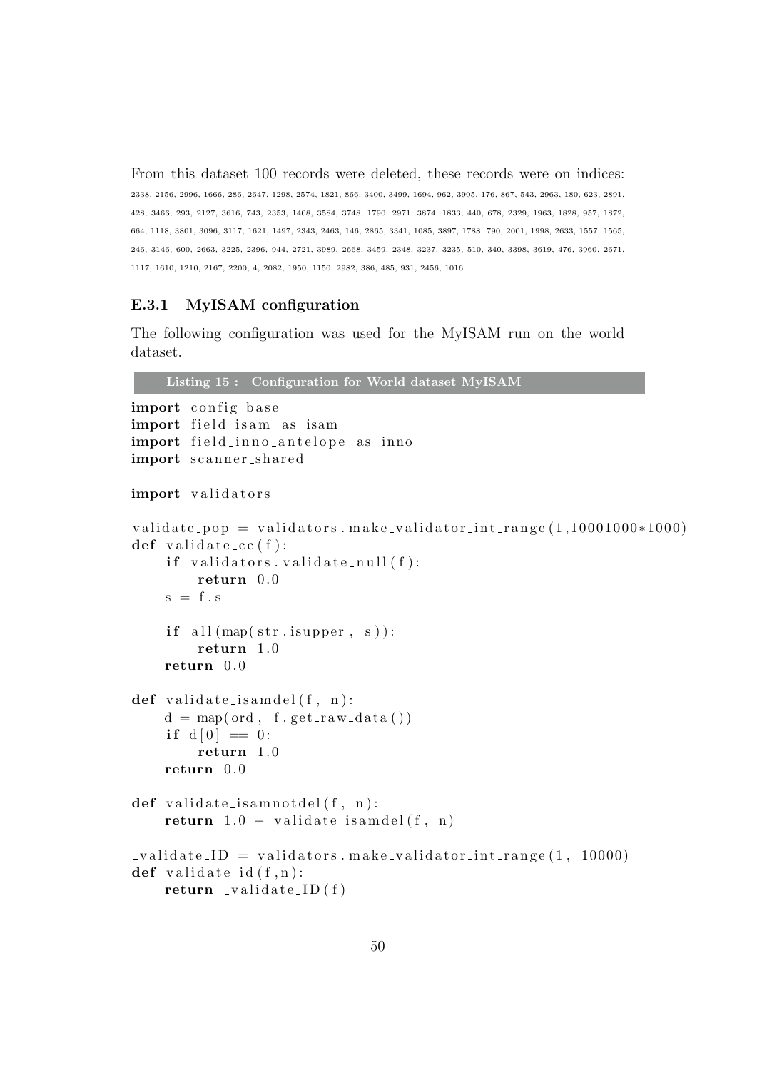From this dataset 100 records were deleted, these records were on indices:
2338, 2156, 2996, 1666, 286, 2647, 1298, 2574, 1821, 866, 3400, 3499, 1694, 962, 3905, 176, 867, 543, 2963, 180, 623, 2891, 428, 3466, 293, 2127, 3616, 743, 2353, 1408, 3584, 3748, 1790, 2971, 3874, 1833, 440, 678, 2329, 1963, 1828, 957, 1872, 664, 1118, 3801, 3096, 3117, 1621, 1497, 2343, 2463, 146, 2865, 3341, 1085, 3897, 1788, 790, 2001, 1998, 2633, 1557, 1565, 246, 3146, 600, 2663, 3225, 2396, 944, 2721, 3989, 2668, 3459, 2348, 3237, 3235, 510, 340, 3398, 3619, 476, 3960, 2671, 1117, 1610, 1210, 2167, 2200, 4, 2082, 1950, 1150, 2982, 386, 485, 931, 2456, 1016

### E.3.1 MyISAM configuration

The following configuration was used for the MyISAM run on the world dataset.

**Listing 15 : Configuration for World dataset MyISAM**

```python
import config_base
import field_isam as isam
import field_inno_antelope as inno
import scanner_shared

import validators

validate_pop = validators.make_validator_int_range(1,10001000*1000)
def validate_cc(f):
    if validators.validate_null(f):
        return 0.0
    s = f.s

    if all(map(str.isupper, s)):
        return 1.0
    return 0.0

def validate_isamdel(f, n):
    d = map(ord, f.get_raw_data())
    if d[0] == 0:
        return 1.0
    return 0.0

def validate_isamnotdel(f, n):
    return 1.0 - validate_isamdel(f, n)

_validate_ID = validators.make_validator_int_range(1, 10000)
def validate_id(f,n):
    return _validate_ID(f)
```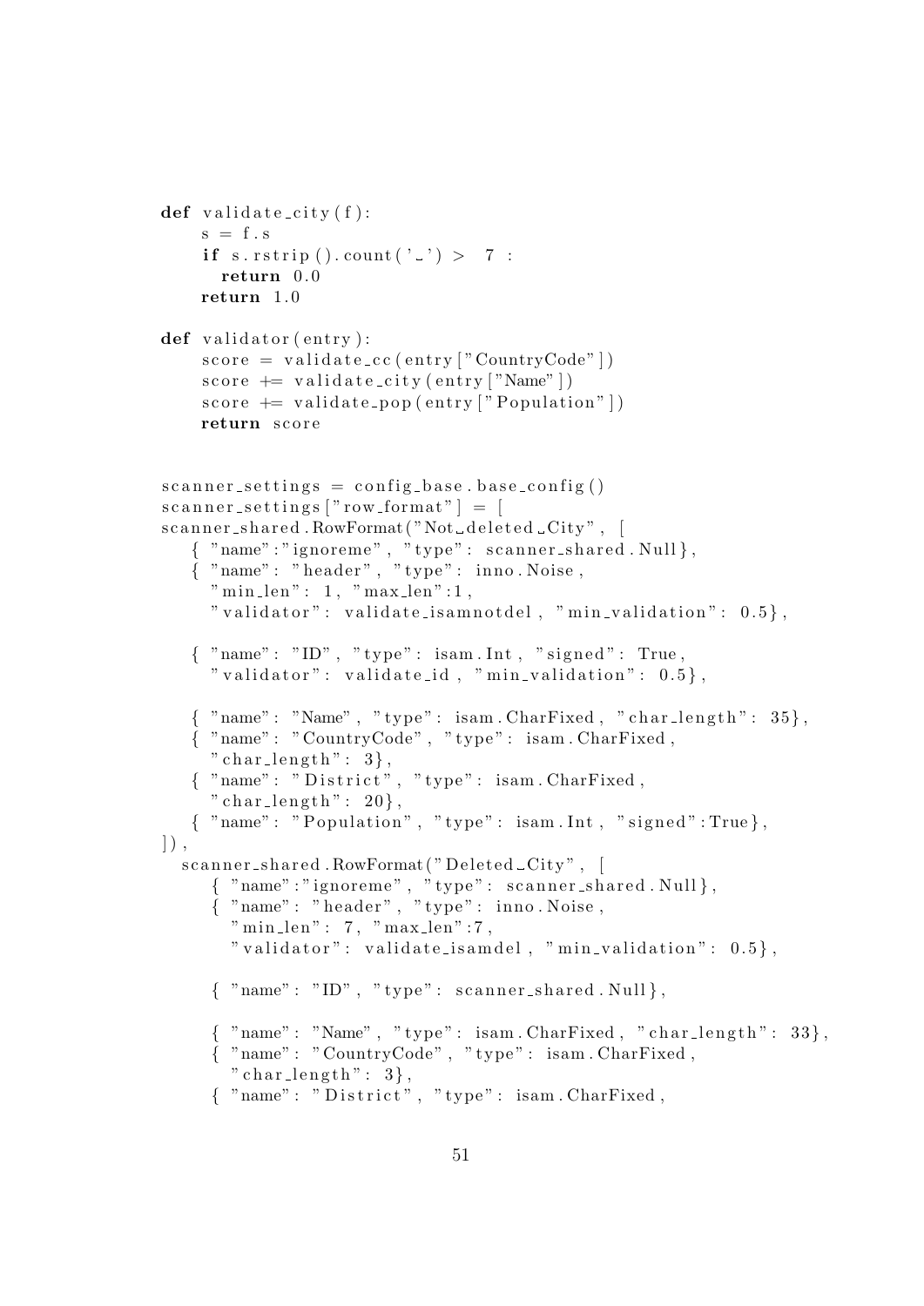```
def validate_city(f):
    s = f.s
    if s.rstrip().count(' ') >  7 :
      return 0.0
    return 1.0

def validator(entry):
    score = validate_cc(entry["CountryCode"])
    score += validate_city(entry["Name"])
    score += validate_pop(entry["Population"])
    return score


scanner_settings = config_base.base_config()
scanner_settings["row_format"] = [
scanner_shared.RowFormat("Not deleted City", [
   { "name":"ignoreme", "type": scanner_shared.Null},
   { "name": "header", "type": inno.Noise,
     "min_len": 1, "max_len":1,
     "validator": validate_isamnotdel, "min_validation": 0.5},

   { "name": "ID", "type": isam.Int, "signed": True,
     "validator": validate_id, "min_validation": 0.5},

   { "name": "Name", "type": isam.CharFixed, "char_length": 35},
   { "name": "CountryCode", "type": isam.CharFixed,
     "char_length": 3},
   { "name": "District", "type": isam.CharFixed,
     "char_length": 20},
   { "name": "Population", "type": isam.Int, "signed":True},
]),
  scanner_shared.RowFormat("Deleted City", [
     { "name":"ignoreme", "type": scanner_shared.Null},
     { "name": "header", "type": inno.Noise,
       "min_len": 7, "max_len":7,
       "validator": validate_isamdel, "min_validation": 0.5},

     { "name": "ID", "type": scanner_shared.Null},

     { "name": "Name", "type": isam.CharFixed, "char_length": 33},
     { "name": "CountryCode", "type": isam.CharFixed,
       "char_length": 3},
     { "name": "District", "type": isam.CharFixed,
```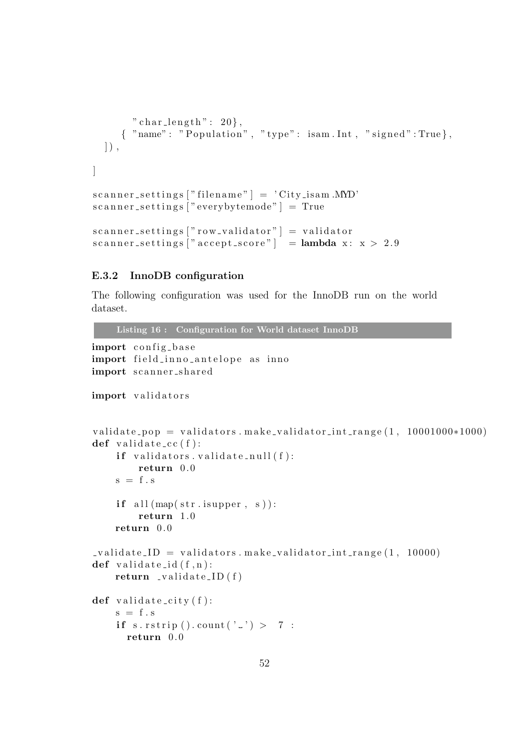```
        "char_length": 20},
      { "name": "Population", "type": isam.Int, "signed":True},
  ]),

]

scanner_settings["filename"] = 'City_isam.MYD'
scanner_settings["everybytemode"] = True

scanner_settings["row_validator"] = validator
scanner_settings["accept_score"]  = lambda x: x > 2.9
```

### E.3.2 InnoDB configuration

The following configuration was used for the InnoDB run on the world dataset.

**Listing 16 : Configuration for World dataset InnoDB**

```
import config_base
import field_inno_antelope as inno
import scanner_shared

import validators


validate_pop = validators.make_validator_int_range(1, 10001000*1000)
def validate_cc(f):
    if validators.validate_null(f):
        return 0.0
    s = f.s

    if all(map(str.isupper, s)):
        return 1.0
    return 0.0

_validate_ID = validators.make_validator_int_range(1, 10000)
def validate_id(f,n):
    return _validate_ID(f)

def validate_city(f):
    s = f.s
    if s.rstrip().count('_') > 7 :
      return 0.0
```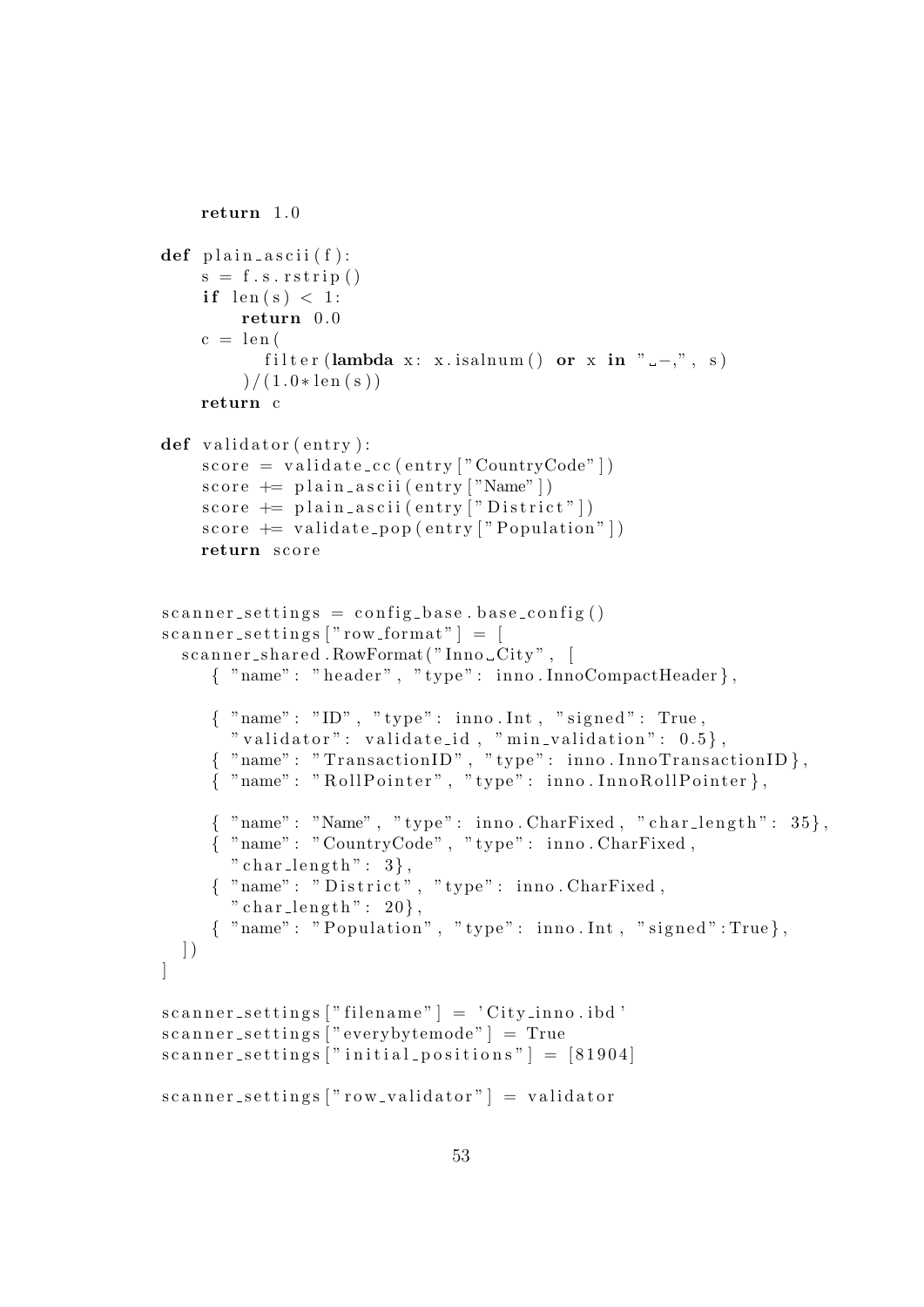```python
    return 1.0

def plain_ascii(f):
    s = f.s.rstrip()
    if len(s) < 1:
        return 0.0
    c = len(
          filter(lambda x: x.isalnum() or x in " -,", s)
        )/(1.0*len(s))
    return c

def validator(entry):
    score = validate_cc(entry["CountryCode"])
    score += plain_ascii(entry["Name"])
    score += plain_ascii(entry["District"])
    score += validate_pop(entry["Population"])
    return score


scanner_settings = config_base.base_config()
scanner_settings["row_format"] = [
  scanner_shared.RowFormat("Inno_City", [
    { "name": "header", "type": inno.InnoCompactHeader},

    { "name": "ID", "type": inno.Int, "signed": True,
      "validator": validate_id, "min_validation": 0.5},
    { "name": "TransactionID", "type": inno.InnoTransactionID},
    { "name": "RollPointer", "type": inno.InnoRollPointer},

    { "name": "Name", "type": inno.CharFixed, "char_length": 35},
    { "name": "CountryCode", "type": inno.CharFixed,
      "char_length": 3},
    { "name": "District", "type": inno.CharFixed,
      "char_length": 20},
    { "name": "Population", "type": inno.Int, "signed":True},
  ])
]

scanner_settings["filename"] = 'City_inno.ibd'
scanner_settings["everybytemode"] = True
scanner_settings["initial_positions"] = [81904]

scanner_settings["row_validator"] = validator
```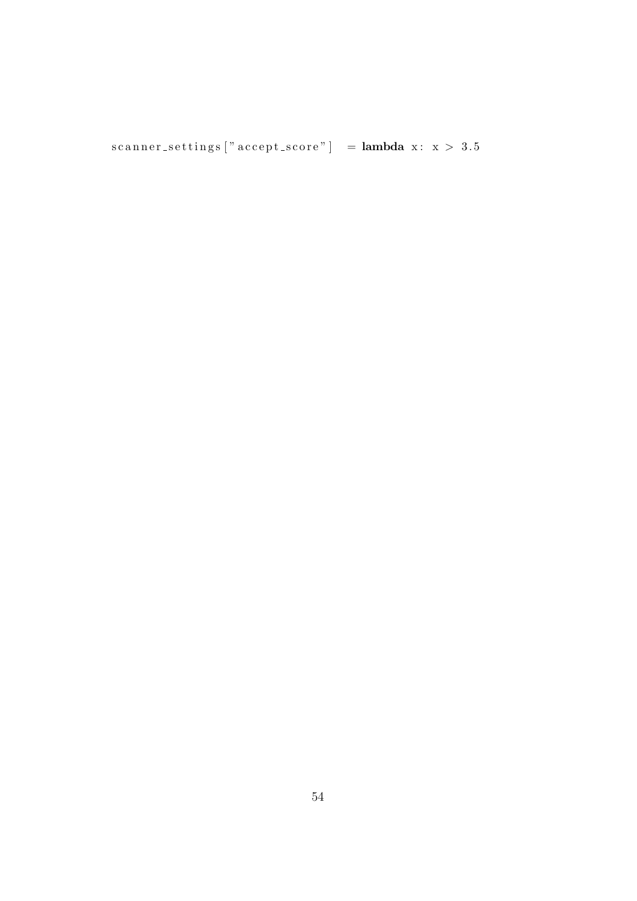```
scanner_settings["accept_score"]  = lambda x: x > 3.5
```